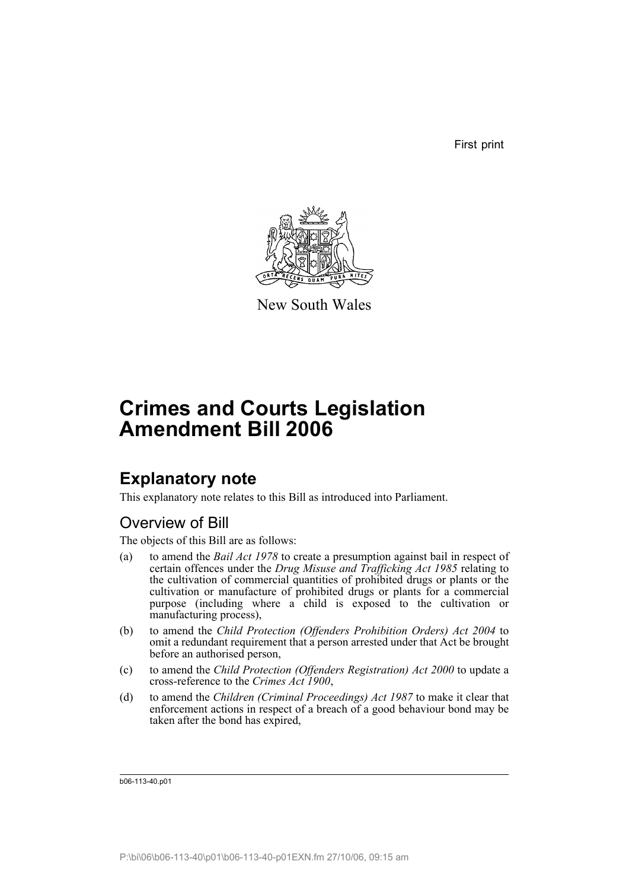First print

New South Wales

# Crimes and Courts Legislation Amendment Bill 2006

## Explanatory note

This explanatory note relates to this Bill as introduced into Parliament.

### Overview of Bill

The objects of this Bill are as follows:

(a) to amend the *Bail Act 1978* to create a presumption against bail in respect of certain offences under the *Drug Misuse and Trafficking Act 1985* relating to the cultivation of commercial quantities of prohibited drugs or plants or the cultivation or manufacture of prohibited drugs or plants for a commercial purpose (including where a child is exposed to the cultivation or manufacturing process),

(b) to amend the *Child Protection (Offenders Prohibition Orders) Act 2004* to omit a redundant requirement that a person arrested under that Act be brought before an authorised person,

(c) to amend the *Child Protection (Offenders Registration) Act 2000* to update a cross-reference to the *Crimes Act 1900*,

(d) to amend the *Children (Criminal Proceedings) Act 1987* to make it clear that enforcement actions in respect of a breach of a good behaviour bond may be taken after the bond has expired,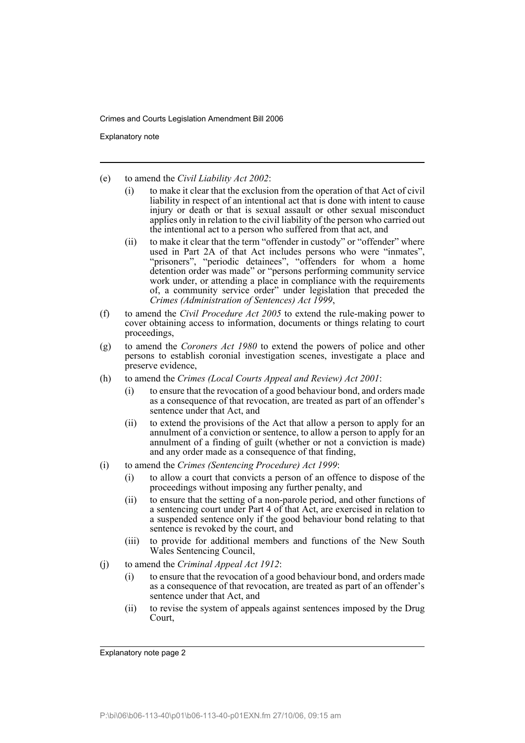- (e) to amend the *Civil Liability Act 2002*:
  - (i) to make it clear that the exclusion from the operation of that Act of civil liability in respect of an intentional act that is done with intent to cause injury or death or that is sexual assault or other sexual misconduct applies only in relation to the civil liability of the person who carried out the intentional act to a person who suffered from that act, and
  - (ii) to make it clear that the term "offender in custody" or "offender" where used in Part 2A of that Act includes persons who were "inmates", "prisoners", "periodic detainees", "offenders for whom a home detention order was made" or "persons performing community service work under, or attending a place in compliance with the requirements of, a community service order" under legislation that preceded the *Crimes (Administration of Sentences) Act 1999*,
- (f) to amend the *Civil Procedure Act 2005* to extend the rule-making power to cover obtaining access to information, documents or things relating to court proceedings,
- (g) to amend the *Coroners Act 1980* to extend the powers of police and other persons to establish coronial investigation scenes, investigate a place and preserve evidence,
- (h) to amend the *Crimes (Local Courts Appeal and Review) Act 2001*:
  - (i) to ensure that the revocation of a good behaviour bond, and orders made as a consequence of that revocation, are treated as part of an offender's sentence under that Act, and
  - (ii) to extend the provisions of the Act that allow a person to apply for an annulment of a conviction or sentence, to allow a person to apply for an annulment of a finding of guilt (whether or not a conviction is made) and any order made as a consequence of that finding,
- (i) to amend the *Crimes (Sentencing Procedure) Act 1999*:
  - (i) to allow a court that convicts a person of an offence to dispose of the proceedings without imposing any further penalty, and
  - (ii) to ensure that the setting of a non-parole period, and other functions of a sentencing court under Part 4 of that Act, are exercised in relation to a suspended sentence only if the good behaviour bond relating to that sentence is revoked by the court, and
  - (iii) to provide for additional members and functions of the New South Wales Sentencing Council,
- (j) to amend the *Criminal Appeal Act 1912*:
  - (i) to ensure that the revocation of a good behaviour bond, and orders made as a consequence of that revocation, are treated as part of an offender's sentence under that Act, and
  - (ii) to revise the system of appeals against sentences imposed by the Drug Court,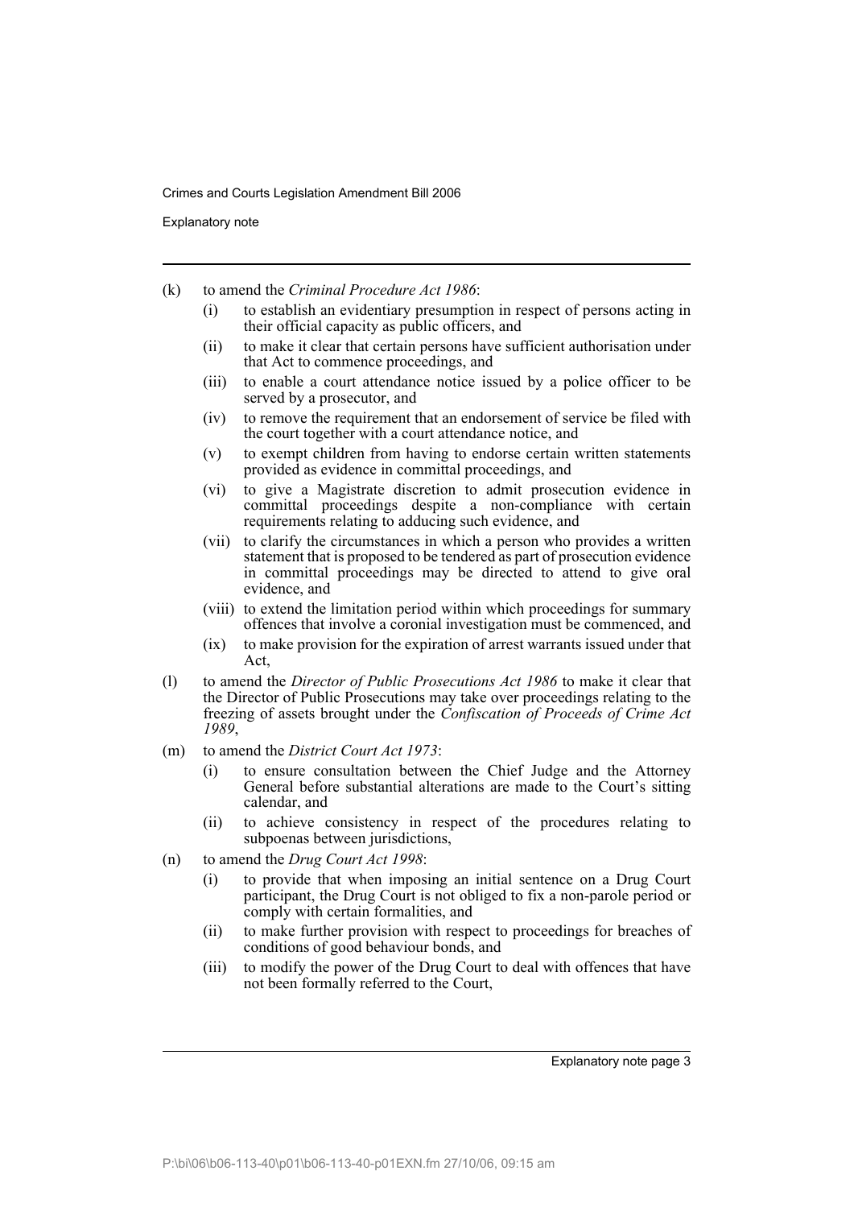(k) to amend the *Criminal Procedure Act 1986*:

  (i) to establish an evidentiary presumption in respect of persons acting in their official capacity as public officers, and

  (ii) to make it clear that certain persons have sufficient authorisation under that Act to commence proceedings, and

  (iii) to enable a court attendance notice issued by a police officer to be served by a prosecutor, and

  (iv) to remove the requirement that an endorsement of service be filed with the court together with a court attendance notice, and

  (v) to exempt children from having to endorse certain written statements provided as evidence in committal proceedings, and

  (vi) to give a Magistrate discretion to admit prosecution evidence in committal proceedings despite a non-compliance with certain requirements relating to adducing such evidence, and

  (vii) to clarify the circumstances in which a person who provides a written statement that is proposed to be tendered as part of prosecution evidence in committal proceedings may be directed to attend to give oral evidence, and

  (viii) to extend the limitation period within which proceedings for summary offences that involve a coronial investigation must be commenced, and

  (ix) to make provision for the expiration of arrest warrants issued under that Act,

(l) to amend the *Director of Public Prosecutions Act 1986* to make it clear that the Director of Public Prosecutions may take over proceedings relating to the freezing of assets brought under the *Confiscation of Proceeds of Crime Act 1989*,

(m) to amend the *District Court Act 1973*:

  (i) to ensure consultation between the Chief Judge and the Attorney General before substantial alterations are made to the Court's sitting calendar, and

  (ii) to achieve consistency in respect of the procedures relating to subpoenas between jurisdictions,

(n) to amend the *Drug Court Act 1998*:

  (i) to provide that when imposing an initial sentence on a Drug Court participant, the Drug Court is not obliged to fix a non-parole period or comply with certain formalities, and

  (ii) to make further provision with respect to proceedings for breaches of conditions of good behaviour bonds, and

  (iii) to modify the power of the Drug Court to deal with offences that have not been formally referred to the Court,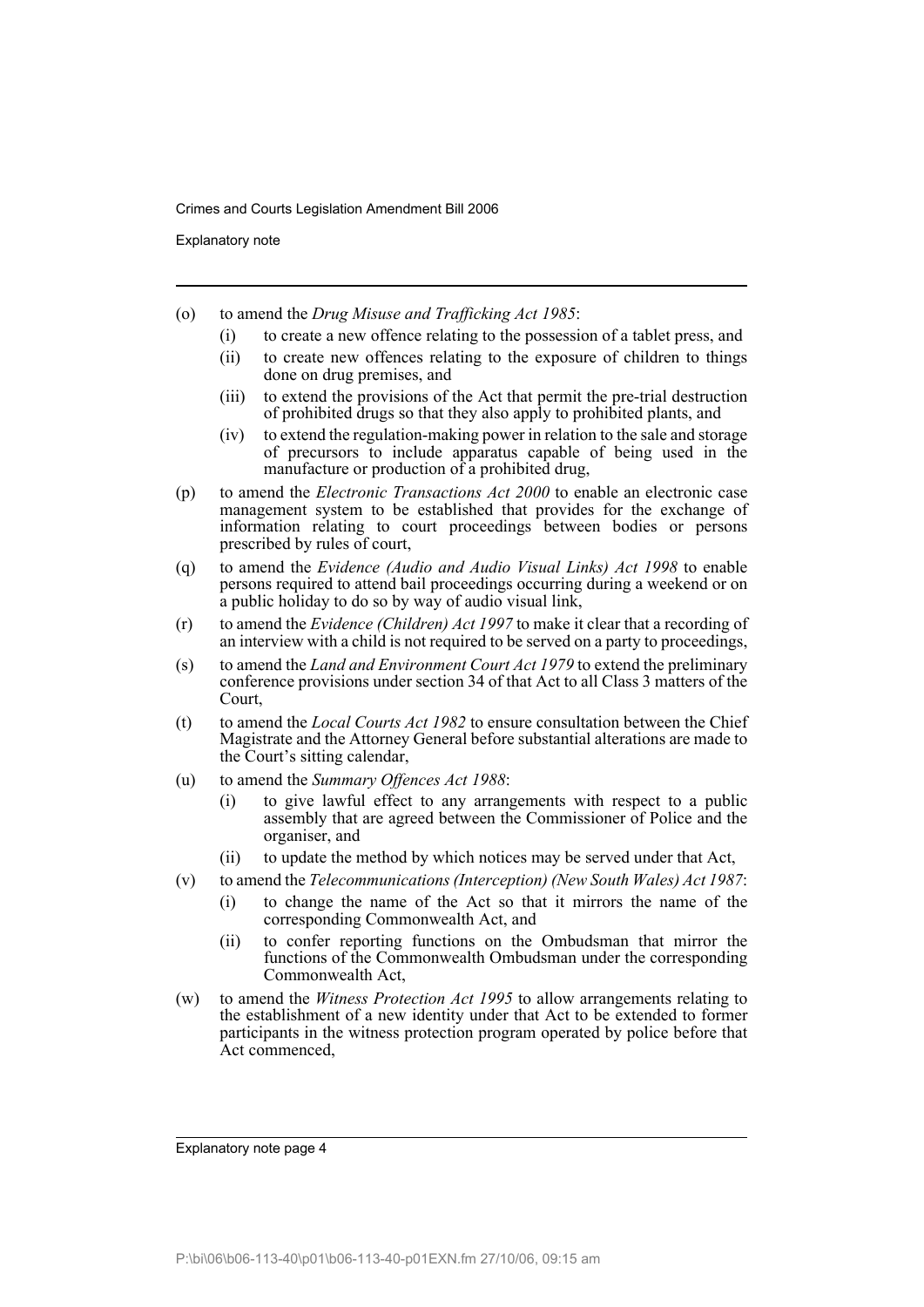(o) to amend the *Drug Misuse and Trafficking Act 1985*:

   (i) to create a new offence relating to the possession of a tablet press, and

   (ii) to create new offences relating to the exposure of children to things done on drug premises, and

   (iii) to extend the provisions of the Act that permit the pre-trial destruction of prohibited drugs so that they also apply to prohibited plants, and

   (iv) to extend the regulation-making power in relation to the sale and storage of precursors to include apparatus capable of being used in the manufacture or production of a prohibited drug,

(p) to amend the *Electronic Transactions Act 2000* to enable an electronic case management system to be established that provides for the exchange of information relating to court proceedings between bodies or persons prescribed by rules of court,

(q) to amend the *Evidence (Audio and Audio Visual Links) Act 1998* to enable persons required to attend bail proceedings occurring during a weekend or on a public holiday to do so by way of audio visual link,

(r) to amend the *Evidence (Children) Act 1997* to make it clear that a recording of an interview with a child is not required to be served on a party to proceedings,

(s) to amend the *Land and Environment Court Act 1979* to extend the preliminary conference provisions under section 34 of that Act to all Class 3 matters of the Court,

(t) to amend the *Local Courts Act 1982* to ensure consultation between the Chief Magistrate and the Attorney General before substantial alterations are made to the Court's sitting calendar,

(u) to amend the *Summary Offences Act 1988*:

   (i) to give lawful effect to any arrangements with respect to a public assembly that are agreed between the Commissioner of Police and the organiser, and

   (ii) to update the method by which notices may be served under that Act,

(v) to amend the *Telecommunications (Interception) (New South Wales) Act 1987*:

   (i) to change the name of the Act so that it mirrors the name of the corresponding Commonwealth Act, and

   (ii) to confer reporting functions on the Ombudsman that mirror the functions of the Commonwealth Ombudsman under the corresponding Commonwealth Act,

(w) to amend the *Witness Protection Act 1995* to allow arrangements relating to the establishment of a new identity under that Act to be extended to former participants in the witness protection program operated by police before that Act commenced,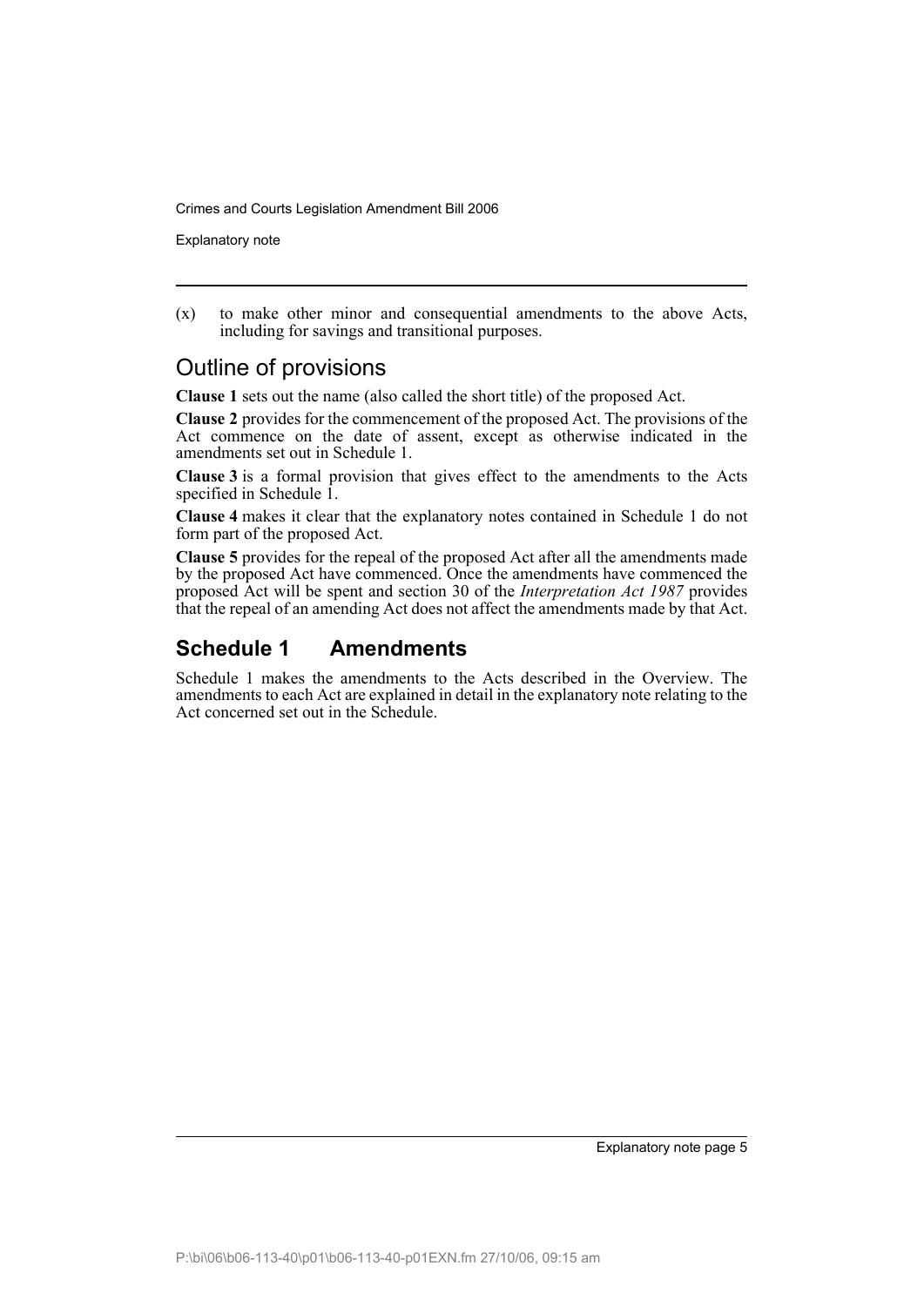(x) to make other minor and consequential amendments to the above Acts, including for savings and transitional purposes.

## Outline of provisions

**Clause 1** sets out the name (also called the short title) of the proposed Act.

**Clause 2** provides for the commencement of the proposed Act. The provisions of the Act commence on the date of assent, except as otherwise indicated in the amendments set out in Schedule 1.

**Clause 3** is a formal provision that gives effect to the amendments to the Acts specified in Schedule 1.

**Clause 4** makes it clear that the explanatory notes contained in Schedule 1 do not form part of the proposed Act.

**Clause 5** provides for the repeal of the proposed Act after all the amendments made by the proposed Act have commenced. Once the amendments have commenced the proposed Act will be spent and section 30 of the *Interpretation Act 1987* provides that the repeal of an amending Act does not affect the amendments made by that Act.

## Schedule 1 Amendments

Schedule 1 makes the amendments to the Acts described in the Overview. The amendments to each Act are explained in detail in the explanatory note relating to the Act concerned set out in the Schedule.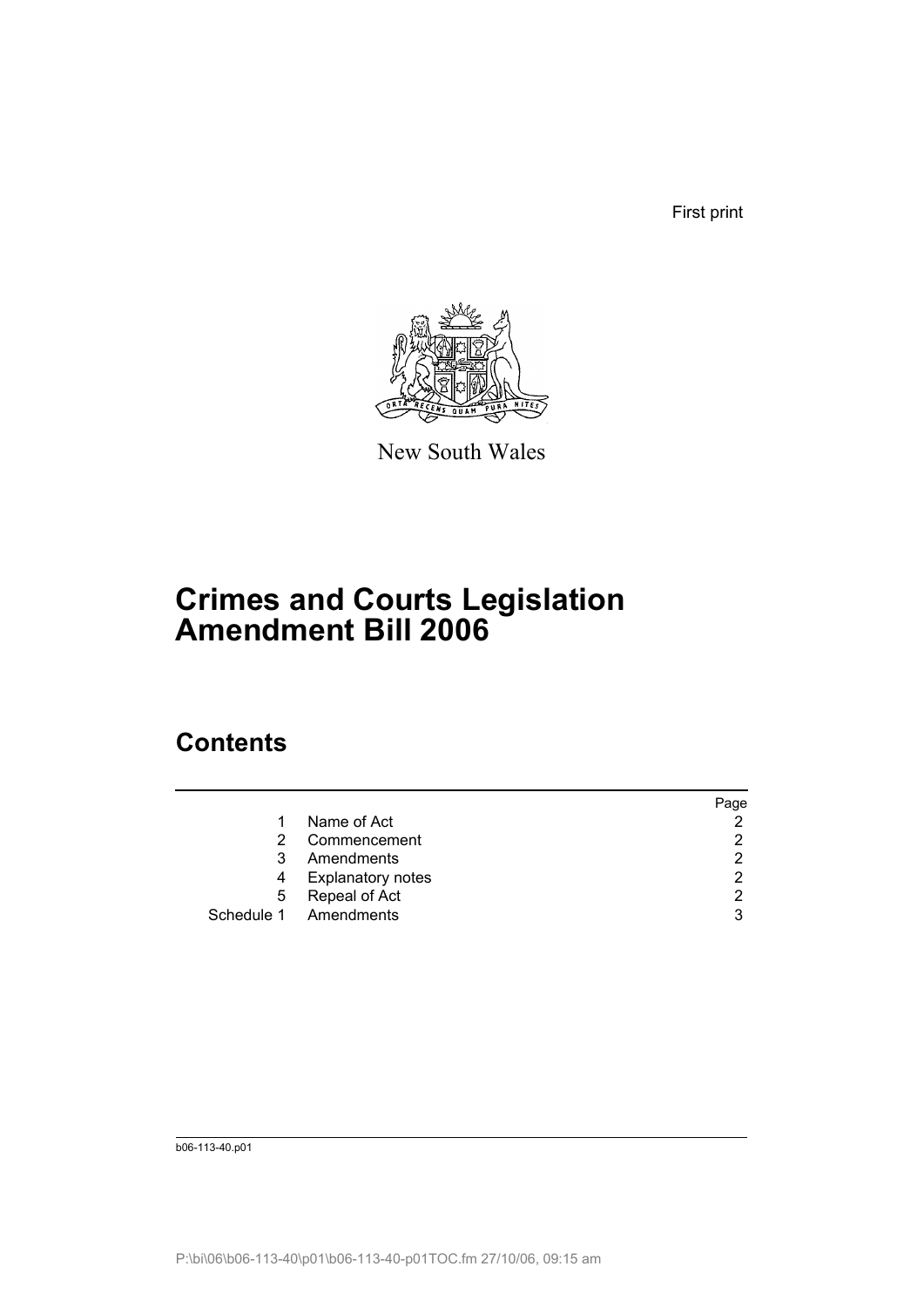First print

New South Wales

# Crimes and Courts Legislation Amendment Bill 2006

## Contents

| | | Page |
|---|---|---|
| 1 | Name of Act | 2 |
| 2 | Commencement | 2 |
| 3 | Amendments | 2 |
| 4 | Explanatory notes | 2 |
| 5 | Repeal of Act | 2 |
| Schedule 1 | Amendments | 3 |

b06-113-40.p01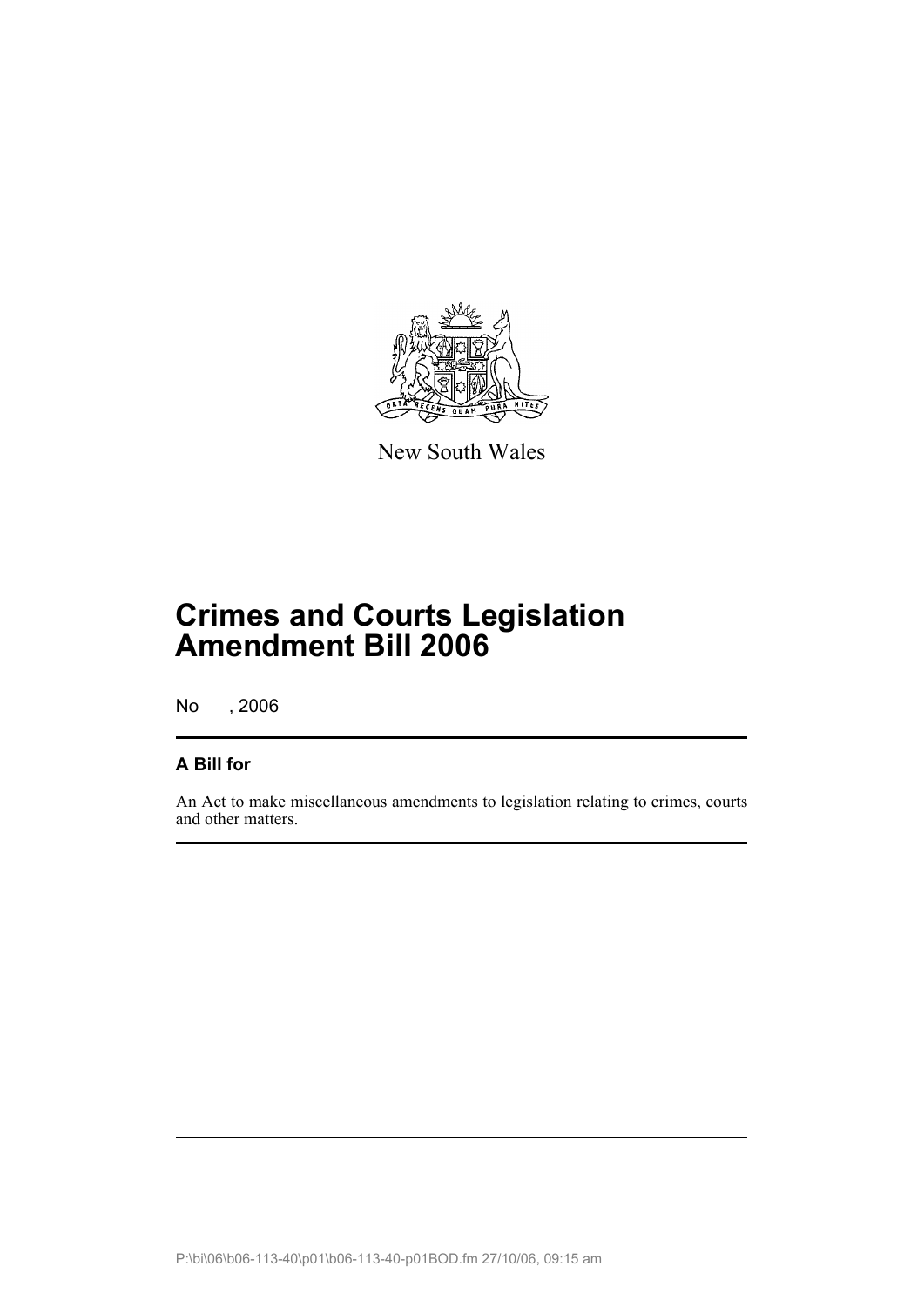New South Wales

# Crimes and Courts Legislation Amendment Bill 2006

No , 2006

## A Bill for

An Act to make miscellaneous amendments to legislation relating to crimes, courts and other matters.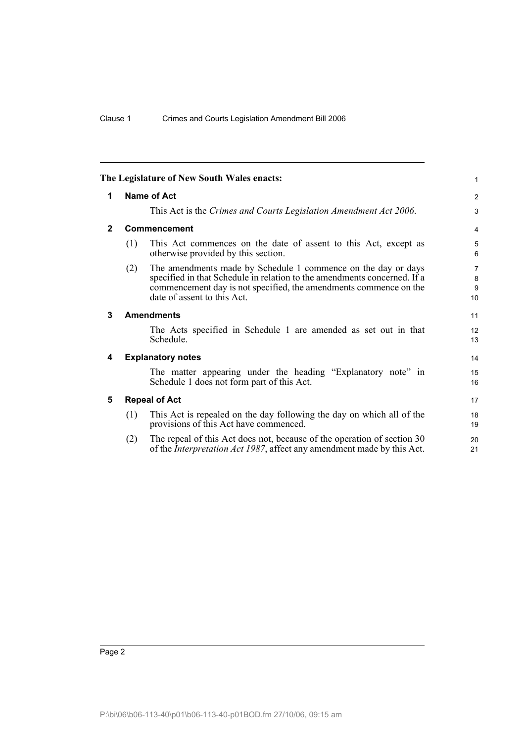The Legislature of New South Wales enacts:

## 1 Name of Act

This Act is the *Crimes and Courts Legislation Amendment Act 2006*.

## 2 Commencement

(1) This Act commences on the date of assent to this Act, except as otherwise provided by this section.

(2) The amendments made by Schedule 1 commence on the day or days specified in that Schedule in relation to the amendments concerned. If a commencement day is not specified, the amendments commence on the date of assent to this Act.

## 3 Amendments

The Acts specified in Schedule 1 are amended as set out in that Schedule.

## 4 Explanatory notes

The matter appearing under the heading "Explanatory note" in Schedule 1 does not form part of this Act.

## 5 Repeal of Act

(1) This Act is repealed on the day following the day on which all of the provisions of this Act have commenced.

(2) The repeal of this Act does not, because of the operation of section 30 of the *Interpretation Act 1987*, affect any amendment made by this Act.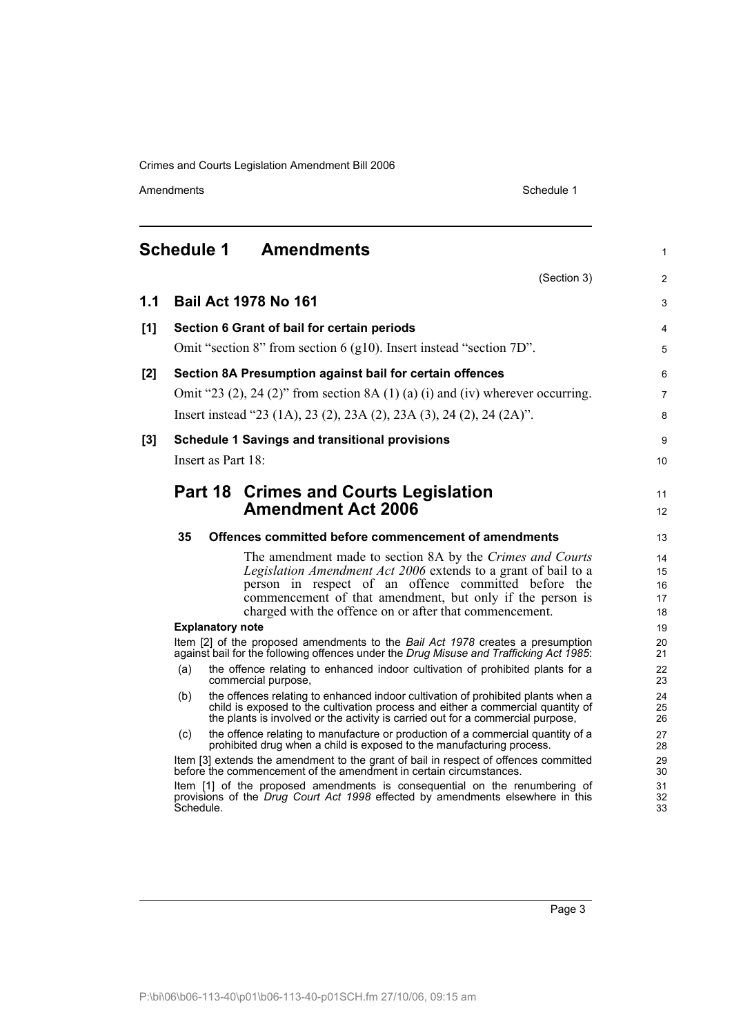# Schedule 1 Amendments

(Section 3)

## 1.1 Bail Act 1978 No 161

### [1] Section 6 Grant of bail for certain periods

Omit "section 8" from section 6 (g10). Insert instead "section 7D".

### [2] Section 8A Presumption against bail for certain offences

Omit "23 (2), 24 (2)" from section 8A (1) (a) (i) and (iv) wherever occurring.

Insert instead "23 (1A), 23 (2), 23A (2), 23A (3), 24 (2), 24 (2A)".

### [3] Schedule 1 Savings and transitional provisions

Insert as Part 18:

## Part 18 Crimes and Courts Legislation Amendment Act 2006

### 35 Offences committed before commencement of amendments

The amendment made to section 8A by the *Crimes and Courts Legislation Amendment Act 2006* extends to a grant of bail to a person in respect of an offence committed before the commencement of that amendment, but only if the person is charged with the offence on or after that commencement.

**Explanatory note**

Item [2] of the proposed amendments to the *Bail Act 1978* creates a presumption against bail for the following offences under the *Drug Misuse and Trafficking Act 1985*:

(a) the offence relating to enhanced indoor cultivation of prohibited plants for a commercial purpose,

(b) the offences relating to enhanced indoor cultivation of prohibited plants when a child is exposed to the cultivation process and either a commercial quantity of the plants is involved or the activity is carried out for a commercial purpose,

(c) the offence relating to manufacture or production of a commercial quantity of a prohibited drug when a child is exposed to the manufacturing process.

Item [3] extends the amendment to the grant of bail in respect of offences committed before the commencement of the amendment in certain circumstances.

Item [1] of the proposed amendments is consequential on the renumbering of provisions of the *Drug Court Act 1998* effected by amendments elsewhere in this Schedule.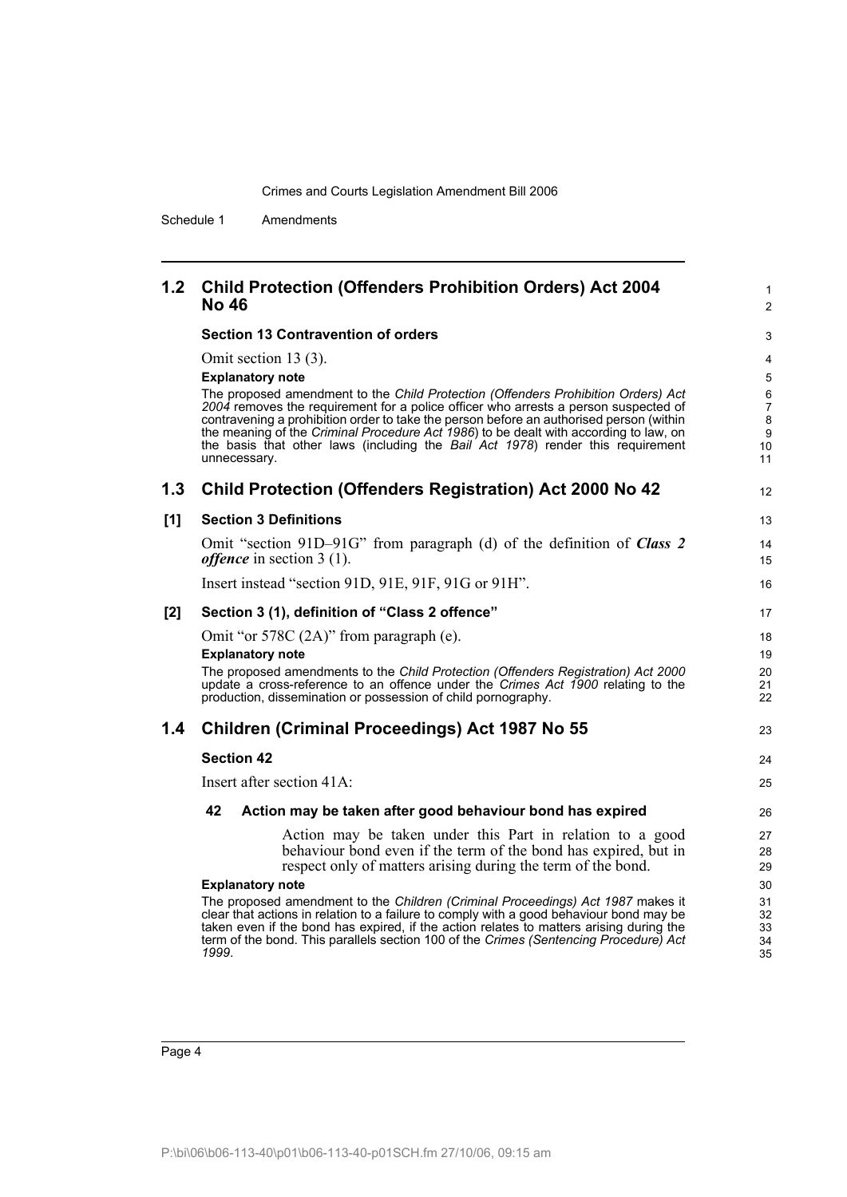## 1.2 Child Protection (Offenders Prohibition Orders) Act 2004 No 46

### Section 13 Contravention of orders

Omit section 13 (3).

**Explanatory note**

The proposed amendment to the *Child Protection (Offenders Prohibition Orders) Act 2004* removes the requirement for a police officer who arrests a person suspected of contravening a prohibition order to take the person before an authorised person (within the meaning of the *Criminal Procedure Act 1986*) to be dealt with according to law, on the basis that other laws (including the *Bail Act 1978*) render this requirement unnecessary.

## 1.3 Child Protection (Offenders Registration) Act 2000 No 42

### [1] Section 3 Definitions

Omit "section 91D–91G" from paragraph (d) of the definition of ***Class 2 offence*** in section 3 (1).

Insert instead "section 91D, 91E, 91F, 91G or 91H".

### [2] Section 3 (1), definition of "Class 2 offence"

Omit "or 578C (2A)" from paragraph (e).

**Explanatory note**

The proposed amendments to the *Child Protection (Offenders Registration) Act 2000* update a cross-reference to an offence under the *Crimes Act 1900* relating to the production, dissemination or possession of child pornography.

## 1.4 Children (Criminal Proceedings) Act 1987 No 55

### Section 42

Insert after section 41A:

#### 42 Action may be taken after good behaviour bond has expired

Action may be taken under this Part in relation to a good behaviour bond even if the term of the bond has expired, but in respect only of matters arising during the term of the bond.

**Explanatory note**

The proposed amendment to the *Children (Criminal Proceedings) Act 1987* makes it clear that actions in relation to a failure to comply with a good behaviour bond may be taken even if the bond has expired, if the action relates to matters arising during the term of the bond. This parallels section 100 of the *Crimes (Sentencing Procedure) Act 1999*.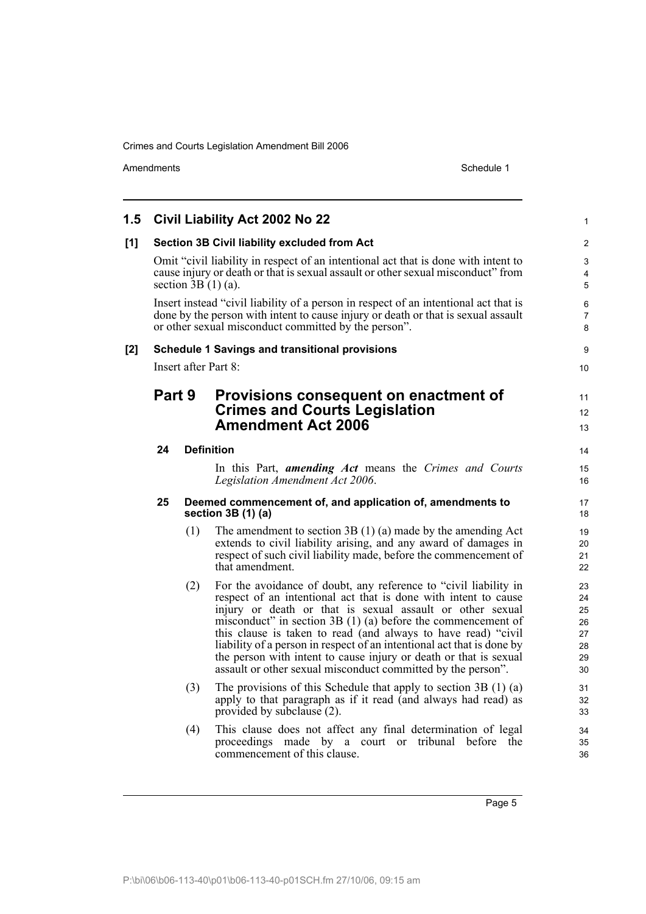## 1.5 Civil Liability Act 2002 No 22

### [1] Section 3B Civil liability excluded from Act

Omit "civil liability in respect of an intentional act that is done with intent to cause injury or death or that is sexual assault or other sexual misconduct" from section 3B (1) (a).

Insert instead "civil liability of a person in respect of an intentional act that is done by the person with intent to cause injury or death or that is sexual assault or other sexual misconduct committed by the person".

### [2] Schedule 1 Savings and transitional provisions

Insert after Part 8:

## Part 9 Provisions consequent on enactment of Crimes and Courts Legislation Amendment Act 2006

#### 24 Definition

In this Part, ***amending Act*** means the *Crimes and Courts Legislation Amendment Act 2006*.

#### 25 Deemed commencement of, and application of, amendments to section 3B (1) (a)

(1) The amendment to section 3B (1) (a) made by the amending Act extends to civil liability arising, and any award of damages in respect of such civil liability made, before the commencement of that amendment.

(2) For the avoidance of doubt, any reference to "civil liability in respect of an intentional act that is done with intent to cause injury or death or that is sexual assault or other sexual misconduct" in section 3B (1) (a) before the commencement of this clause is taken to read (and always to have read) "civil liability of a person in respect of an intentional act that is done by the person with intent to cause injury or death or that is sexual assault or other sexual misconduct committed by the person".

(3) The provisions of this Schedule that apply to section 3B (1) (a) apply to that paragraph as if it read (and always had read) as provided by subclause (2).

(4) This clause does not affect any final determination of legal proceedings made by a court or tribunal before the commencement of this clause.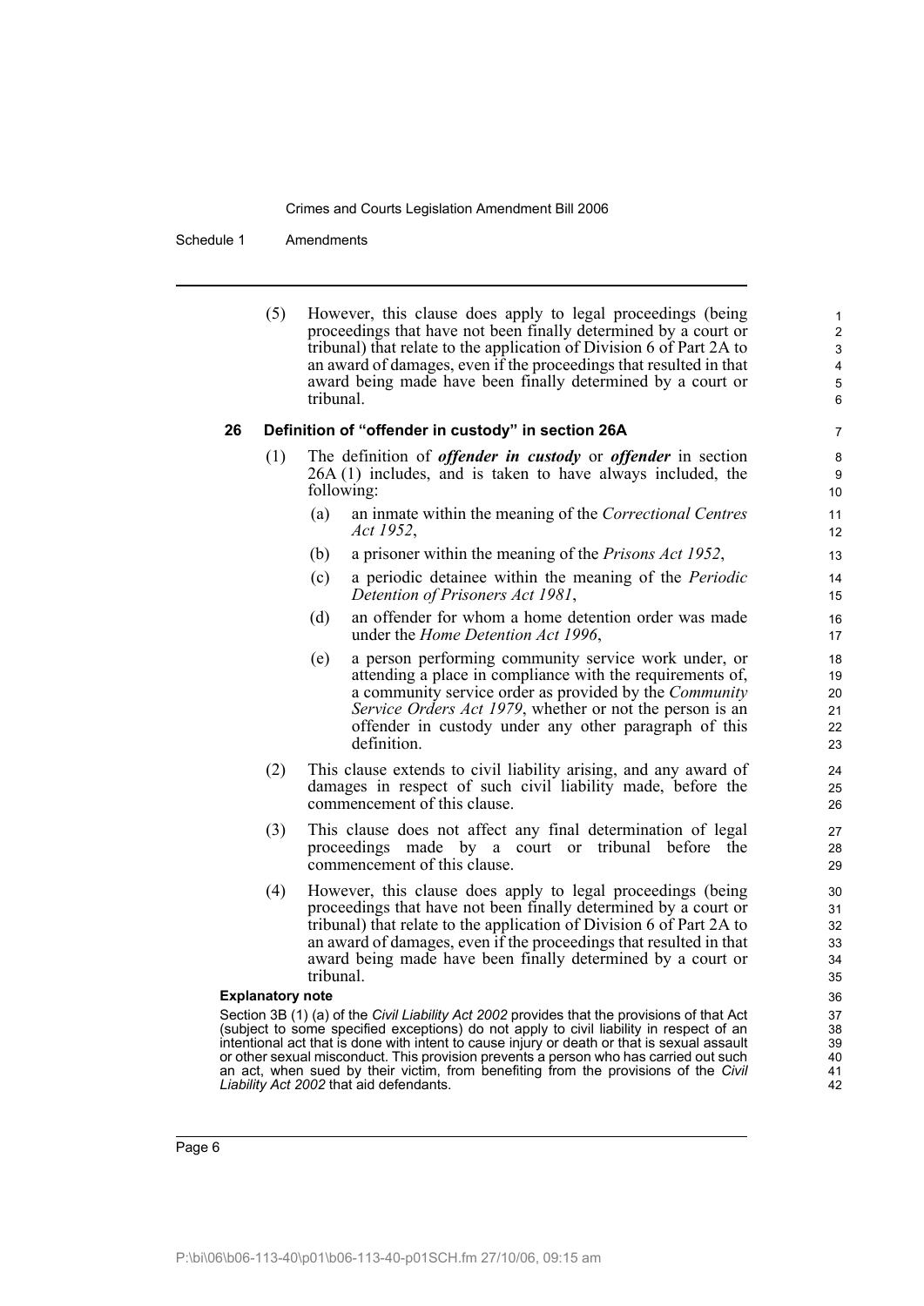(5) However, this clause does apply to legal proceedings (being proceedings that have not been finally determined by a court or tribunal) that relate to the application of Division 6 of Part 2A to an award of damages, even if the proceedings that resulted in that award being made have been finally determined by a court or tribunal.

### 26 Definition of "offender in custody" in section 26A

(1) The definition of ***offender in custody*** or ***offender*** in section 26A (1) includes, and is taken to have always included, the following:

(a) an inmate within the meaning of the *Correctional Centres Act 1952*,

(b) a prisoner within the meaning of the *Prisons Act 1952*,

(c) a periodic detainee within the meaning of the *Periodic Detention of Prisoners Act 1981*,

(d) an offender for whom a home detention order was made under the *Home Detention Act 1996*,

(e) a person performing community service work under, or attending a place in compliance with the requirements of, a community service order as provided by the *Community Service Orders Act 1979*, whether or not the person is an offender in custody under any other paragraph of this definition.

(2) This clause extends to civil liability arising, and any award of damages in respect of such civil liability made, before the commencement of this clause.

(3) This clause does not affect any final determination of legal proceedings made by a court or tribunal before the commencement of this clause.

(4) However, this clause does apply to legal proceedings (being proceedings that have not been finally determined by a court or tribunal) that relate to the application of Division 6 of Part 2A to an award of damages, even if the proceedings that resulted in that award being made have been finally determined by a court or tribunal.

**Explanatory note**

Section 3B (1) (a) of the *Civil Liability Act 2002* provides that the provisions of that Act (subject to some specified exceptions) do not apply to civil liability in respect of an intentional act that is done with intent to cause injury or death or that is sexual assault or other sexual misconduct. This provision prevents a person who has carried out such an act, when sued by their victim, from benefiting from the provisions of the *Civil Liability Act 2002* that aid defendants.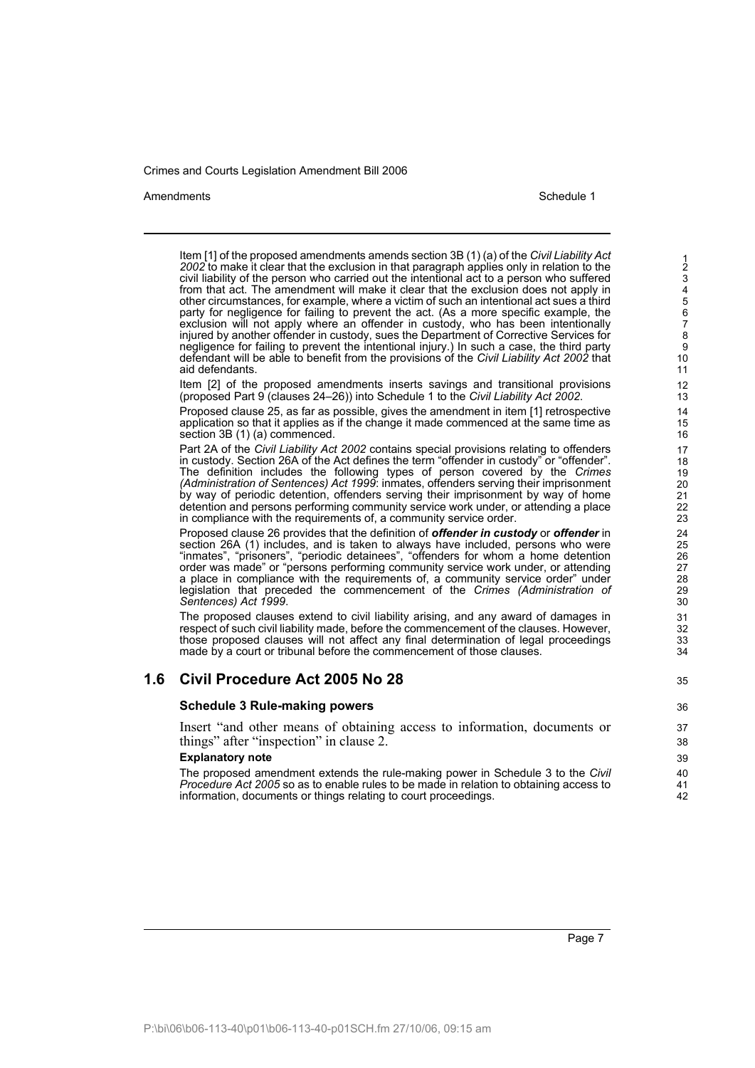Item [1] of the proposed amendments amends section 3B (1) (a) of the *Civil Liability Act 2002* to make it clear that the exclusion in that paragraph applies only in relation to the civil liability of the person who carried out the intentional act to a person who suffered from that act. The amendment will make it clear that the exclusion does not apply in other circumstances, for example, where a victim of such an intentional act sues a third party for negligence for failing to prevent the act. (As a more specific example, the exclusion will not apply where an offender in custody, who has been intentionally injured by another offender in custody, sues the Department of Corrective Services for negligence for failing to prevent the intentional injury.) In such a case, the third party defendant will be able to benefit from the provisions of the *Civil Liability Act 2002* that aid defendants.

Item [2] of the proposed amendments inserts savings and transitional provisions (proposed Part 9 (clauses 24–26)) into Schedule 1 to the *Civil Liability Act 2002*.

Proposed clause 25, as far as possible, gives the amendment in item [1] retrospective application so that it applies as if the change it made commenced at the same time as section 3B (1) (a) commenced.

Part 2A of the *Civil Liability Act 2002* contains special provisions relating to offenders in custody. Section 26A of the Act defines the term "offender in custody" or "offender". The definition includes the following types of person covered by the *Crimes (Administration of Sentences) Act 1999*: inmates, offenders serving their imprisonment by way of periodic detention, offenders serving their imprisonment by way of home detention and persons performing community service work under, or attending a place in compliance with the requirements of, a community service order.

Proposed clause 26 provides that the definition of ***offender in custody*** or ***offender*** in section 26A (1) includes, and is taken to always have included, persons who were "inmates", "prisoners", "periodic detainees", "offenders for whom a home detention order was made" or "persons performing community service work under, or attending a place in compliance with the requirements of, a community service order" under legislation that preceded the commencement of the *Crimes (Administration of Sentences) Act 1999*.

The proposed clauses extend to civil liability arising, and any award of damages in respect of such civil liability made, before the commencement of the clauses. However, those proposed clauses will not affect any final determination of legal proceedings made by a court or tribunal before the commencement of those clauses.

## 1.6 Civil Procedure Act 2005 No 28

### Schedule 3 Rule-making powers

Insert "and other means of obtaining access to information, documents or things" after "inspection" in clause 2.

**Explanatory note**

The proposed amendment extends the rule-making power in Schedule 3 to the *Civil Procedure Act 2005* so as to enable rules to be made in relation to obtaining access to information, documents or things relating to court proceedings.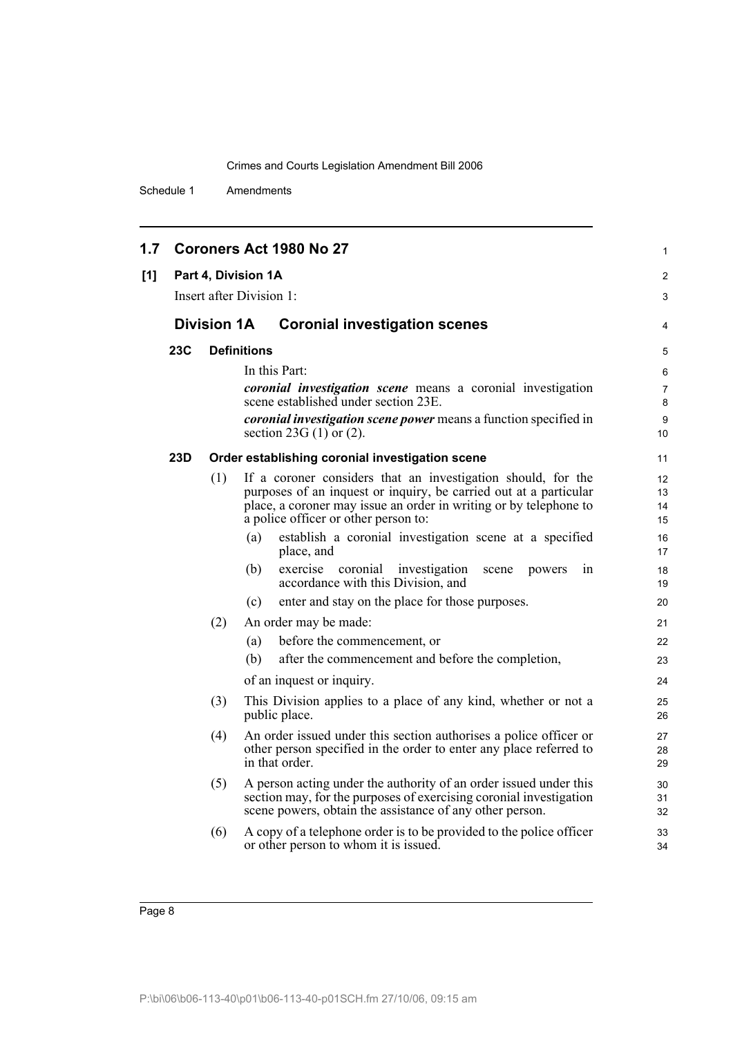## 1.7 Coroners Act 1980 No 27

**[1] Part 4, Division 1A**

Insert after Division 1:

### Division 1A Coronial investigation scenes

#### 23C Definitions

In this Part:

***coronial investigation scene*** means a coronial investigation scene established under section 23E.

***coronial investigation scene power*** means a function specified in section 23G (1) or (2).

#### 23D Order establishing coronial investigation scene

(1) If a coroner considers that an investigation should, for the purposes of an inquest or inquiry, be carried out at a particular place, a coroner may issue an order in writing or by telephone to a police officer or other person to:

- (a) establish a coronial investigation scene at a specified place, and
- (b) exercise coronial investigation scene powers in accordance with this Division, and
- (c) enter and stay on the place for those purposes.

(2) An order may be made:

- (a) before the commencement, or
- (b) after the commencement and before the completion,

of an inquest or inquiry.

(3) This Division applies to a place of any kind, whether or not a public place.

(4) An order issued under this section authorises a police officer or other person specified in the order to enter any place referred to in that order.

(5) A person acting under the authority of an order issued under this section may, for the purposes of exercising coronial investigation scene powers, obtain the assistance of any other person.

(6) A copy of a telephone order is to be provided to the police officer or other person to whom it is issued.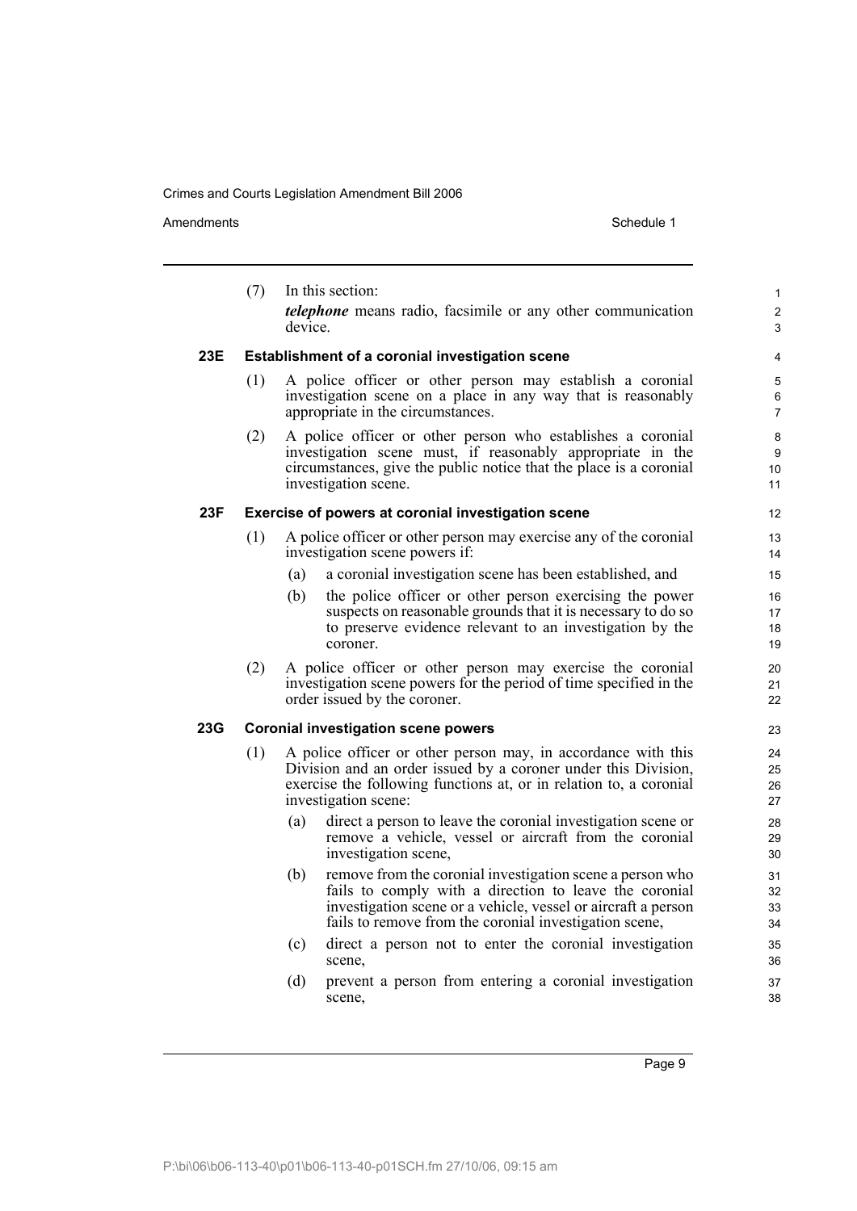(7) In this section:

*telephone* means radio, facsimile or any other communication device.

**23E Establishment of a coronial investigation scene**

(1) A police officer or other person may establish a coronial investigation scene on a place in any way that is reasonably appropriate in the circumstances.

(2) A police officer or other person who establishes a coronial investigation scene must, if reasonably appropriate in the circumstances, give the public notice that the place is a coronial investigation scene.

**23F Exercise of powers at coronial investigation scene**

(1) A police officer or other person may exercise any of the coronial investigation scene powers if:

- (a) a coronial investigation scene has been established, and
- (b) the police officer or other person exercising the power suspects on reasonable grounds that it is necessary to do so to preserve evidence relevant to an investigation by the coroner.

(2) A police officer or other person may exercise the coronial investigation scene powers for the period of time specified in the order issued by the coroner.

**23G Coronial investigation scene powers**

(1) A police officer or other person may, in accordance with this Division and an order issued by a coroner under this Division, exercise the following functions at, or in relation to, a coronial investigation scene:

- (a) direct a person to leave the coronial investigation scene or remove a vehicle, vessel or aircraft from the coronial investigation scene,
- (b) remove from the coronial investigation scene a person who fails to comply with a direction to leave the coronial investigation scene or a vehicle, vessel or aircraft a person fails to remove from the coronial investigation scene,
- (c) direct a person not to enter the coronial investigation scene,
- (d) prevent a person from entering a coronial investigation scene,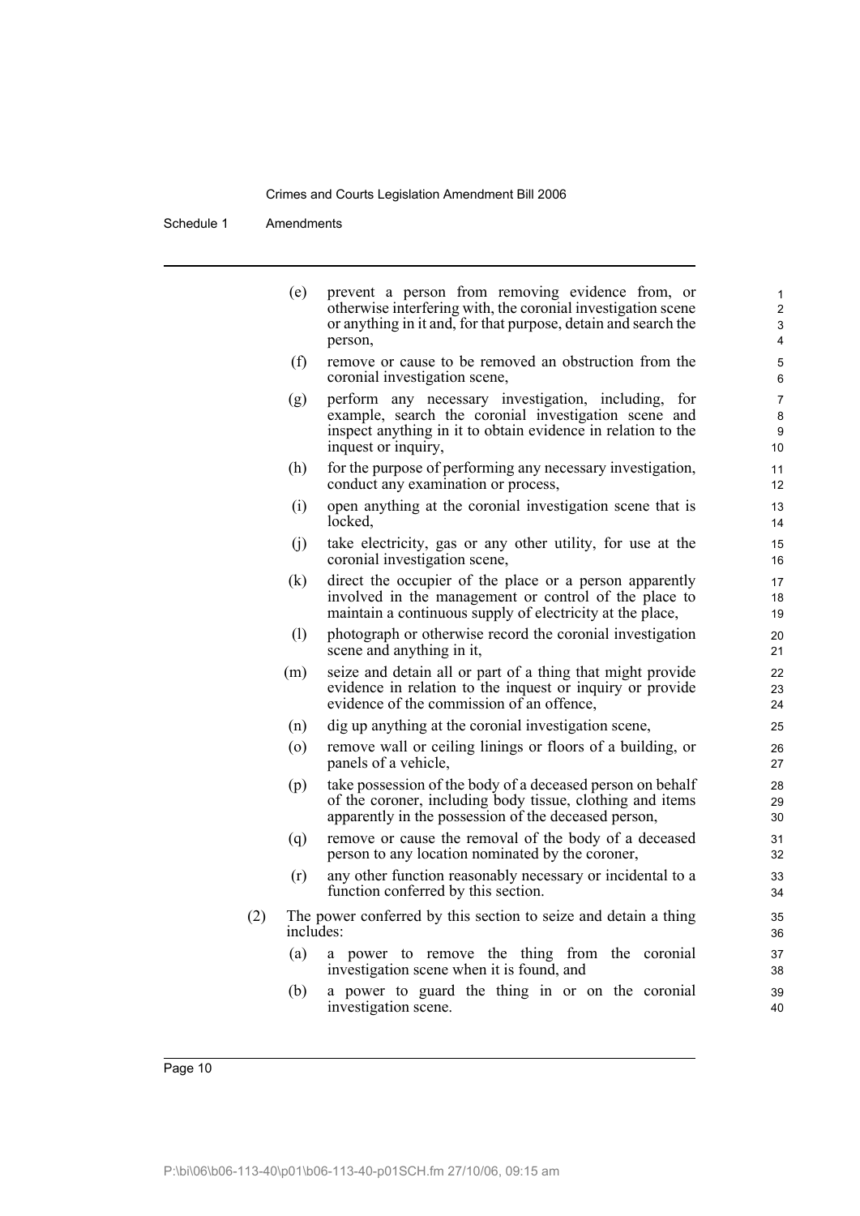(e) prevent a person from removing evidence from, or otherwise interfering with, the coronial investigation scene or anything in it and, for that purpose, detain and search the person,

(f) remove or cause to be removed an obstruction from the coronial investigation scene,

(g) perform any necessary investigation, including, for example, search the coronial investigation scene and inspect anything in it to obtain evidence in relation to the inquest or inquiry,

(h) for the purpose of performing any necessary investigation, conduct any examination or process,

(i) open anything at the coronial investigation scene that is locked,

(j) take electricity, gas or any other utility, for use at the coronial investigation scene,

(k) direct the occupier of the place or a person apparently involved in the management or control of the place to maintain a continuous supply of electricity at the place,

(l) photograph or otherwise record the coronial investigation scene and anything in it,

(m) seize and detain all or part of a thing that might provide evidence in relation to the inquest or inquiry or provide evidence of the commission of an offence,

(n) dig up anything at the coronial investigation scene,

(o) remove wall or ceiling linings or floors of a building, or panels of a vehicle,

(p) take possession of the body of a deceased person on behalf of the coroner, including body tissue, clothing and items apparently in the possession of the deceased person,

(q) remove or cause the removal of the body of a deceased person to any location nominated by the coroner,

(r) any other function reasonably necessary or incidental to a function conferred by this section.

(2) The power conferred by this section to seize and detain a thing includes:

(a) a power to remove the thing from the coronial investigation scene when it is found, and

(b) a power to guard the thing in or on the coronial investigation scene.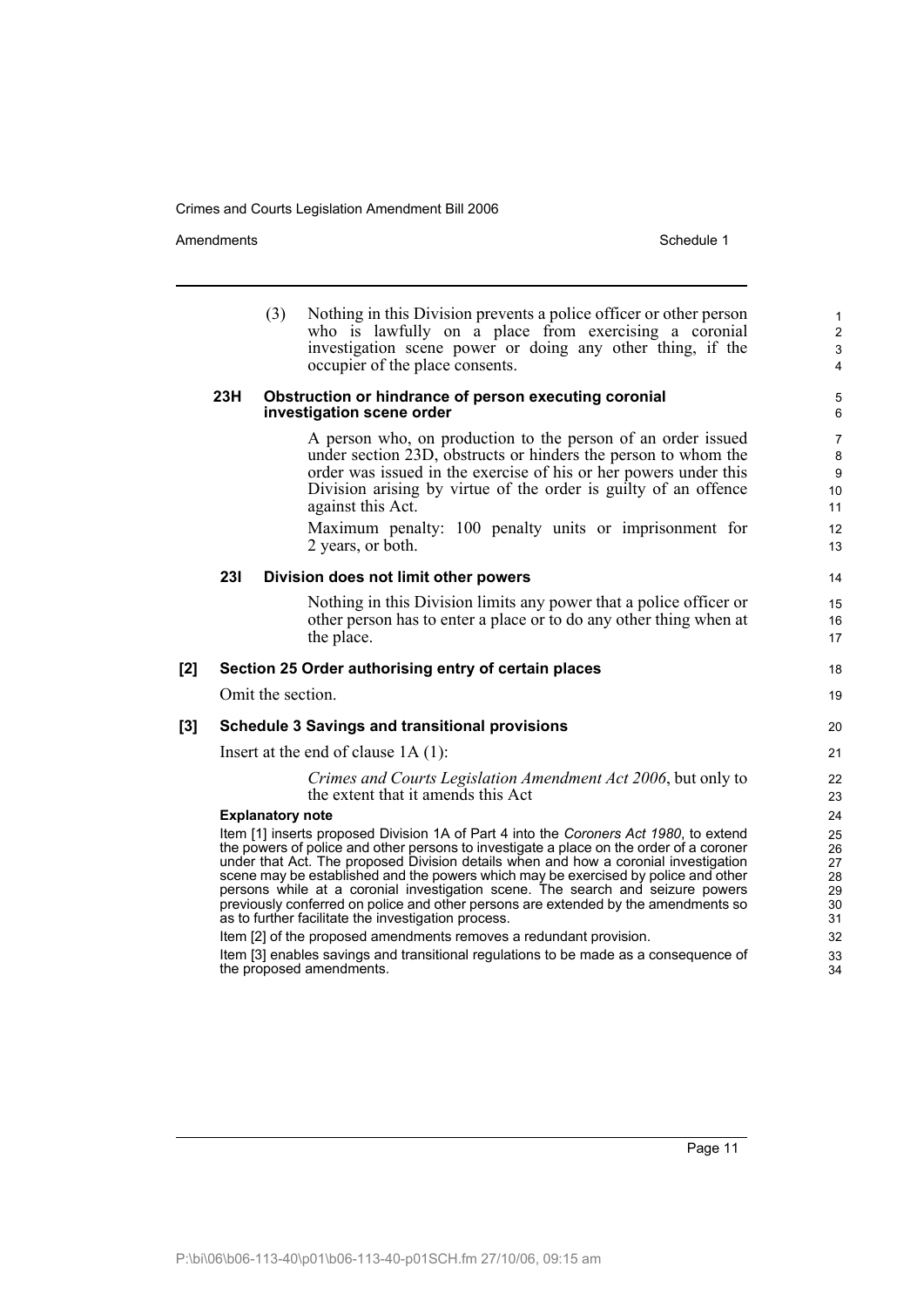(3) Nothing in this Division prevents a police officer or other person who is lawfully on a place from exercising a coronial investigation scene power or doing any other thing, if the occupier of the place consents.

**23H Obstruction or hindrance of person executing coronial investigation scene order**

A person who, on production to the person of an order issued under section 23D, obstructs or hinders the person to whom the order was issued in the exercise of his or her powers under this Division arising by virtue of the order is guilty of an offence against this Act.

Maximum penalty: 100 penalty units or imprisonment for 2 years, or both.

**23I Division does not limit other powers**

Nothing in this Division limits any power that a police officer or other person has to enter a place or to do any other thing when at the place.

**[2] Section 25 Order authorising entry of certain places**

Omit the section.

**[3] Schedule 3 Savings and transitional provisions**

Insert at the end of clause 1A (1):

*Crimes and Courts Legislation Amendment Act 2006*, but only to the extent that it amends this Act

**Explanatory note**

Item [1] inserts proposed Division 1A of Part 4 into the *Coroners Act 1980*, to extend the powers of police and other persons to investigate a place on the order of a coroner under that Act. The proposed Division details when and how a coronial investigation scene may be established and the powers which may be exercised by police and other persons while at a coronial investigation scene. The search and seizure powers previously conferred on police and other persons are extended by the amendments so as to further facilitate the investigation process.

Item [2] of the proposed amendments removes a redundant provision.

Item [3] enables savings and transitional regulations to be made as a consequence of the proposed amendments.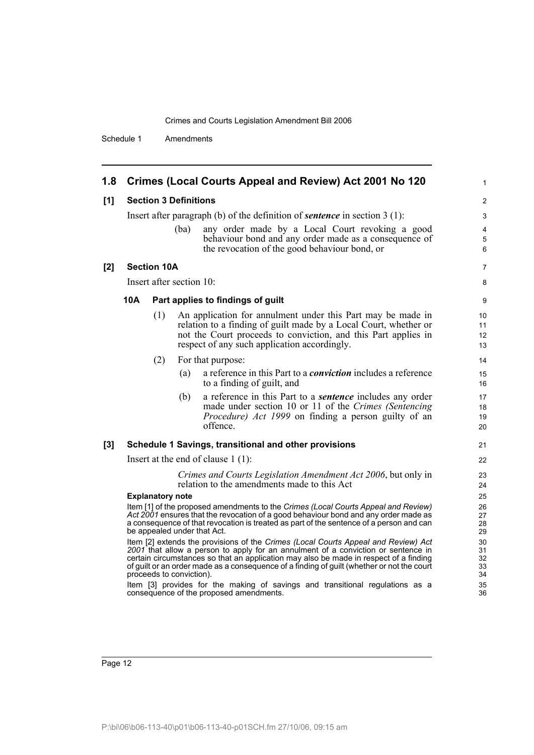## 1.8 Crimes (Local Courts Appeal and Review) Act 2001 No 120

### [1] Section 3 Definitions

Insert after paragraph (b) of the definition of ***sentence*** in section 3 (1):

> (ba) any order made by a Local Court revoking a good behaviour bond and any order made as a consequence of the revocation of the good behaviour bond, or

### [2] Section 10A

Insert after section 10:

> **10A Part applies to findings of guilt**
>
> (1) An application for annulment under this Part may be made in relation to a finding of guilt made by a Local Court, whether or not the Court proceeds to conviction, and this Part applies in respect of any such application accordingly.
>
> (2) For that purpose:
>
> (a) a reference in this Part to a ***conviction*** includes a reference to a finding of guilt, and
>
> (b) a reference in this Part to a ***sentence*** includes any order made under section 10 or 11 of the *Crimes (Sentencing Procedure) Act 1999* on finding a person guilty of an offence.

### [3] Schedule 1 Savings, transitional and other provisions

Insert at the end of clause 1 (1):

> *Crimes and Courts Legislation Amendment Act 2006*, but only in relation to the amendments made to this Act

**Explanatory note**

Item [1] of the proposed amendments to the *Crimes (Local Courts Appeal and Review) Act 2001* ensures that the revocation of a good behaviour bond and any order made as a consequence of that revocation is treated as part of the sentence of a person and can be appealed under that Act.

Item [2] extends the provisions of the *Crimes (Local Courts Appeal and Review) Act 2001* that allow a person to apply for an annulment of a conviction or sentence in certain circumstances so that an application may also be made in respect of a finding of guilt or an order made as a consequence of a finding of guilt (whether or not the court proceeds to conviction).

Item [3] provides for the making of savings and transitional regulations as a consequence of the proposed amendments.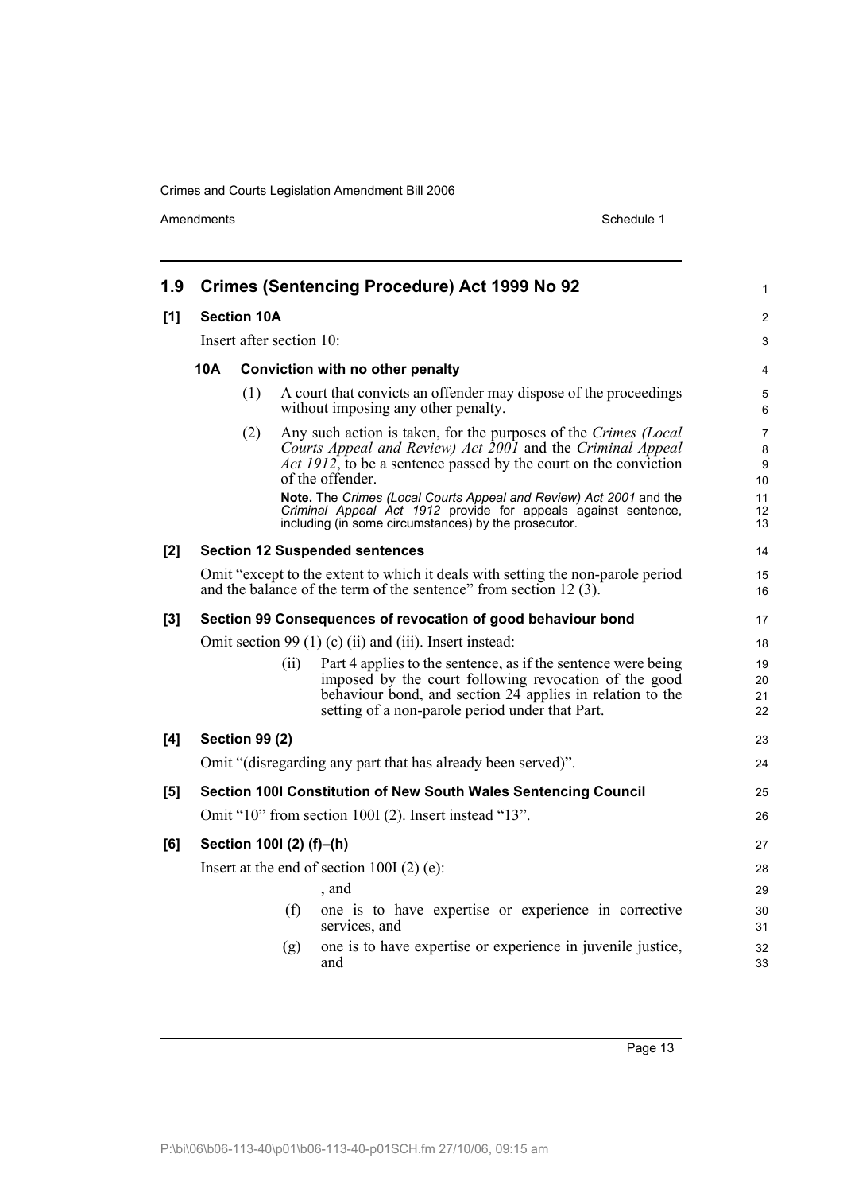## 1.9 Crimes (Sentencing Procedure) Act 1999 No 92

### [1] Section 10A

Insert after section 10:

**10A Conviction with no other penalty**

(1) A court that convicts an offender may dispose of the proceedings without imposing any other penalty.

(2) Any such action is taken, for the purposes of the *Crimes (Local Courts Appeal and Review) Act 2001* and the *Criminal Appeal Act 1912*, to be a sentence passed by the court on the conviction of the offender.

**Note.** The *Crimes (Local Courts Appeal and Review) Act 2001* and the *Criminal Appeal Act 1912* provide for appeals against sentence, including (in some circumstances) by the prosecutor.

### [2] Section 12 Suspended sentences

Omit "except to the extent to which it deals with setting the non-parole period and the balance of the term of the sentence" from section 12 (3).

### [3] Section 99 Consequences of revocation of good behaviour bond

Omit section 99 (1) (c) (ii) and (iii). Insert instead:

(ii) Part 4 applies to the sentence, as if the sentence were being imposed by the court following revocation of the good behaviour bond, and section 24 applies in relation to the setting of a non-parole period under that Part.

### [4] Section 99 (2)

Omit "(disregarding any part that has already been served)".

### [5] Section 100I Constitution of New South Wales Sentencing Council

Omit "10" from section 100I (2). Insert instead "13".

### [6] Section 100I (2) (f)–(h)

Insert at the end of section 100I (2) (e):

, and

(f) one is to have expertise or experience in corrective services, and

(g) one is to have expertise or experience in juvenile justice, and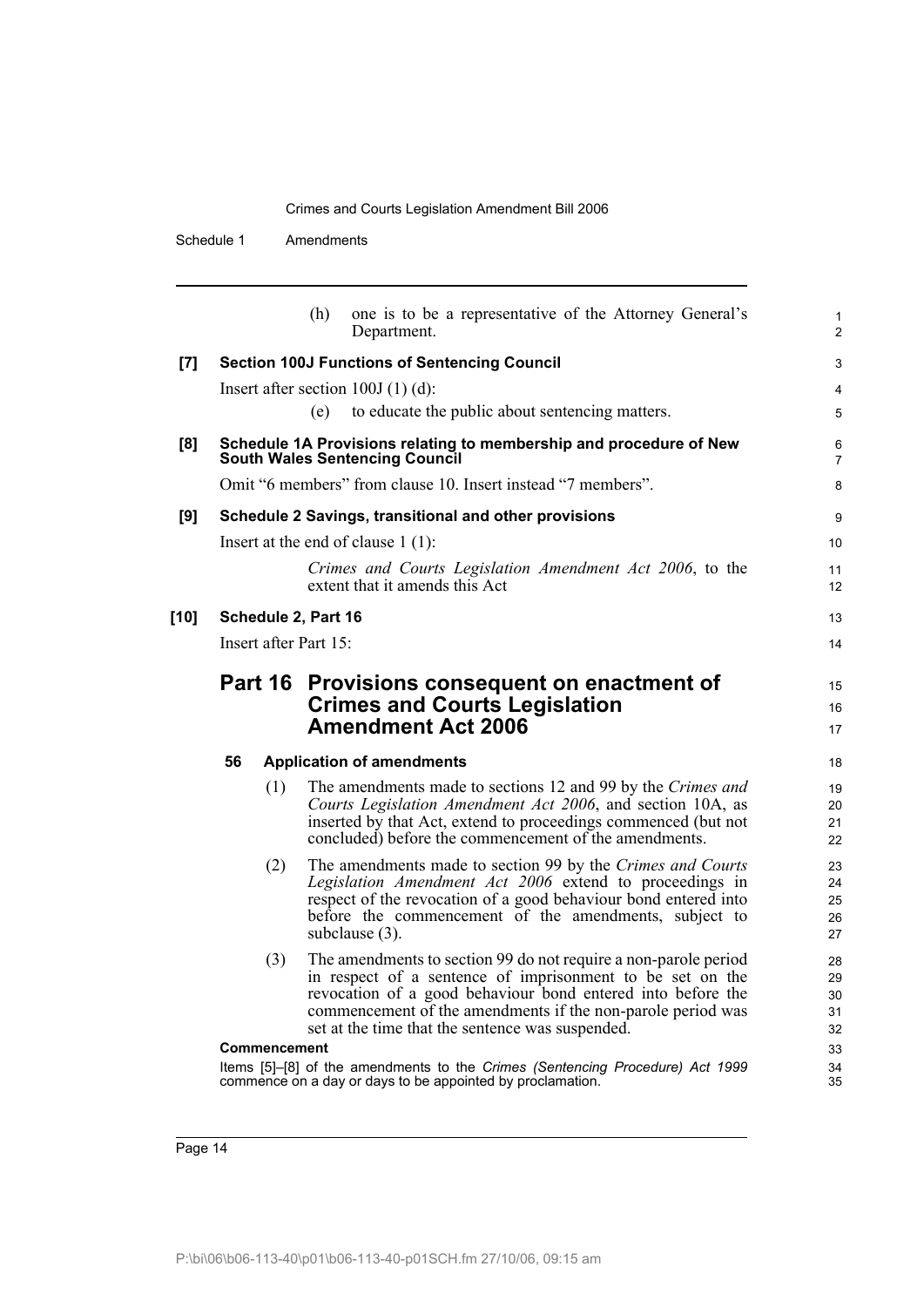(h) one is to be a representative of the Attorney General's Department.

**[7] Section 100J Functions of Sentencing Council**

Insert after section 100J (1) (d):

(e) to educate the public about sentencing matters.

**[8] Schedule 1A Provisions relating to membership and procedure of New South Wales Sentencing Council**

Omit "6 members" from clause 10. Insert instead "7 members".

**[9] Schedule 2 Savings, transitional and other provisions**

Insert at the end of clause 1 (1):

*Crimes and Courts Legislation Amendment Act 2006*, to the extent that it amends this Act

**[10] Schedule 2, Part 16**

Insert after Part 15:

## Part 16 Provisions consequent on enactment of Crimes and Courts Legislation Amendment Act 2006

**56 Application of amendments**

(1) The amendments made to sections 12 and 99 by the *Crimes and Courts Legislation Amendment Act 2006*, and section 10A, as inserted by that Act, extend to proceedings commenced (but not concluded) before the commencement of the amendments.

(2) The amendments made to section 99 by the *Crimes and Courts Legislation Amendment Act 2006* extend to proceedings in respect of the revocation of a good behaviour bond entered into before the commencement of the amendments, subject to subclause (3).

(3) The amendments to section 99 do not require a non-parole period in respect of a sentence of imprisonment to be set on the revocation of a good behaviour bond entered into before the commencement of the amendments if the non-parole period was set at the time that the sentence was suspended.

**Commencement**

Items [5]–[8] of the amendments to the *Crimes (Sentencing Procedure) Act 1999* commence on a day or days to be appointed by proclamation.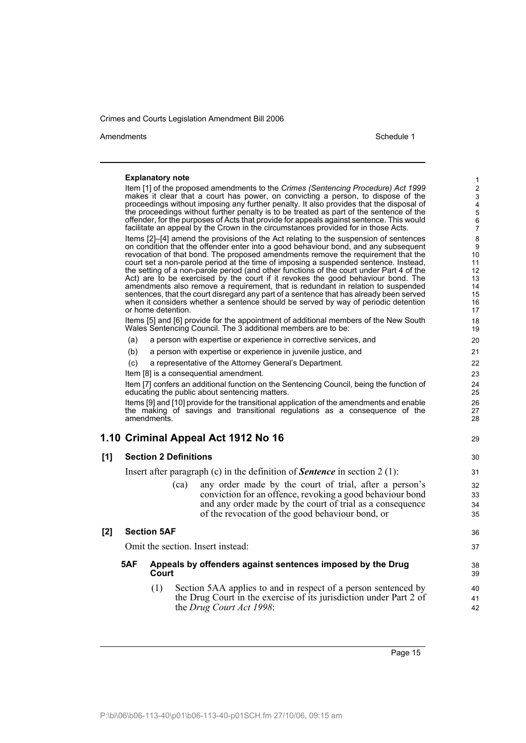**Explanatory note**

Item [1] of the proposed amendments to the *Crimes (Sentencing Procedure) Act 1999* makes it clear that a court has power, on convicting a person, to dispose of the proceedings without imposing any further penalty. It also provides that the disposal of the proceedings without further penalty is to be treated as part of the sentence of the offender, for the purposes of Acts that provide for appeals against sentence. This would facilitate an appeal by the Crown in the circumstances provided for in those Acts.

Items [2]–[4] amend the provisions of the Act relating to the suspension of sentences on condition that the offender enter into a good behaviour bond, and any subsequent revocation of that bond. The proposed amendments remove the requirement that the court set a non-parole period at the time of imposing a suspended sentence. Instead, the setting of a non-parole period (and other functions of the court under Part 4 of the Act) are to be exercised by the court if it revokes the good behaviour bond. The amendments also remove a requirement, that is redundant in relation to suspended sentences, that the court disregard any part of a sentence that has already been served when it considers whether a sentence should be served by way of periodic detention or home detention.

Items [5] and [6] provide for the appointment of additional members of the New South Wales Sentencing Council. The 3 additional members are to be:

(a) a person with expertise or experience in corrective services, and

(b) a person with expertise or experience in juvenile justice, and

(c) a representative of the Attorney General's Department.

Item [8] is a consequential amendment.

Item [7] confers an additional function on the Sentencing Council, being the function of educating the public about sentencing matters.

Items [9] and [10] provide for the transitional application of the amendments and enable the making of savings and transitional regulations as a consequence of the amendments.

## 1.10 Criminal Appeal Act 1912 No 16

### [1] Section 2 Definitions

Insert after paragraph (c) in the definition of ***Sentence*** in section 2 (1):

> (ca) any order made by the court of trial, after a person's conviction for an offence, revoking a good behaviour bond and any order made by the court of trial as a consequence of the revocation of the good behaviour bond, or

### [2] Section 5AF

Omit the section. Insert instead:

**5AF Appeals by offenders against sentences imposed by the Drug Court**

(1) Section 5AA applies to and in respect of a person sentenced by the Drug Court in the exercise of its jurisdiction under Part 2 of the *Drug Court Act 1998*: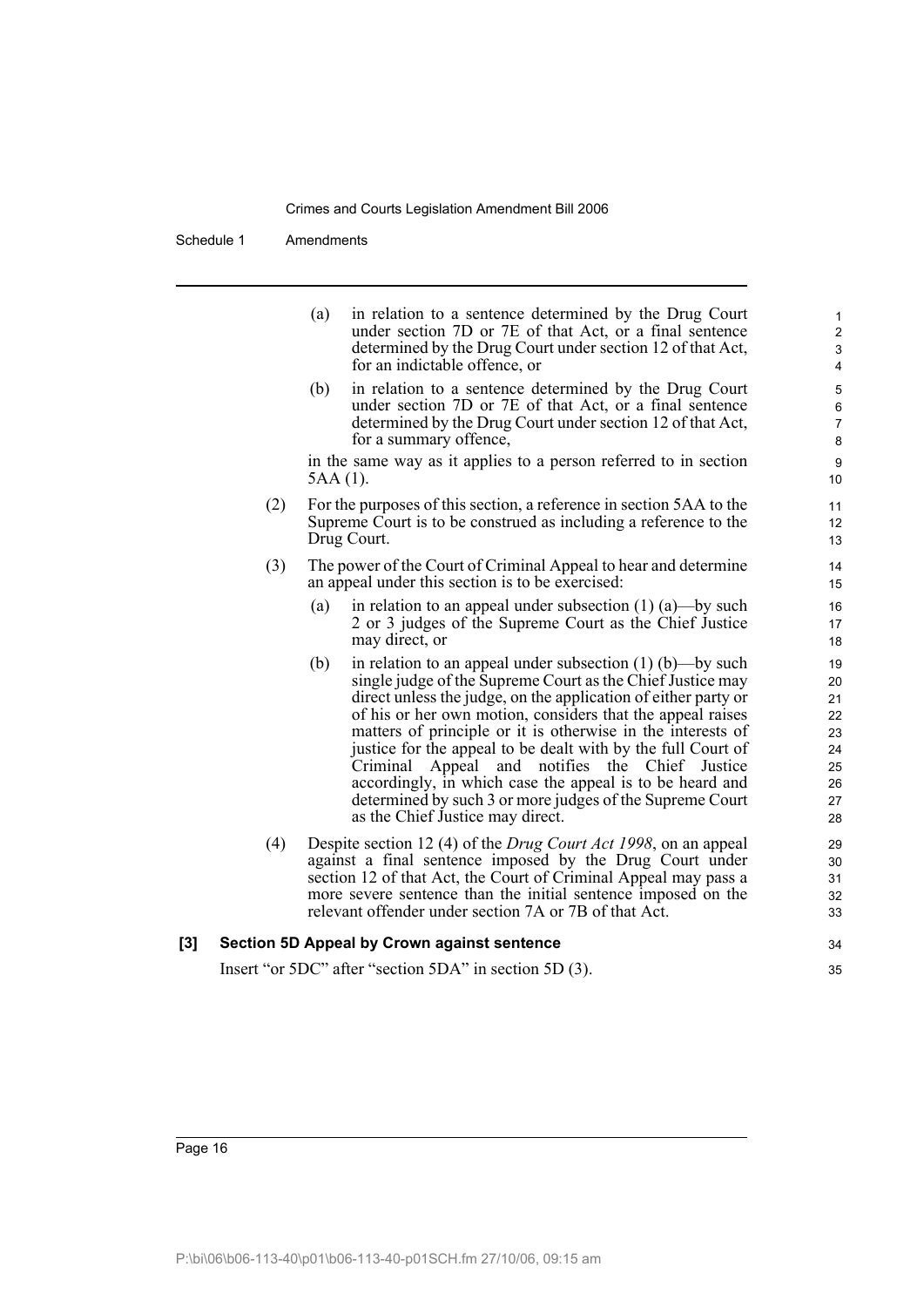(a) in relation to a sentence determined by the Drug Court under section 7D or 7E of that Act, or a final sentence determined by the Drug Court under section 12 of that Act, for an indictable offence, or

(b) in relation to a sentence determined by the Drug Court under section 7D or 7E of that Act, or a final sentence determined by the Drug Court under section 12 of that Act, for a summary offence,

in the same way as it applies to a person referred to in section 5AA (1).

(2) For the purposes of this section, a reference in section 5AA to the Supreme Court is to be construed as including a reference to the Drug Court.

(3) The power of the Court of Criminal Appeal to hear and determine an appeal under this section is to be exercised:

(a) in relation to an appeal under subsection (1) (a)—by such 2 or 3 judges of the Supreme Court as the Chief Justice may direct, or

(b) in relation to an appeal under subsection (1) (b)—by such single judge of the Supreme Court as the Chief Justice may direct unless the judge, on the application of either party or of his or her own motion, considers that the appeal raises matters of principle or it is otherwise in the interests of justice for the appeal to be dealt with by the full Court of Criminal Appeal and notifies the Chief Justice accordingly, in which case the appeal is to be heard and determined by such 3 or more judges of the Supreme Court as the Chief Justice may direct.

(4) Despite section 12 (4) of the *Drug Court Act 1998*, on an appeal against a final sentence imposed by the Drug Court under section 12 of that Act, the Court of Criminal Appeal may pass a more severe sentence than the initial sentence imposed on the relevant offender under section 7A or 7B of that Act.

**[3] Section 5D Appeal by Crown against sentence**

Insert "or 5DC" after "section 5DA" in section 5D (3).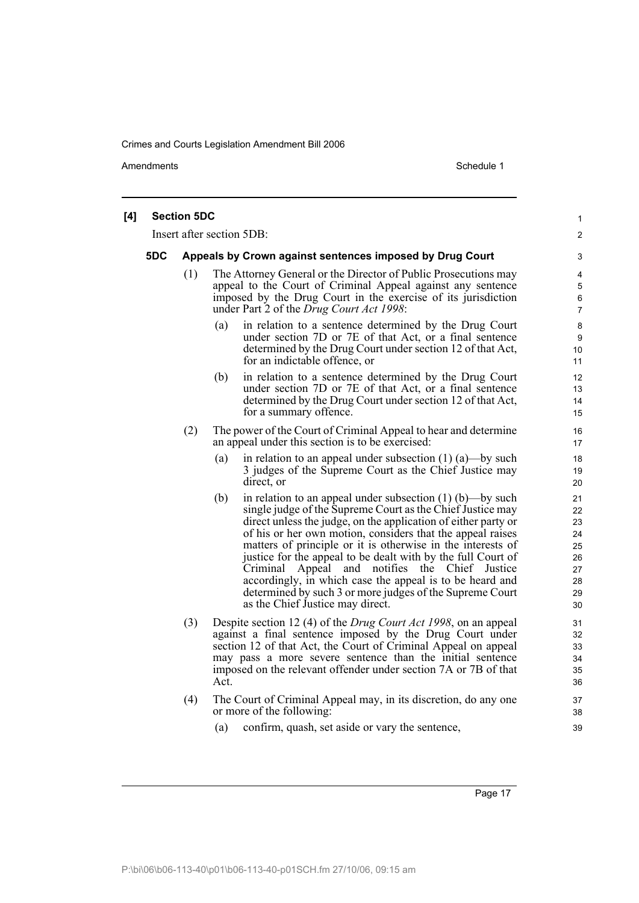**[4] Section 5DC**

Insert after section 5DB:

**5DC Appeals by Crown against sentences imposed by Drug Court**

(1) The Attorney General or the Director of Public Prosecutions may appeal to the Court of Criminal Appeal against any sentence imposed by the Drug Court in the exercise of its jurisdiction under Part 2 of the *Drug Court Act 1998*:

(a) in relation to a sentence determined by the Drug Court under section 7D or 7E of that Act, or a final sentence determined by the Drug Court under section 12 of that Act, for an indictable offence, or

(b) in relation to a sentence determined by the Drug Court under section 7D or 7E of that Act, or a final sentence determined by the Drug Court under section 12 of that Act, for a summary offence.

(2) The power of the Court of Criminal Appeal to hear and determine an appeal under this section is to be exercised:

(a) in relation to an appeal under subsection (1) (a)—by such 3 judges of the Supreme Court as the Chief Justice may direct, or

(b) in relation to an appeal under subsection (1) (b)—by such single judge of the Supreme Court as the Chief Justice may direct unless the judge, on the application of either party or of his or her own motion, considers that the appeal raises matters of principle or it is otherwise in the interests of justice for the appeal to be dealt with by the full Court of Criminal Appeal and notifies the Chief Justice accordingly, in which case the appeal is to be heard and determined by such 3 or more judges of the Supreme Court as the Chief Justice may direct.

(3) Despite section 12 (4) of the *Drug Court Act 1998*, on an appeal against a final sentence imposed by the Drug Court under section 12 of that Act, the Court of Criminal Appeal on appeal may pass a more severe sentence than the initial sentence imposed on the relevant offender under section 7A or 7B of that Act.

(4) The Court of Criminal Appeal may, in its discretion, do any one or more of the following:

(a) confirm, quash, set aside or vary the sentence,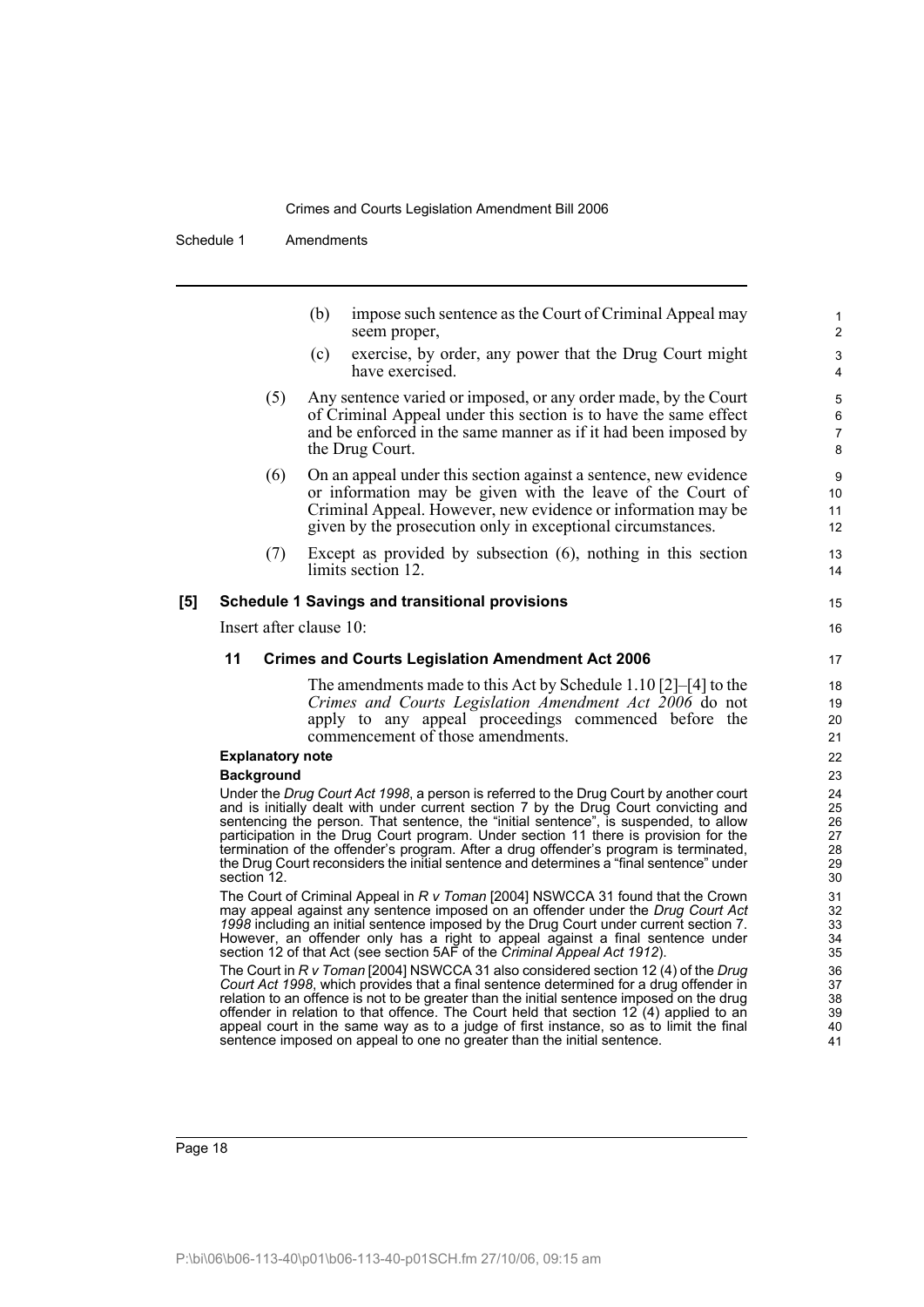(b) impose such sentence as the Court of Criminal Appeal may seem proper,

(c) exercise, by order, any power that the Drug Court might have exercised.

(5) Any sentence varied or imposed, or any order made, by the Court of Criminal Appeal under this section is to have the same effect and be enforced in the same manner as if it had been imposed by the Drug Court.

(6) On an appeal under this section against a sentence, new evidence or information may be given with the leave of the Court of Criminal Appeal. However, new evidence or information may be given by the prosecution only in exceptional circumstances.

(7) Except as provided by subsection (6), nothing in this section limits section 12.

**[5] Schedule 1 Savings and transitional provisions**

Insert after clause 10:

**11 Crimes and Courts Legislation Amendment Act 2006**

The amendments made to this Act by Schedule 1.10 [2]–[4] to the *Crimes and Courts Legislation Amendment Act 2006* do not apply to any appeal proceedings commenced before the commencement of those amendments.

**Explanatory note**

**Background**

Under the *Drug Court Act 1998*, a person is referred to the Drug Court by another court and is initially dealt with under current section 7 by the Drug Court convicting and sentencing the person. That sentence, the "initial sentence", is suspended, to allow participation in the Drug Court program. Under section 11 there is provision for the termination of the offender's program. After a drug offender's program is terminated, the Drug Court reconsiders the initial sentence and determines a "final sentence" under section 12.

The Court of Criminal Appeal in *R v Toman* [2004] NSWCCA 31 found that the Crown may appeal against any sentence imposed on an offender under the *Drug Court Act 1998* including an initial sentence imposed by the Drug Court under current section 7. However, an offender only has a right to appeal against a final sentence under section 12 of that Act (see section 5AF of the *Criminal Appeal Act 1912*).

The Court in *R v Toman* [2004] NSWCCA 31 also considered section 12 (4) of the *Drug Court Act 1998*, which provides that a final sentence determined for a drug offender in relation to an offence is not to be greater than the initial sentence imposed on the drug offender in relation to that offence. The Court held that section 12 (4) applied to an appeal court in the same way as to a judge of first instance, so as to limit the final sentence imposed on appeal to one no greater than the initial sentence.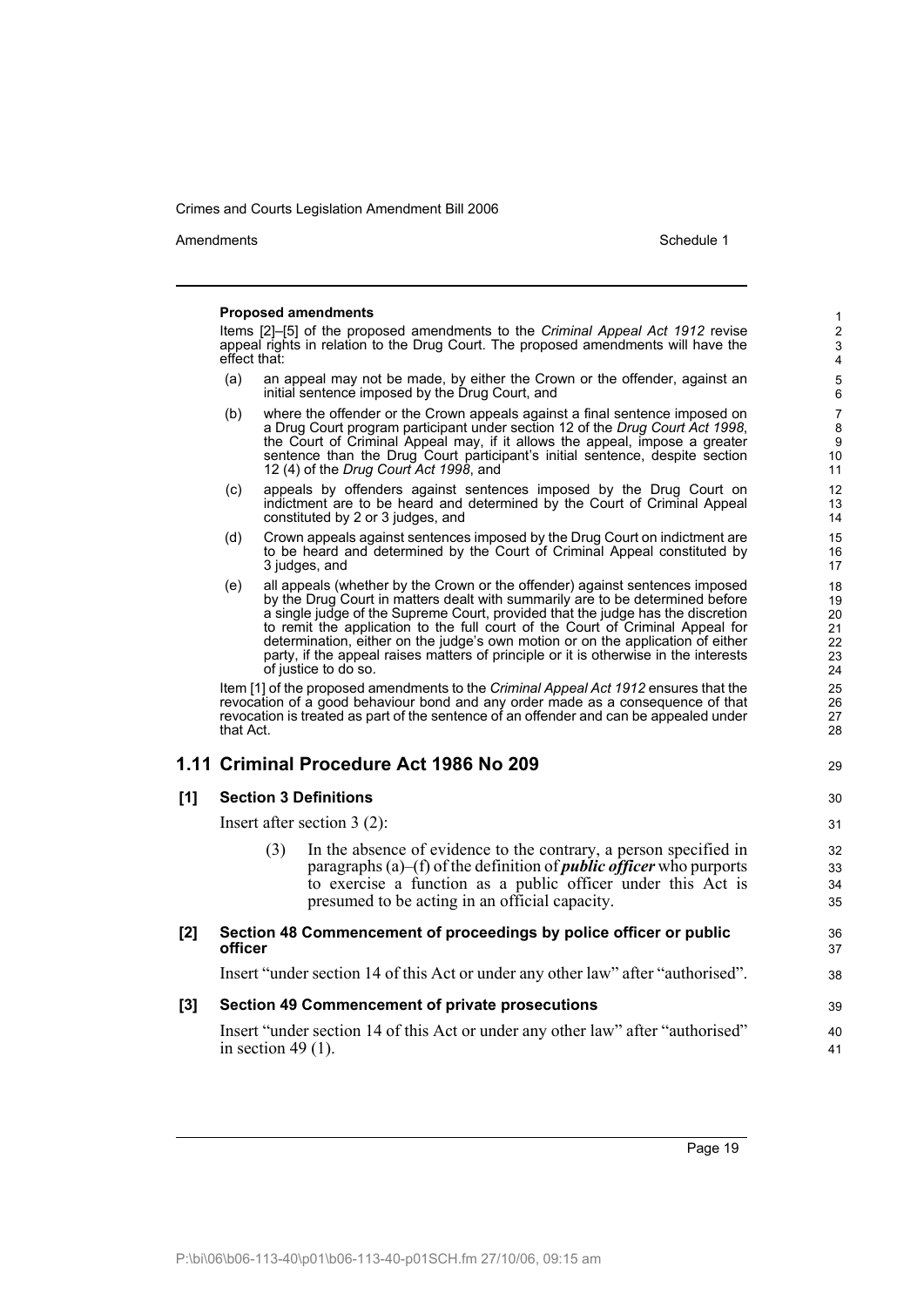**Proposed amendments**

Items [2]–[5] of the proposed amendments to the *Criminal Appeal Act 1912* revise appeal rights in relation to the Drug Court. The proposed amendments will have the effect that:

(a) an appeal may not be made, by either the Crown or the offender, against an initial sentence imposed by the Drug Court, and

(b) where the offender or the Crown appeals against a final sentence imposed on a Drug Court program participant under section 12 of the *Drug Court Act 1998*, the Court of Criminal Appeal may, if it allows the appeal, impose a greater sentence than the Drug Court participant's initial sentence, despite section 12 (4) of the *Drug Court Act 1998*, and

(c) appeals by offenders against sentences imposed by the Drug Court on indictment are to be heard and determined by the Court of Criminal Appeal constituted by 2 or 3 judges, and

(d) Crown appeals against sentences imposed by the Drug Court on indictment are to be heard and determined by the Court of Criminal Appeal constituted by 3 judges, and

(e) all appeals (whether by the Crown or the offender) against sentences imposed by the Drug Court in matters dealt with summarily are to be determined before a single judge of the Supreme Court, provided that the judge has the discretion to remit the application to the full court of the Court of Criminal Appeal for determination, either on the judge's own motion or on the application of either party, if the appeal raises matters of principle or it is otherwise in the interests of justice to do so.

Item [1] of the proposed amendments to the *Criminal Appeal Act 1912* ensures that the revocation of a good behaviour bond and any order made as a consequence of that revocation is treated as part of the sentence of an offender and can be appealed under that Act.

## 1.11 Criminal Procedure Act 1986 No 209

### [1] Section 3 Definitions

Insert after section 3 (2):

> (3) In the absence of evidence to the contrary, a person specified in paragraphs (a)–(f) of the definition of ***public officer*** who purports to exercise a function as a public officer under this Act is presumed to be acting in an official capacity.

### [2] Section 48 Commencement of proceedings by police officer or public officer

Insert "under section 14 of this Act or under any other law" after "authorised".

### [3] Section 49 Commencement of private prosecutions

Insert "under section 14 of this Act or under any other law" after "authorised" in section 49 (1).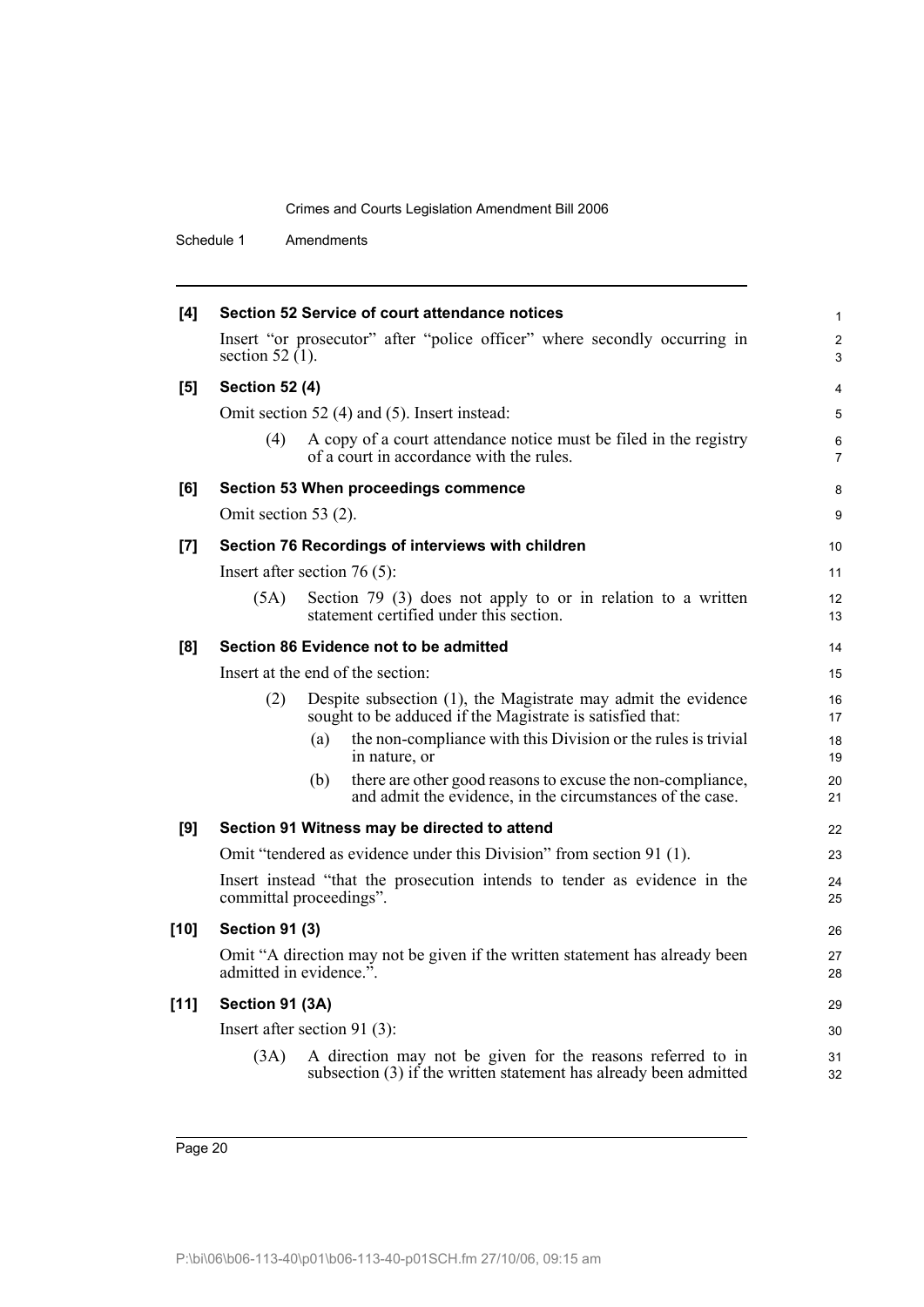**[4] Section 52 Service of court attendance notices**

Insert "or prosecutor" after "police officer" where secondly occurring in section 52 (1).

**[5] Section 52 (4)**

Omit section 52 (4) and (5). Insert instead:

(4) A copy of a court attendance notice must be filed in the registry of a court in accordance with the rules.

**[6] Section 53 When proceedings commence**

Omit section 53 (2).

**[7] Section 76 Recordings of interviews with children**

Insert after section 76 (5):

(5A) Section 79 (3) does not apply to or in relation to a written statement certified under this section.

**[8] Section 86 Evidence not to be admitted**

Insert at the end of the section:

(2) Despite subsection (1), the Magistrate may admit the evidence sought to be adduced if the Magistrate is satisfied that:

(a) the non-compliance with this Division or the rules is trivial in nature, or

(b) there are other good reasons to excuse the non-compliance, and admit the evidence, in the circumstances of the case.

**[9] Section 91 Witness may be directed to attend**

Omit "tendered as evidence under this Division" from section 91 (1).

Insert instead "that the prosecution intends to tender as evidence in the committal proceedings".

**[10] Section 91 (3)**

Omit "A direction may not be given if the written statement has already been admitted in evidence.".

**[11] Section 91 (3A)**

Insert after section 91 (3):

(3A) A direction may not be given for the reasons referred to in subsection (3) if the written statement has already been admitted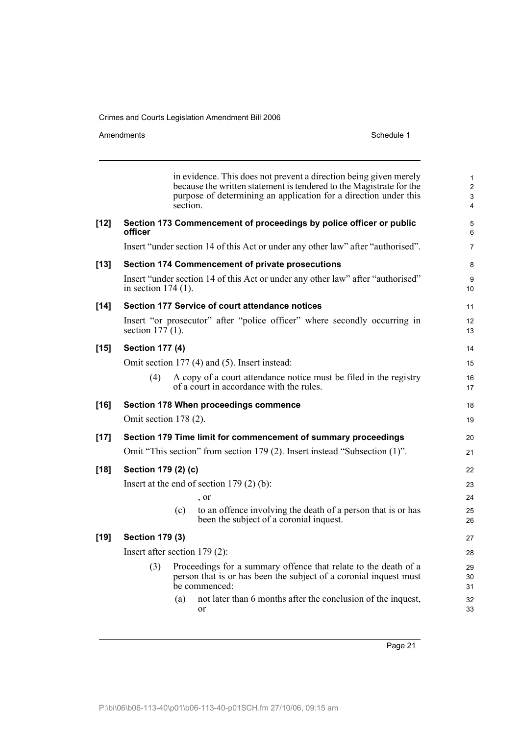in evidence. This does not prevent a direction being given merely because the written statement is tendered to the Magistrate for the purpose of determining an application for a direction under this section.

**[12] Section 173 Commencement of proceedings by police officer or public officer**

Insert "under section 14 of this Act or under any other law" after "authorised".

**[13] Section 174 Commencement of private prosecutions**

Insert "under section 14 of this Act or under any other law" after "authorised" in section 174 (1).

**[14] Section 177 Service of court attendance notices**

Insert "or prosecutor" after "police officer" where secondly occurring in section 177 (1).

**[15] Section 177 (4)**

Omit section 177 (4) and (5). Insert instead:

(4) A copy of a court attendance notice must be filed in the registry of a court in accordance with the rules.

**[16] Section 178 When proceedings commence**

Omit section 178 (2).

**[17] Section 179 Time limit for commencement of summary proceedings**

Omit "This section" from section 179 (2). Insert instead "Subsection (1)".

**[18] Section 179 (2) (c)**

Insert at the end of section 179 (2) (b):

, or

(c) to an offence involving the death of a person that is or has been the subject of a coronial inquest.

**[19] Section 179 (3)**

Insert after section 179 (2):

(3) Proceedings for a summary offence that relate to the death of a person that is or has been the subject of a coronial inquest must be commenced:

(a) not later than 6 months after the conclusion of the inquest, or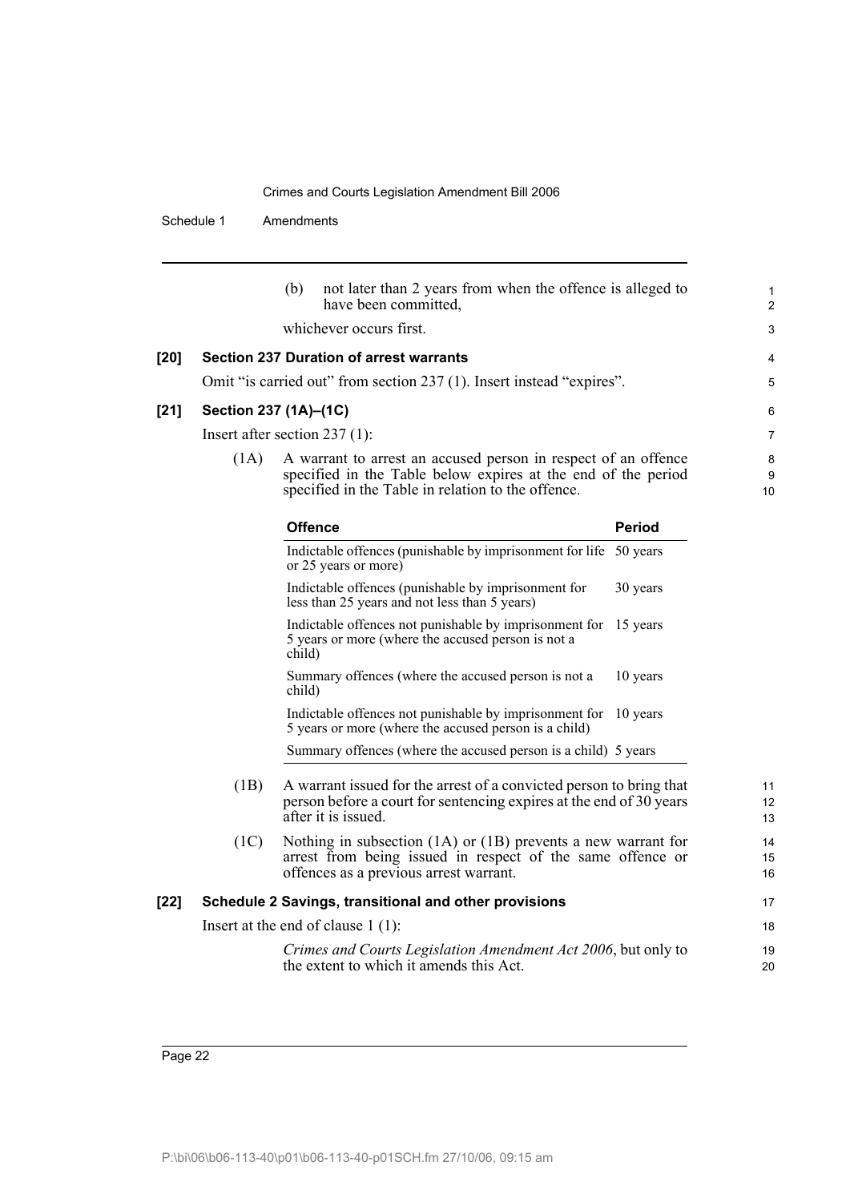(b) not later than 2 years from when the offence is alleged to have been committed,

whichever occurs first.

**[20] Section 237 Duration of arrest warrants**

Omit "is carried out" from section 237 (1). Insert instead "expires".

**[21] Section 237 (1A)–(1C)**

Insert after section 237 (1):

(1A) A warrant to arrest an accused person in respect of an offence specified in the Table below expires at the end of the period specified in the Table in relation to the offence.

| Offence | Period |
|---|---|
| Indictable offences (punishable by imprisonment for life or 25 years or more) | 50 years |
| Indictable offences (punishable by imprisonment for less than 25 years and not less than 5 years) | 30 years |
| Indictable offences not punishable by imprisonment for 5 years or more (where the accused person is not a child) | 15 years |
| Summary offences (where the accused person is not a child) | 10 years |
| Indictable offences not punishable by imprisonment for 5 years or more (where the accused person is a child) | 10 years |
| Summary offences (where the accused person is a child) | 5 years |

(1B) A warrant issued for the arrest of a convicted person to bring that person before a court for sentencing expires at the end of 30 years after it is issued.

(1C) Nothing in subsection (1A) or (1B) prevents a new warrant for arrest from being issued in respect of the same offence or offences as a previous arrest warrant.

**[22] Schedule 2 Savings, transitional and other provisions**

Insert at the end of clause 1 (1):

*Crimes and Courts Legislation Amendment Act 2006*, but only to the extent to which it amends this Act.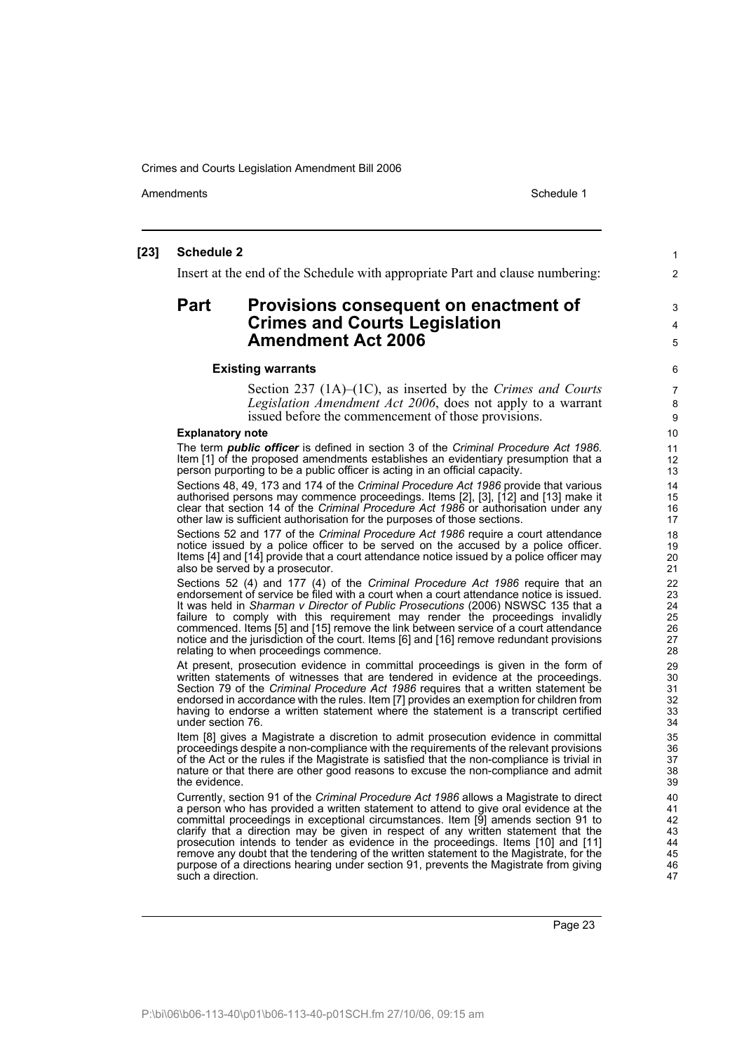**[23] Schedule 2**

Insert at the end of the Schedule with appropriate Part and clause numbering:

## Part Provisions consequent on enactment of Crimes and Courts Legislation Amendment Act 2006

### Existing warrants

Section 237 (1A)–(1C), as inserted by the *Crimes and Courts Legislation Amendment Act 2006*, does not apply to a warrant issued before the commencement of those provisions.

**Explanatory note**

The term ***public officer*** is defined in section 3 of the *Criminal Procedure Act 1986*. Item [1] of the proposed amendments establishes an evidentiary presumption that a person purporting to be a public officer is acting in an official capacity.

Sections 48, 49, 173 and 174 of the *Criminal Procedure Act 1986* provide that various authorised persons may commence proceedings. Items [2], [3], [12] and [13] make it clear that section 14 of the *Criminal Procedure Act 1986* or authorisation under any other law is sufficient authorisation for the purposes of those sections.

Sections 52 and 177 of the *Criminal Procedure Act 1986* require a court attendance notice issued by a police officer to be served on the accused by a police officer. Items [4] and [14] provide that a court attendance notice issued by a police officer may also be served by a prosecutor.

Sections 52 (4) and 177 (4) of the *Criminal Procedure Act 1986* require that an endorsement of service be filed with a court when a court attendance notice is issued. It was held in *Sharman v Director of Public Prosecutions* (2006) NSWSC 135 that a failure to comply with this requirement may render the proceedings invalidly commenced. Items [5] and [15] remove the link between service of a court attendance notice and the jurisdiction of the court. Items [6] and [16] remove redundant provisions relating to when proceedings commence.

At present, prosecution evidence in committal proceedings is given in the form of written statements of witnesses that are tendered in evidence at the proceedings. Section 79 of the *Criminal Procedure Act 1986* requires that a written statement be endorsed in accordance with the rules. Item [7] provides an exemption for children from having to endorse a written statement where the statement is a transcript certified under section 76.

Item [8] gives a Magistrate a discretion to admit prosecution evidence in committal proceedings despite a non-compliance with the requirements of the relevant provisions of the Act or the rules if the Magistrate is satisfied that the non-compliance is trivial in nature or that there are other good reasons to excuse the non-compliance and admit the evidence.

Currently, section 91 of the *Criminal Procedure Act 1986* allows a Magistrate to direct a person who has provided a written statement to attend to give oral evidence at the committal proceedings in exceptional circumstances. Item [9] amends section 91 to clarify that a direction may be given in respect of any written statement that the prosecution intends to tender as evidence in the proceedings. Items [10] and [11] remove any doubt that the tendering of the written statement to the Magistrate, for the purpose of a directions hearing under section 91, prevents the Magistrate from giving such a direction.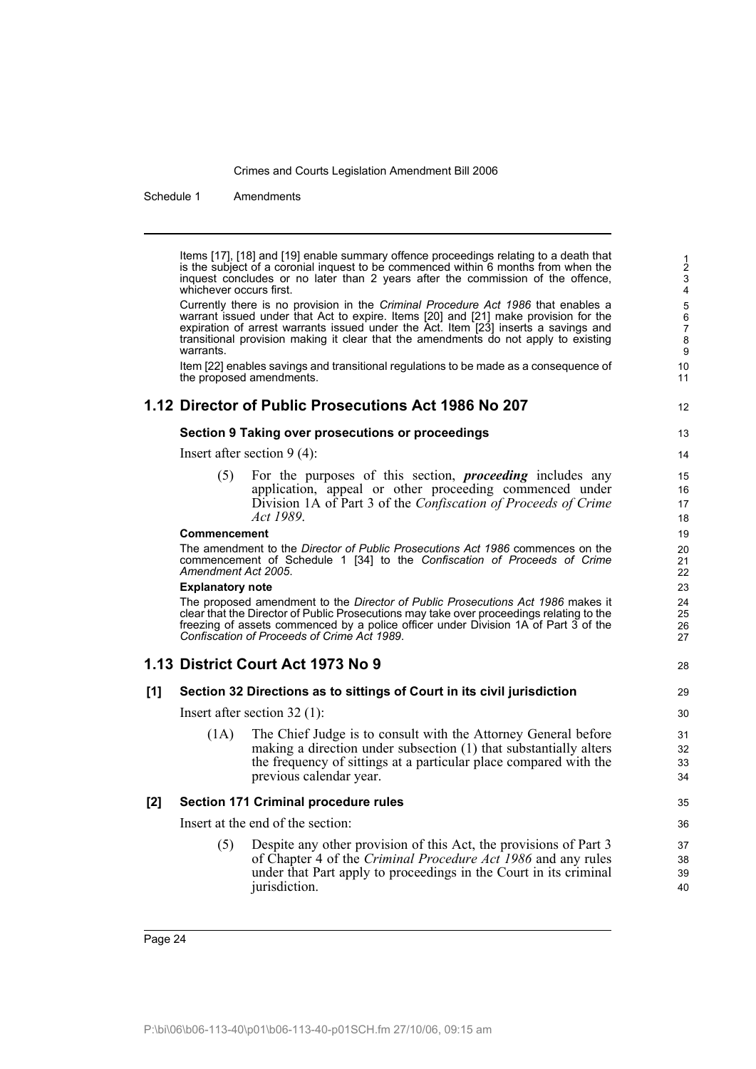Items [17], [18] and [19] enable summary offence proceedings relating to a death that is the subject of a coronial inquest to be commenced within 6 months from when the inquest concludes or no later than 2 years after the commission of the offence, whichever occurs first.

Currently there is no provision in the *Criminal Procedure Act 1986* that enables a warrant issued under that Act to expire. Items [20] and [21] make provision for the expiration of arrest warrants issued under the Act. Item [23] inserts a savings and transitional provision making it clear that the amendments do not apply to existing warrants.

Item [22] enables savings and transitional regulations to be made as a consequence of the proposed amendments.

## 1.12 Director of Public Prosecutions Act 1986 No 207

### Section 9 Taking over prosecutions or proceedings

Insert after section 9 (4):

(5) For the purposes of this section, ***proceeding*** includes any application, appeal or other proceeding commenced under Division 1A of Part 3 of the *Confiscation of Proceeds of Crime Act 1989*.

**Commencement**

The amendment to the *Director of Public Prosecutions Act 1986* commences on the commencement of Schedule 1 [34] to the *Confiscation of Proceeds of Crime Amendment Act 2005*.

**Explanatory note**

The proposed amendment to the *Director of Public Prosecutions Act 1986* makes it clear that the Director of Public Prosecutions may take over proceedings relating to the freezing of assets commenced by a police officer under Division 1A of Part 3 of the *Confiscation of Proceeds of Crime Act 1989*.

## 1.13 District Court Act 1973 No 9

### [1] Section 32 Directions as to sittings of Court in its civil jurisdiction

Insert after section 32 (1):

(1A) The Chief Judge is to consult with the Attorney General before making a direction under subsection (1) that substantially alters the frequency of sittings at a particular place compared with the previous calendar year.

### [2] Section 171 Criminal procedure rules

Insert at the end of the section:

(5) Despite any other provision of this Act, the provisions of Part 3 of Chapter 4 of the *Criminal Procedure Act 1986* and any rules under that Part apply to proceedings in the Court in its criminal jurisdiction.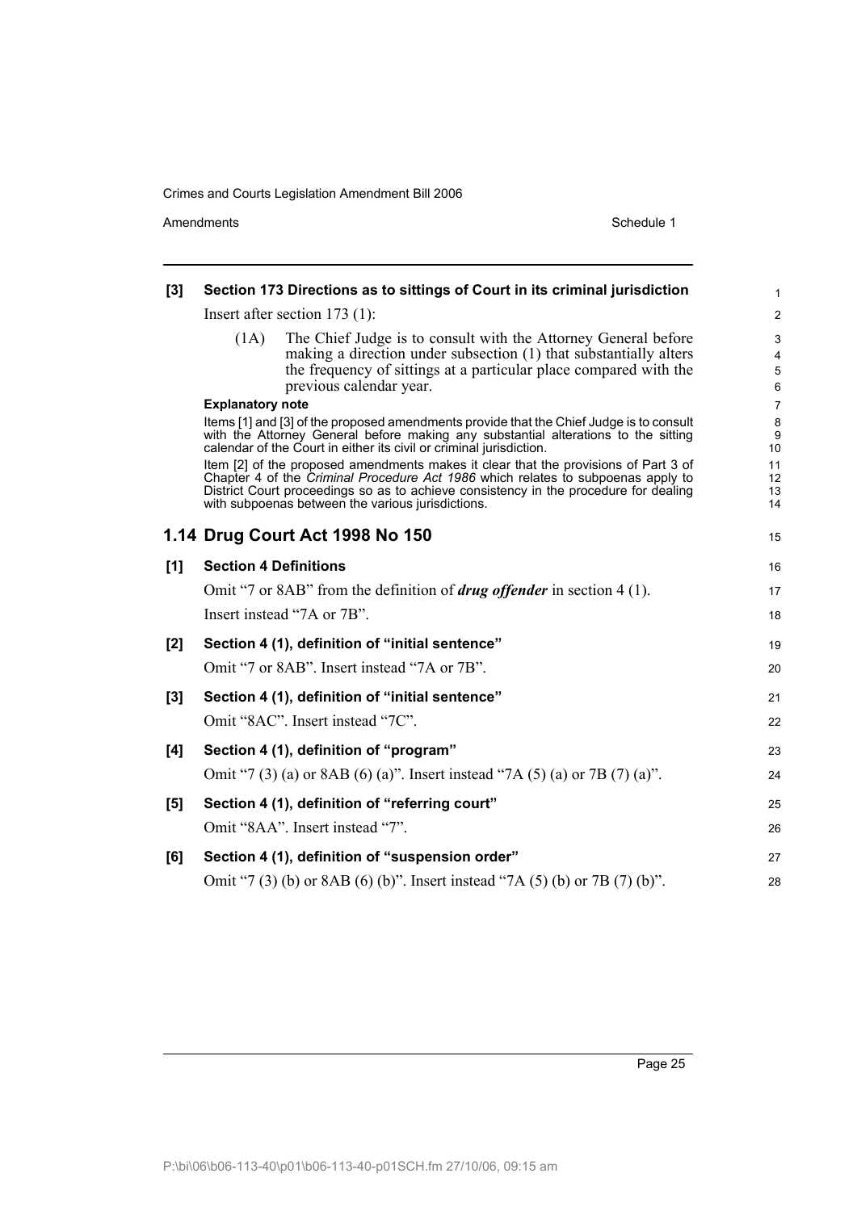**[3] Section 173 Directions as to sittings of Court in its criminal jurisdiction**

Insert after section 173 (1):

(1A) The Chief Judge is to consult with the Attorney General before making a direction under subsection (1) that substantially alters the frequency of sittings at a particular place compared with the previous calendar year.

**Explanatory note**

Items [1] and [3] of the proposed amendments provide that the Chief Judge is to consult with the Attorney General before making any substantial alterations to the sitting calendar of the Court in either its civil or criminal jurisdiction.

Item [2] of the proposed amendments makes it clear that the provisions of Part 3 of Chapter 4 of the *Criminal Procedure Act 1986* which relates to subpoenas apply to District Court proceedings so as to achieve consistency in the procedure for dealing with subpoenas between the various jurisdictions.

## 1.14 Drug Court Act 1998 No 150

**[1] Section 4 Definitions**

Omit "7 or 8AB" from the definition of ***drug offender*** in section 4 (1).

Insert instead "7A or 7B".

**[2] Section 4 (1), definition of "initial sentence"**

Omit "7 or 8AB". Insert instead "7A or 7B".

**[3] Section 4 (1), definition of "initial sentence"**

Omit "8AC". Insert instead "7C".

**[4] Section 4 (1), definition of "program"**

Omit "7 (3) (a) or 8AB (6) (a)". Insert instead "7A (5) (a) or 7B (7) (a)".

**[5] Section 4 (1), definition of "referring court"**

Omit "8AA". Insert instead "7".

**[6] Section 4 (1), definition of "suspension order"**

Omit "7 (3) (b) or 8AB (6) (b)". Insert instead "7A (5) (b) or 7B (7) (b)".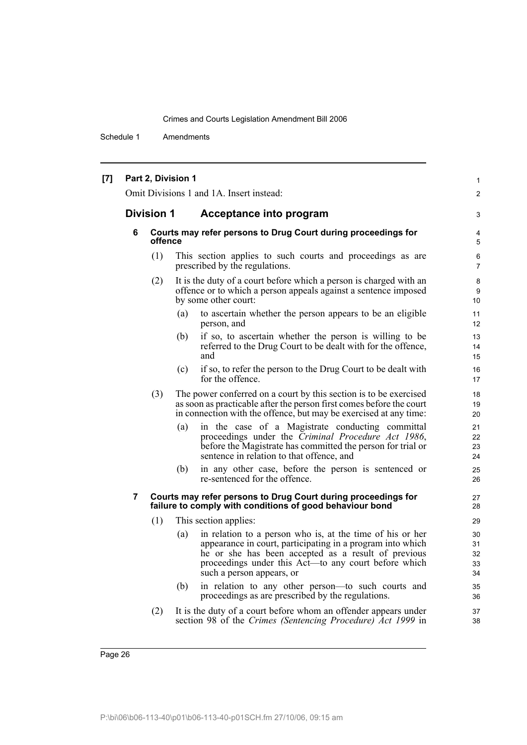**[7] Part 2, Division 1**

Omit Divisions 1 and 1A. Insert instead:

## Division 1 Acceptance into program

### 6 Courts may refer persons to Drug Court during proceedings for offence

(1) This section applies to such courts and proceedings as are prescribed by the regulations.

(2) It is the duty of a court before which a person is charged with an offence or to which a person appeals against a sentence imposed by some other court:

- (a) to ascertain whether the person appears to be an eligible person, and
- (b) if so, to ascertain whether the person is willing to be referred to the Drug Court to be dealt with for the offence, and
- (c) if so, to refer the person to the Drug Court to be dealt with for the offence.

(3) The power conferred on a court by this section is to be exercised as soon as practicable after the person first comes before the court in connection with the offence, but may be exercised at any time:

- (a) in the case of a Magistrate conducting committal proceedings under the *Criminal Procedure Act 1986*, before the Magistrate has committed the person for trial or sentence in relation to that offence, and
- (b) in any other case, before the person is sentenced or re-sentenced for the offence.

### 7 Courts may refer persons to Drug Court during proceedings for failure to comply with conditions of good behaviour bond

(1) This section applies:

- (a) in relation to a person who is, at the time of his or her appearance in court, participating in a program into which he or she has been accepted as a result of previous proceedings under this Act—to any court before which such a person appears, or
- (b) in relation to any other person—to such courts and proceedings as are prescribed by the regulations.

(2) It is the duty of a court before whom an offender appears under section 98 of the *Crimes (Sentencing Procedure) Act 1999* in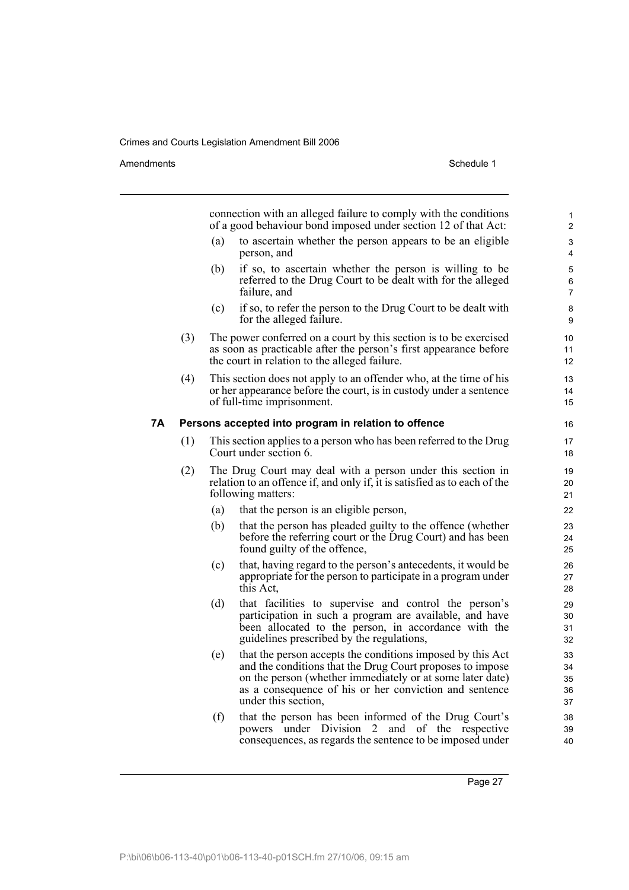connection with an alleged failure to comply with the conditions of a good behaviour bond imposed under section 12 of that Act:

(a) to ascertain whether the person appears to be an eligible person, and

(b) if so, to ascertain whether the person is willing to be referred to the Drug Court to be dealt with for the alleged failure, and

(c) if so, to refer the person to the Drug Court to be dealt with for the alleged failure.

(3) The power conferred on a court by this section is to be exercised as soon as practicable after the person's first appearance before the court in relation to the alleged failure.

(4) This section does not apply to an offender who, at the time of his or her appearance before the court, is in custody under a sentence of full-time imprisonment.

**7A Persons accepted into program in relation to offence**

(1) This section applies to a person who has been referred to the Drug Court under section 6.

(2) The Drug Court may deal with a person under this section in relation to an offence if, and only if, it is satisfied as to each of the following matters:

(a) that the person is an eligible person,

(b) that the person has pleaded guilty to the offence (whether before the referring court or the Drug Court) and has been found guilty of the offence,

(c) that, having regard to the person's antecedents, it would be appropriate for the person to participate in a program under this Act,

(d) that facilities to supervise and control the person's participation in such a program are available, and have been allocated to the person, in accordance with the guidelines prescribed by the regulations,

(e) that the person accepts the conditions imposed by this Act and the conditions that the Drug Court proposes to impose on the person (whether immediately or at some later date) as a consequence of his or her conviction and sentence under this section,

(f) that the person has been informed of the Drug Court's powers under Division 2 and of the respective consequences, as regards the sentence to be imposed under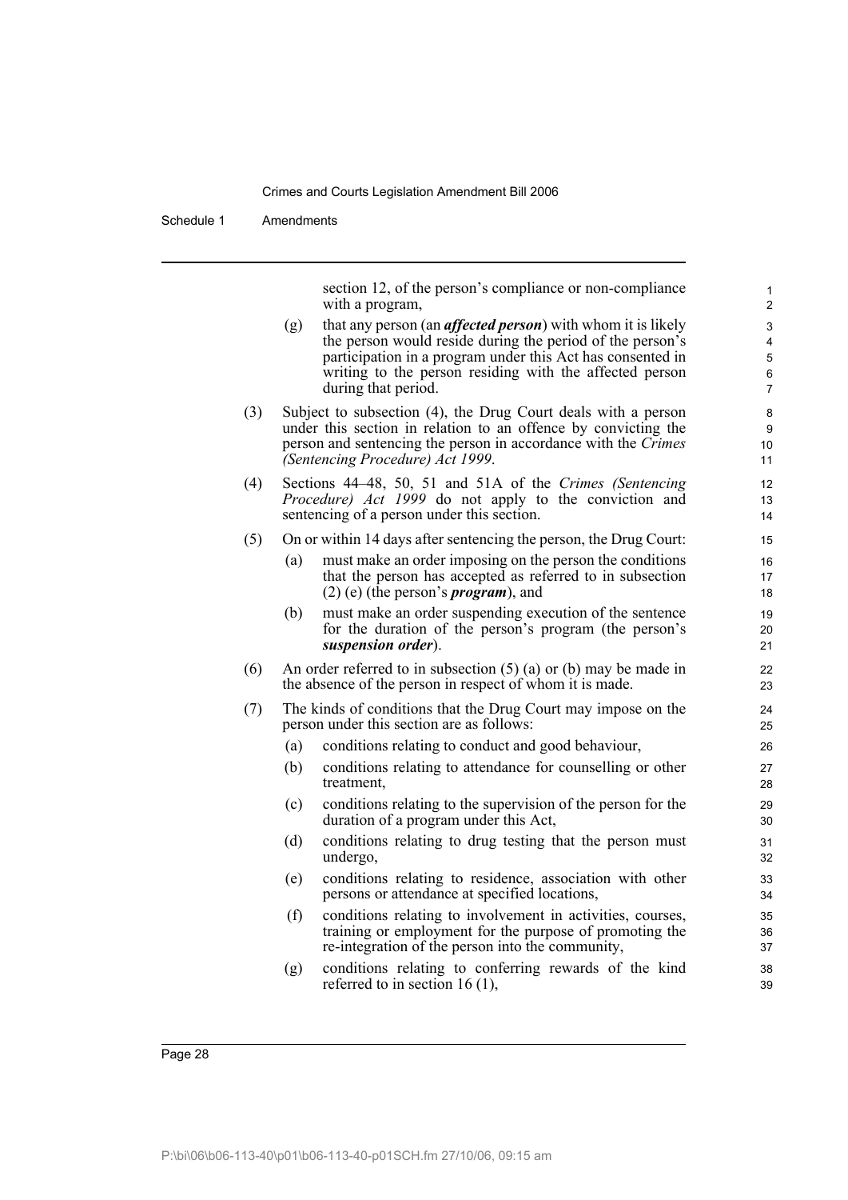section 12, of the person's compliance or non-compliance with a program,

(g) that any person (an ***affected person***) with whom it is likely the person would reside during the period of the person's participation in a program under this Act has consented in writing to the person residing with the affected person during that period.

(3) Subject to subsection (4), the Drug Court deals with a person under this section in relation to an offence by convicting the person and sentencing the person in accordance with the *Crimes (Sentencing Procedure) Act 1999*.

(4) Sections 44–48, 50, 51 and 51A of the *Crimes (Sentencing Procedure) Act 1999* do not apply to the conviction and sentencing of a person under this section.

(5) On or within 14 days after sentencing the person, the Drug Court:

(a) must make an order imposing on the person the conditions that the person has accepted as referred to in subsection (2) (e) (the person's ***program***), and

(b) must make an order suspending execution of the sentence for the duration of the person's program (the person's ***suspension order***).

(6) An order referred to in subsection (5) (a) or (b) may be made in the absence of the person in respect of whom it is made.

(7) The kinds of conditions that the Drug Court may impose on the person under this section are as follows:

(a) conditions relating to conduct and good behaviour,

(b) conditions relating to attendance for counselling or other treatment,

(c) conditions relating to the supervision of the person for the duration of a program under this Act,

(d) conditions relating to drug testing that the person must undergo,

(e) conditions relating to residence, association with other persons or attendance at specified locations,

(f) conditions relating to involvement in activities, courses, training or employment for the purpose of promoting the re-integration of the person into the community,

(g) conditions relating to conferring rewards of the kind referred to in section 16 (1),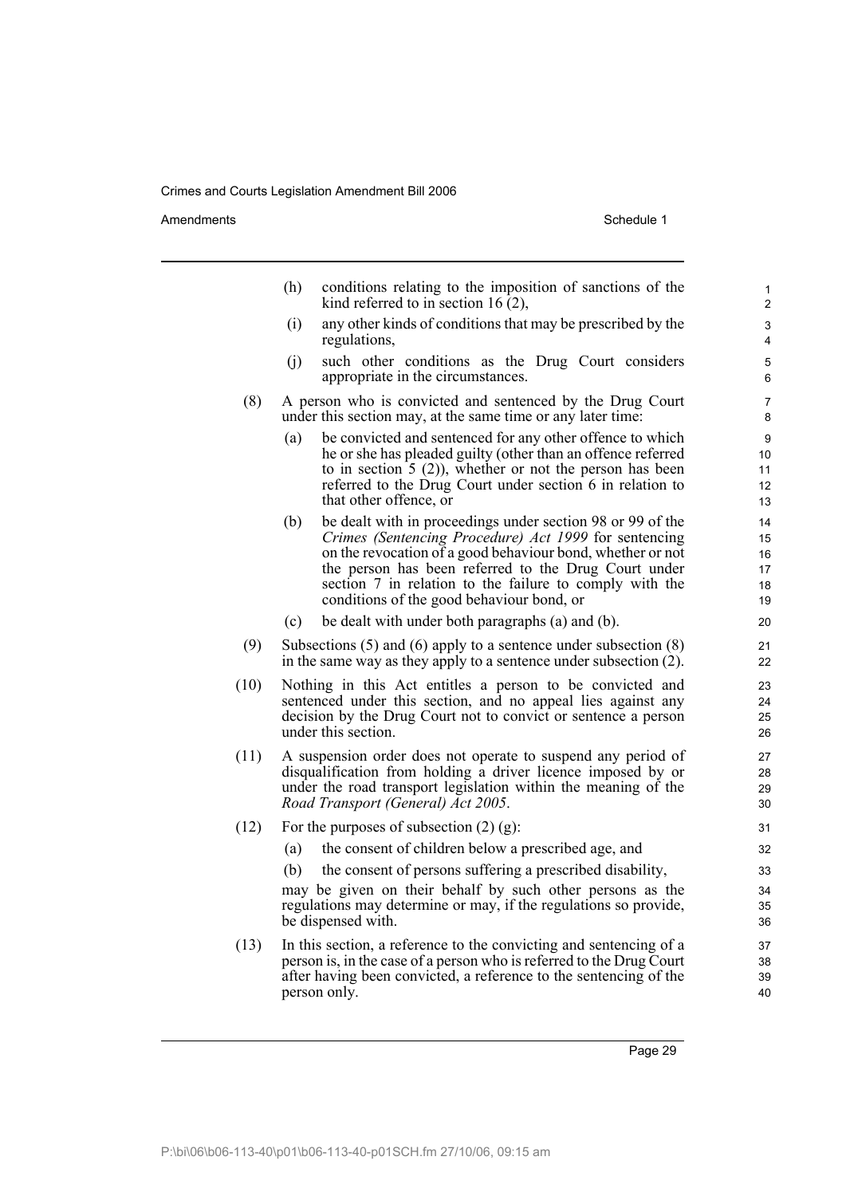(h) conditions relating to the imposition of sanctions of the kind referred to in section 16 (2),

(i) any other kinds of conditions that may be prescribed by the regulations,

(j) such other conditions as the Drug Court considers appropriate in the circumstances.

(8) A person who is convicted and sentenced by the Drug Court under this section may, at the same time or any later time:

(a) be convicted and sentenced for any other offence to which he or she has pleaded guilty (other than an offence referred to in section 5 (2)), whether or not the person has been referred to the Drug Court under section 6 in relation to that other offence, or

(b) be dealt with in proceedings under section 98 or 99 of the *Crimes (Sentencing Procedure) Act 1999* for sentencing on the revocation of a good behaviour bond, whether or not the person has been referred to the Drug Court under section 7 in relation to the failure to comply with the conditions of the good behaviour bond, or

(c) be dealt with under both paragraphs (a) and (b).

(9) Subsections (5) and (6) apply to a sentence under subsection (8) in the same way as they apply to a sentence under subsection (2).

(10) Nothing in this Act entitles a person to be convicted and sentenced under this section, and no appeal lies against any decision by the Drug Court not to convict or sentence a person under this section.

(11) A suspension order does not operate to suspend any period of disqualification from holding a driver licence imposed by or under the road transport legislation within the meaning of the *Road Transport (General) Act 2005*.

(12) For the purposes of subsection (2) (g):

(a) the consent of children below a prescribed age, and

(b) the consent of persons suffering a prescribed disability,

may be given on their behalf by such other persons as the regulations may determine or may, if the regulations so provide, be dispensed with.

(13) In this section, a reference to the convicting and sentencing of a person is, in the case of a person who is referred to the Drug Court after having been convicted, a reference to the sentencing of the person only.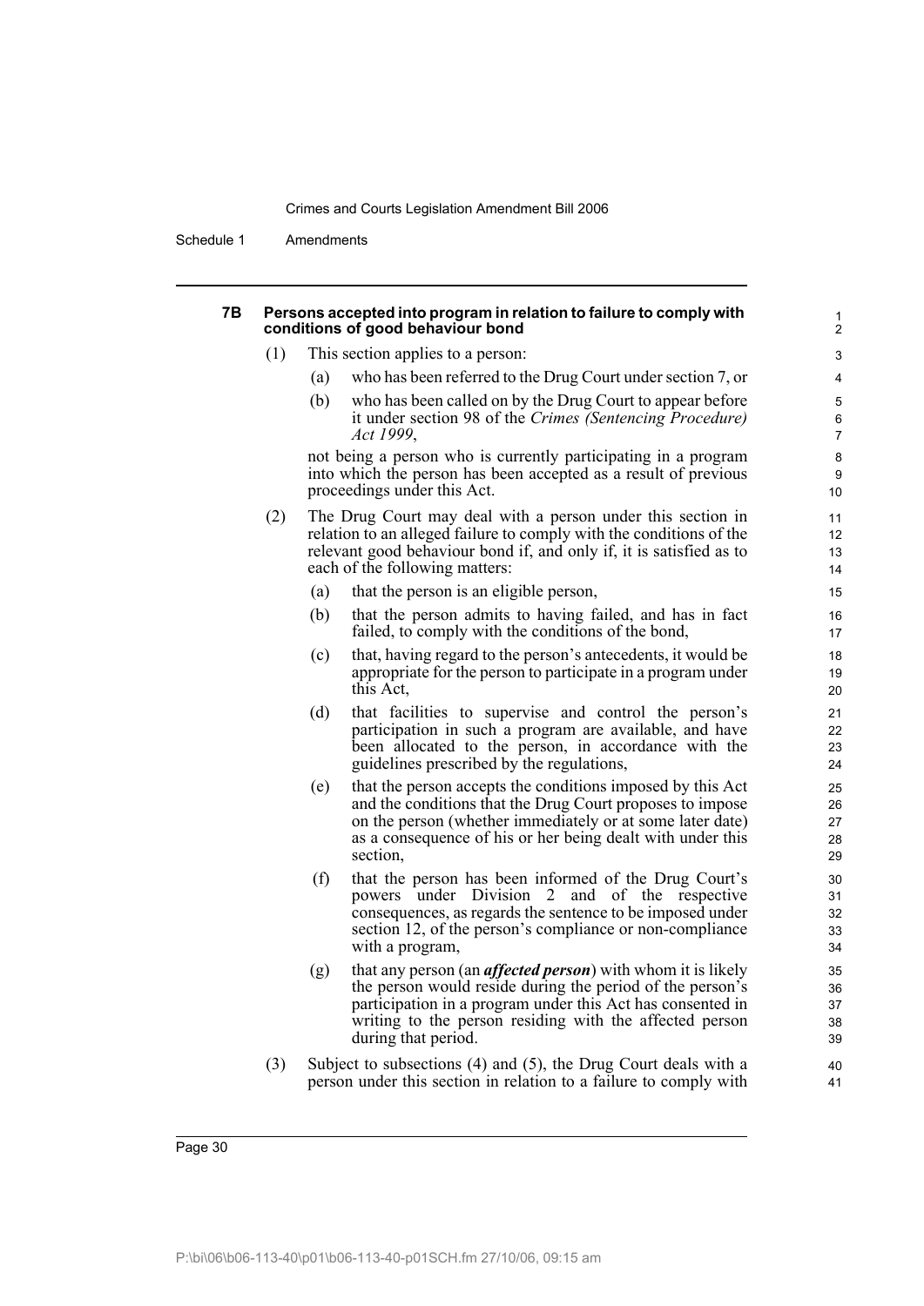#### 7B Persons accepted into program in relation to failure to comply with conditions of good behaviour bond

(1) This section applies to a person:

(a) who has been referred to the Drug Court under section 7, or

(b) who has been called on by the Drug Court to appear before it under section 98 of the *Crimes (Sentencing Procedure) Act 1999*,

not being a person who is currently participating in a program into which the person has been accepted as a result of previous proceedings under this Act.

(2) The Drug Court may deal with a person under this section in relation to an alleged failure to comply with the conditions of the relevant good behaviour bond if, and only if, it is satisfied as to each of the following matters:

(a) that the person is an eligible person,

(b) that the person admits to having failed, and has in fact failed, to comply with the conditions of the bond,

(c) that, having regard to the person's antecedents, it would be appropriate for the person to participate in a program under this Act,

(d) that facilities to supervise and control the person's participation in such a program are available, and have been allocated to the person, in accordance with the guidelines prescribed by the regulations,

(e) that the person accepts the conditions imposed by this Act and the conditions that the Drug Court proposes to impose on the person (whether immediately or at some later date) as a consequence of his or her being dealt with under this section,

(f) that the person has been informed of the Drug Court's powers under Division 2 and of the respective consequences, as regards the sentence to be imposed under section 12, of the person's compliance or non-compliance with a program,

(g) that any person (an ***affected person***) with whom it is likely the person would reside during the period of the person's participation in a program under this Act has consented in writing to the person residing with the affected person during that period.

(3) Subject to subsections (4) and (5), the Drug Court deals with a person under this section in relation to a failure to comply with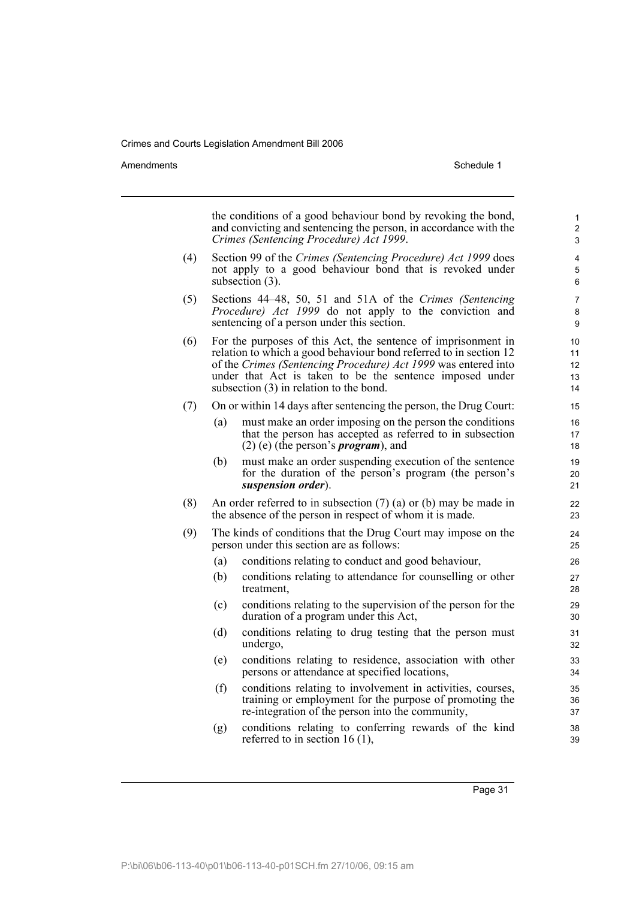the conditions of a good behaviour bond by revoking the bond, and convicting and sentencing the person, in accordance with the *Crimes (Sentencing Procedure) Act 1999*.

(4) Section 99 of the *Crimes (Sentencing Procedure) Act 1999* does not apply to a good behaviour bond that is revoked under subsection (3).

(5) Sections 44–48, 50, 51 and 51A of the *Crimes (Sentencing Procedure) Act 1999* do not apply to the conviction and sentencing of a person under this section.

(6) For the purposes of this Act, the sentence of imprisonment in relation to which a good behaviour bond referred to in section 12 of the *Crimes (Sentencing Procedure) Act 1999* was entered into under that Act is taken to be the sentence imposed under subsection (3) in relation to the bond.

(7) On or within 14 days after sentencing the person, the Drug Court:

- (a) must make an order imposing on the person the conditions that the person has accepted as referred to in subsection (2) (e) (the person's ***program***), and
- (b) must make an order suspending execution of the sentence for the duration of the person's program (the person's ***suspension order***).

(8) An order referred to in subsection (7) (a) or (b) may be made in the absence of the person in respect of whom it is made.

(9) The kinds of conditions that the Drug Court may impose on the person under this section are as follows:

- (a) conditions relating to conduct and good behaviour,
- (b) conditions relating to attendance for counselling or other treatment,
- (c) conditions relating to the supervision of the person for the duration of a program under this Act,
- (d) conditions relating to drug testing that the person must undergo,
- (e) conditions relating to residence, association with other persons or attendance at specified locations,
- (f) conditions relating to involvement in activities, courses, training or employment for the purpose of promoting the re-integration of the person into the community,
- (g) conditions relating to conferring rewards of the kind referred to in section 16 (1),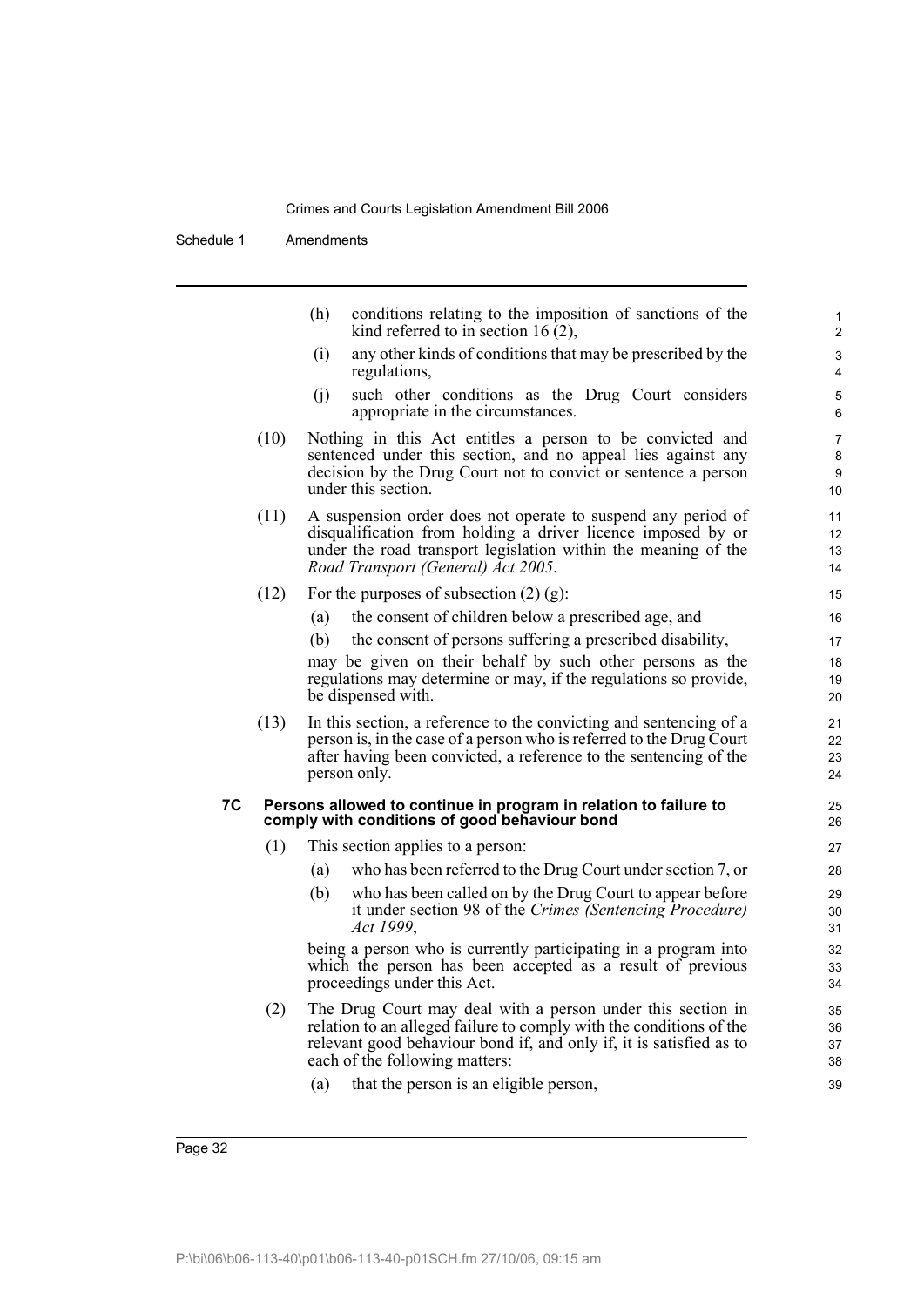(h) conditions relating to the imposition of sanctions of the kind referred to in section 16 (2),

(i) any other kinds of conditions that may be prescribed by the regulations,

(j) such other conditions as the Drug Court considers appropriate in the circumstances.

(10) Nothing in this Act entitles a person to be convicted and sentenced under this section, and no appeal lies against any decision by the Drug Court not to convict or sentence a person under this section.

(11) A suspension order does not operate to suspend any period of disqualification from holding a driver licence imposed by or under the road transport legislation within the meaning of the *Road Transport (General) Act 2005*.

(12) For the purposes of subsection (2) (g):

(a) the consent of children below a prescribed age, and

(b) the consent of persons suffering a prescribed disability,

may be given on their behalf by such other persons as the regulations may determine or may, if the regulations so provide, be dispensed with.

(13) In this section, a reference to the convicting and sentencing of a person is, in the case of a person who is referred to the Drug Court after having been convicted, a reference to the sentencing of the person only.

**7C Persons allowed to continue in program in relation to failure to comply with conditions of good behaviour bond**

(1) This section applies to a person:

(a) who has been referred to the Drug Court under section 7, or

(b) who has been called on by the Drug Court to appear before it under section 98 of the *Crimes (Sentencing Procedure) Act 1999*,

being a person who is currently participating in a program into which the person has been accepted as a result of previous proceedings under this Act.

(2) The Drug Court may deal with a person under this section in relation to an alleged failure to comply with the conditions of the relevant good behaviour bond if, and only if, it is satisfied as to each of the following matters:

(a) that the person is an eligible person,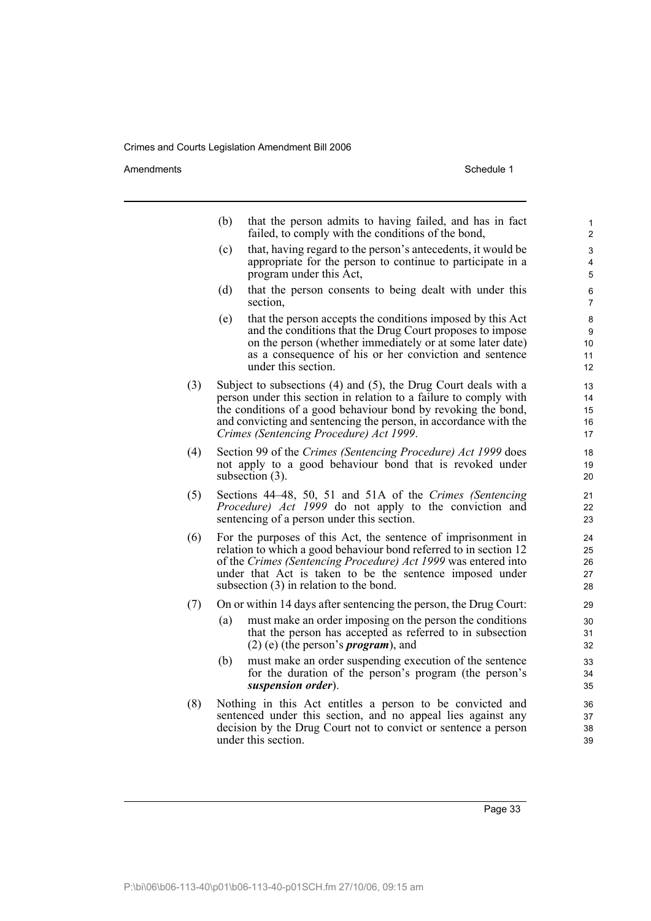(b) that the person admits to having failed, and has in fact failed, to comply with the conditions of the bond,

(c) that, having regard to the person's antecedents, it would be appropriate for the person to continue to participate in a program under this Act,

(d) that the person consents to being dealt with under this section,

(e) that the person accepts the conditions imposed by this Act and the conditions that the Drug Court proposes to impose on the person (whether immediately or at some later date) as a consequence of his or her conviction and sentence under this section.

(3) Subject to subsections (4) and (5), the Drug Court deals with a person under this section in relation to a failure to comply with the conditions of a good behaviour bond by revoking the bond, and convicting and sentencing the person, in accordance with the *Crimes (Sentencing Procedure) Act 1999*.

(4) Section 99 of the *Crimes (Sentencing Procedure) Act 1999* does not apply to a good behaviour bond that is revoked under subsection (3).

(5) Sections 44–48, 50, 51 and 51A of the *Crimes (Sentencing Procedure) Act 1999* do not apply to the conviction and sentencing of a person under this section.

(6) For the purposes of this Act, the sentence of imprisonment in relation to which a good behaviour bond referred to in section 12 of the *Crimes (Sentencing Procedure) Act 1999* was entered into under that Act is taken to be the sentence imposed under subsection (3) in relation to the bond.

(7) On or within 14 days after sentencing the person, the Drug Court:

(a) must make an order imposing on the person the conditions that the person has accepted as referred to in subsection (2) (e) (the person's ***program***), and

(b) must make an order suspending execution of the sentence for the duration of the person's program (the person's ***suspension order***).

(8) Nothing in this Act entitles a person to be convicted and sentenced under this section, and no appeal lies against any decision by the Drug Court not to convict or sentence a person under this section.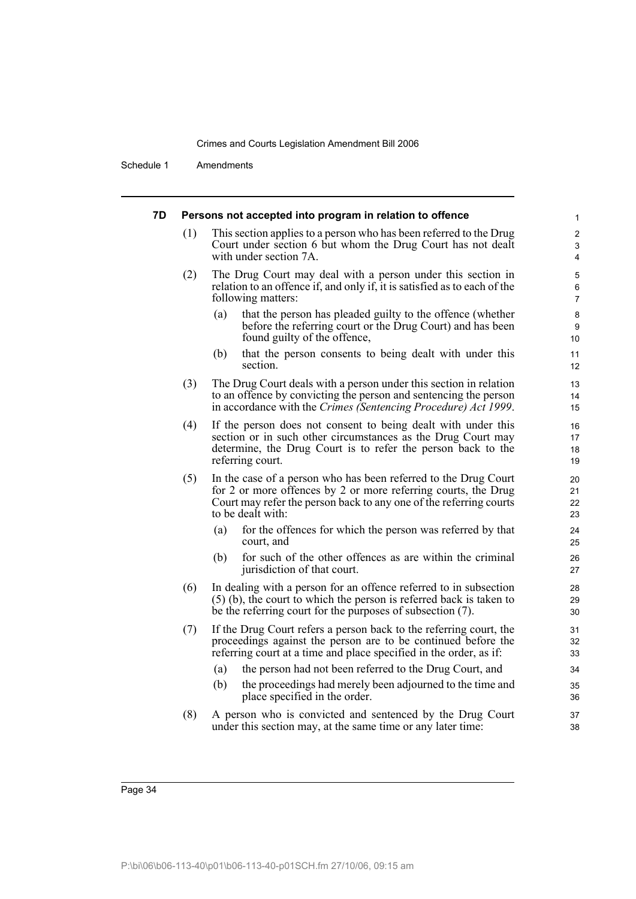#### 7D Persons not accepted into program in relation to offence

(1) This section applies to a person who has been referred to the Drug Court under section 6 but whom the Drug Court has not dealt with under section 7A.

(2) The Drug Court may deal with a person under this section in relation to an offence if, and only if, it is satisfied as to each of the following matters:

(a) that the person has pleaded guilty to the offence (whether before the referring court or the Drug Court) and has been found guilty of the offence,

(b) that the person consents to being dealt with under this section.

(3) The Drug Court deals with a person under this section in relation to an offence by convicting the person and sentencing the person in accordance with the *Crimes (Sentencing Procedure) Act 1999*.

(4) If the person does not consent to being dealt with under this section or in such other circumstances as the Drug Court may determine, the Drug Court is to refer the person back to the referring court.

(5) In the case of a person who has been referred to the Drug Court for 2 or more offences by 2 or more referring courts, the Drug Court may refer the person back to any one of the referring courts to be dealt with:

(a) for the offences for which the person was referred by that court, and

(b) for such of the other offences as are within the criminal jurisdiction of that court.

(6) In dealing with a person for an offence referred to in subsection (5) (b), the court to which the person is referred back is taken to be the referring court for the purposes of subsection (7).

(7) If the Drug Court refers a person back to the referring court, the proceedings against the person are to be continued before the referring court at a time and place specified in the order, as if:

(a) the person had not been referred to the Drug Court, and

(b) the proceedings had merely been adjourned to the time and place specified in the order.

(8) A person who is convicted and sentenced by the Drug Court under this section may, at the same time or any later time: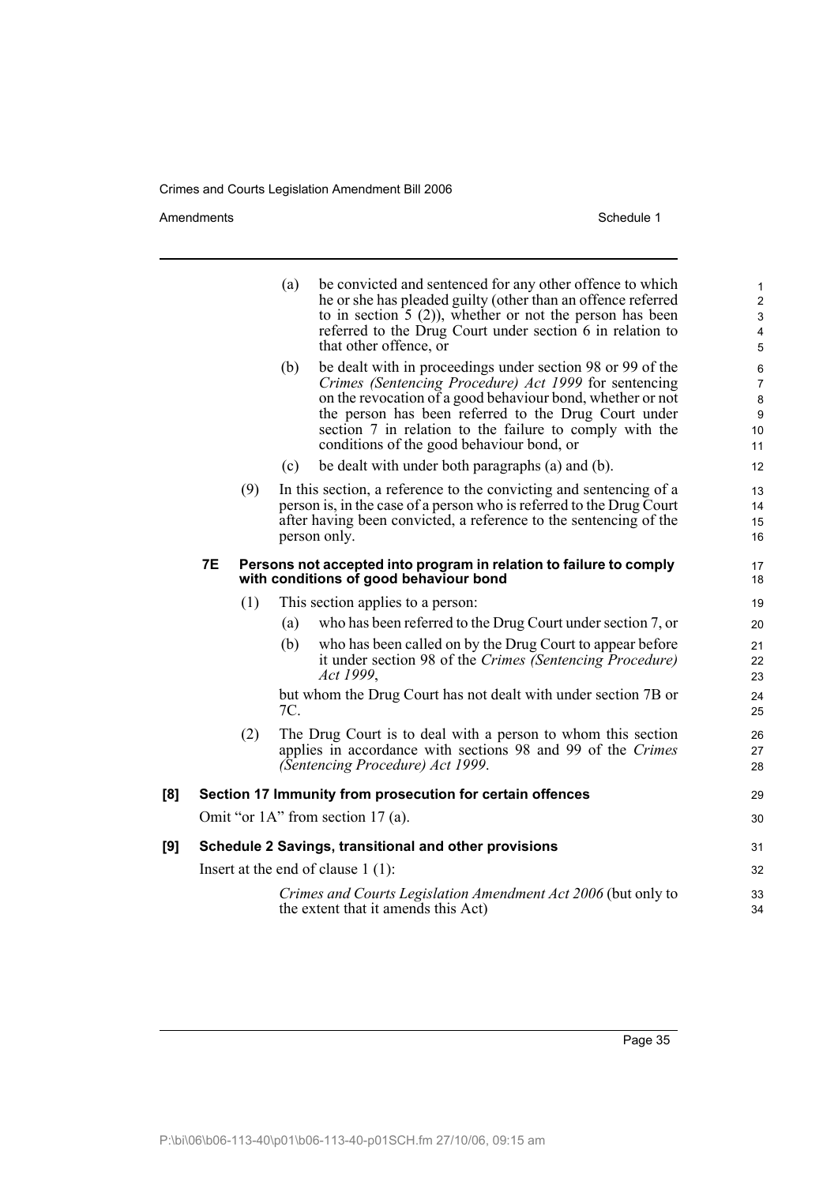(a) be convicted and sentenced for any other offence to which he or she has pleaded guilty (other than an offence referred to in section 5 (2)), whether or not the person has been referred to the Drug Court under section 6 in relation to that other offence, or

(b) be dealt with in proceedings under section 98 or 99 of the *Crimes (Sentencing Procedure) Act 1999* for sentencing on the revocation of a good behaviour bond, whether or not the person has been referred to the Drug Court under section 7 in relation to the failure to comply with the conditions of the good behaviour bond, or

(c) be dealt with under both paragraphs (a) and (b).

(9) In this section, a reference to the convicting and sentencing of a person is, in the case of a person who is referred to the Drug Court after having been convicted, a reference to the sentencing of the person only.

**7E Persons not accepted into program in relation to failure to comply with conditions of good behaviour bond**

(1) This section applies to a person:

(a) who has been referred to the Drug Court under section 7, or

(b) who has been called on by the Drug Court to appear before it under section 98 of the *Crimes (Sentencing Procedure) Act 1999*,

but whom the Drug Court has not dealt with under section 7B or 7C.

(2) The Drug Court is to deal with a person to whom this section applies in accordance with sections 98 and 99 of the *Crimes (Sentencing Procedure) Act 1999*.

**[8] Section 17 Immunity from prosecution for certain offences**

Omit "or 1A" from section 17 (a).

**[9] Schedule 2 Savings, transitional and other provisions**

Insert at the end of clause 1 (1):

*Crimes and Courts Legislation Amendment Act 2006* (but only to the extent that it amends this Act)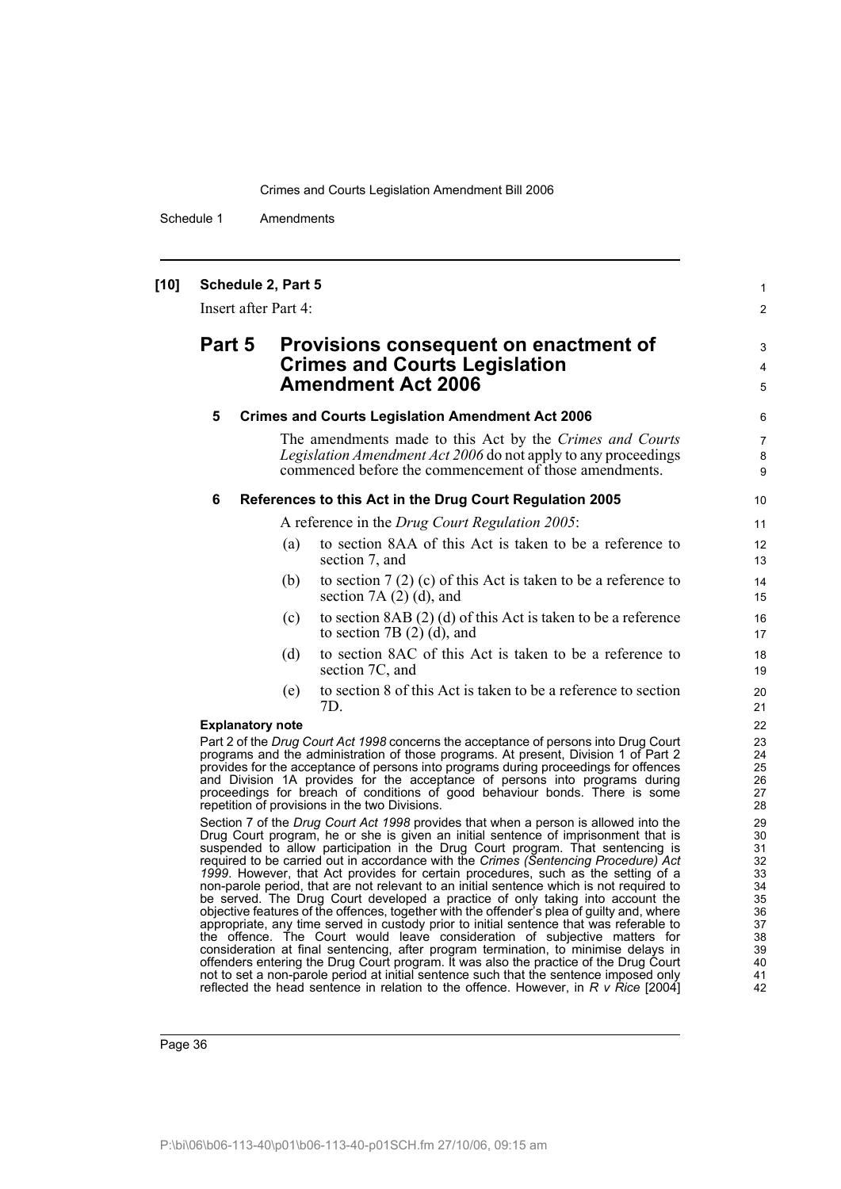**[10] Schedule 2, Part 5**

Insert after Part 4:

## Part 5 Provisions consequent on enactment of Crimes and Courts Legislation Amendment Act 2006

### 5 Crimes and Courts Legislation Amendment Act 2006

The amendments made to this Act by the *Crimes and Courts Legislation Amendment Act 2006* do not apply to any proceedings commenced before the commencement of those amendments.

### 6 References to this Act in the Drug Court Regulation 2005

A reference in the *Drug Court Regulation 2005*:

(a) to section 8AA of this Act is taken to be a reference to section 7, and

(b) to section 7 (2) (c) of this Act is taken to be a reference to section 7A (2) (d), and

(c) to section 8AB (2) (d) of this Act is taken to be a reference to section 7B (2) (d), and

(d) to section 8AC of this Act is taken to be a reference to section 7C, and

(e) to section 8 of this Act is taken to be a reference to section 7D.

**Explanatory note**

Part 2 of the *Drug Court Act 1998* concerns the acceptance of persons into Drug Court programs and the administration of those programs. At present, Division 1 of Part 2 provides for the acceptance of persons into programs during proceedings for offences and Division 1A provides for the acceptance of persons into programs during proceedings for breach of conditions of good behaviour bonds. There is some repetition of provisions in the two Divisions.

Section 7 of the *Drug Court Act 1998* provides that when a person is allowed into the Drug Court program, he or she is given an initial sentence of imprisonment that is suspended to allow participation in the Drug Court program. That sentencing is required to be carried out in accordance with the *Crimes (Sentencing Procedure) Act 1999*. However, that Act provides for certain procedures, such as the setting of a non-parole period, that are not relevant to an initial sentence which is not required to be served. The Drug Court developed a practice of only taking into account the objective features of the offences, together with the offender's plea of guilty and, where appropriate, any time served in custody prior to initial sentence that was referable to the offence. The Court would leave consideration of subjective matters for consideration at final sentencing, after program termination, to minimise delays in offenders entering the Drug Court program. It was also the practice of the Drug Court not to set a non-parole period at initial sentence such that the sentence imposed only reflected the head sentence in relation to the offence. However, in *R v Rice* [2004]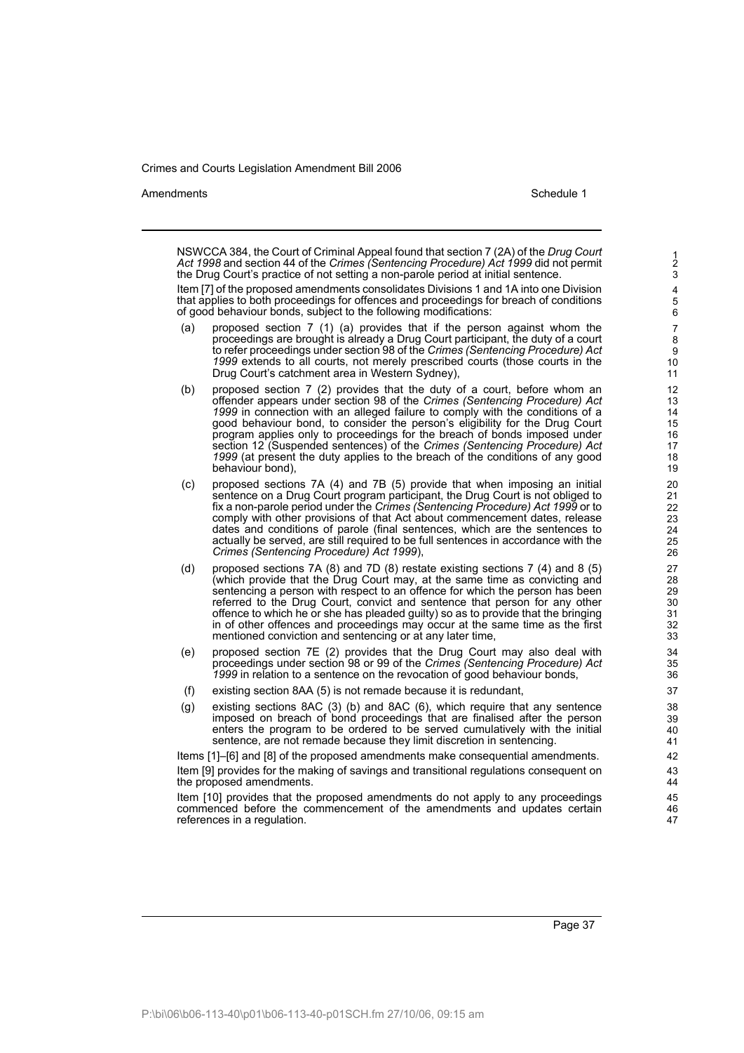NSWCCA 384, the Court of Criminal Appeal found that section 7 (2A) of the *Drug Court Act 1998* and section 44 of the *Crimes (Sentencing Procedure) Act 1999* did not permit the Drug Court's practice of not setting a non-parole period at initial sentence.

Item [7] of the proposed amendments consolidates Divisions 1 and 1A into one Division that applies to both proceedings for offences and proceedings for breach of conditions of good behaviour bonds, subject to the following modifications:

(a) proposed section 7 (1) (a) provides that if the person against whom the proceedings are brought is already a Drug Court participant, the duty of a court to refer proceedings under section 98 of the *Crimes (Sentencing Procedure) Act 1999* extends to all courts, not merely prescribed courts (those courts in the Drug Court's catchment area in Western Sydney),

(b) proposed section 7 (2) provides that the duty of a court, before whom an offender appears under section 98 of the *Crimes (Sentencing Procedure) Act 1999* in connection with an alleged failure to comply with the conditions of a good behaviour bond, to consider the person's eligibility for the Drug Court program applies only to proceedings for the breach of bonds imposed under section 12 (Suspended sentences) of the *Crimes (Sentencing Procedure) Act 1999* (at present the duty applies to the breach of the conditions of any good behaviour bond),

(c) proposed sections 7A (4) and 7B (5) provide that when imposing an initial sentence on a Drug Court program participant, the Drug Court is not obliged to fix a non-parole period under the *Crimes (Sentencing Procedure) Act 1999* or to comply with other provisions of that Act about commencement dates, release dates and conditions of parole (final sentences, which are the sentences to actually be served, are still required to be full sentences in accordance with the *Crimes (Sentencing Procedure) Act 1999*),

(d) proposed sections 7A (8) and 7D (8) restate existing sections 7 (4) and 8 (5) (which provide that the Drug Court may, at the same time as convicting and sentencing a person with respect to an offence for which the person has been referred to the Drug Court, convict and sentence that person for any other offence to which he or she has pleaded guilty) so as to provide that the bringing in of other offences and proceedings may occur at the same time as the first mentioned conviction and sentencing or at any later time,

(e) proposed section 7E (2) provides that the Drug Court may also deal with proceedings under section 98 or 99 of the *Crimes (Sentencing Procedure) Act 1999* in relation to a sentence on the revocation of good behaviour bonds,

(f) existing section 8AA (5) is not remade because it is redundant,

(g) existing sections 8AC (3) (b) and 8AC (6), which require that any sentence imposed on breach of bond proceedings that are finalised after the person enters the program to be ordered to be served cumulatively with the initial sentence, are not remade because they limit discretion in sentencing.

Items [1]–[6] and [8] of the proposed amendments make consequential amendments.

Item [9] provides for the making of savings and transitional regulations consequent on the proposed amendments.

Item [10] provides that the proposed amendments do not apply to any proceedings commenced before the commencement of the amendments and updates certain references in a regulation.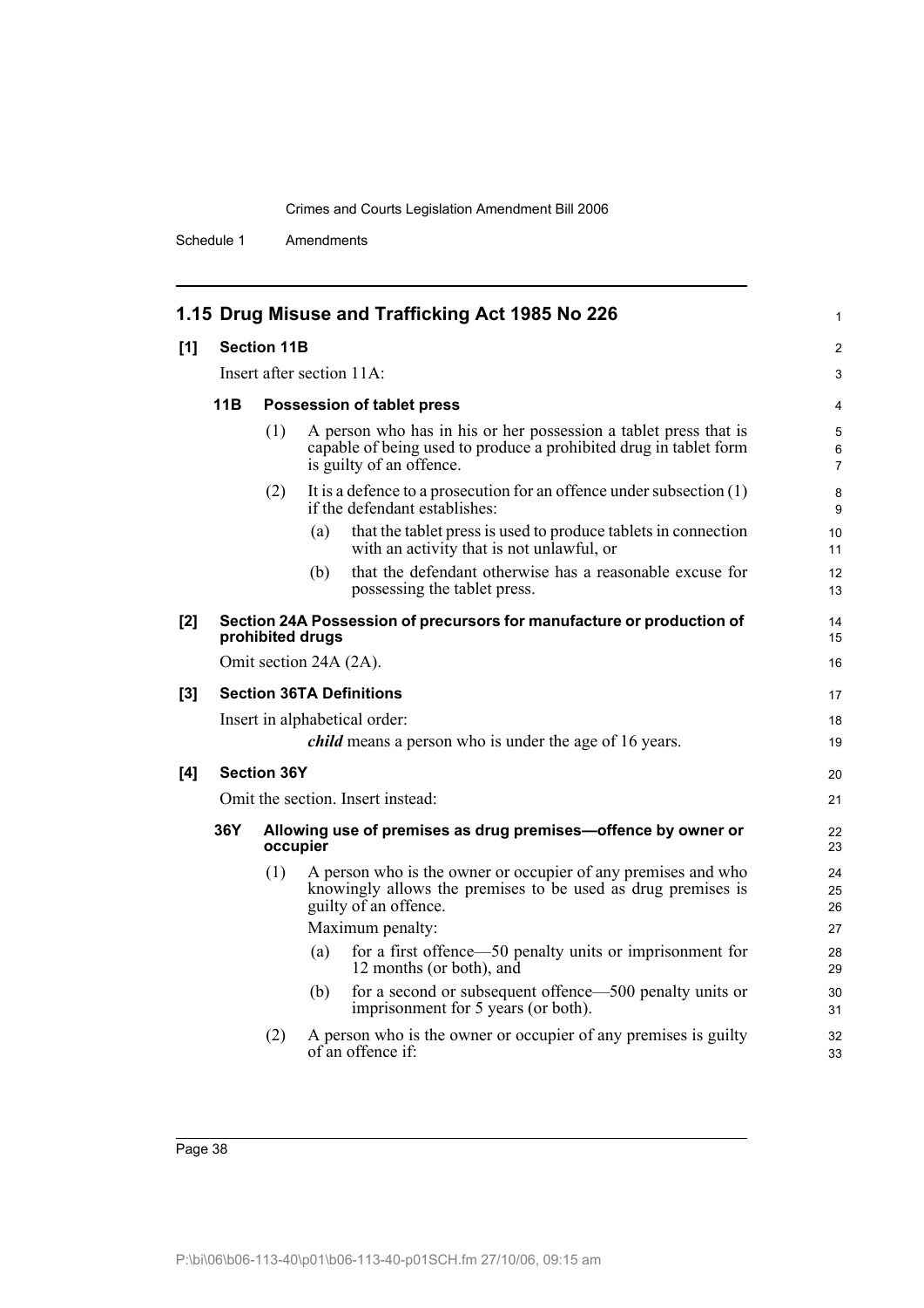## 1.15 Drug Misuse and Trafficking Act 1985 No 226

**[1] Section 11B**

Insert after section 11A:

### 11B Possession of tablet press

(1) A person who has in his or her possession a tablet press that is capable of being used to produce a prohibited drug in tablet form is guilty of an offence.

(2) It is a defence to a prosecution for an offence under subsection (1) if the defendant establishes:

- (a) that the tablet press is used to produce tablets in connection with an activity that is not unlawful, or
- (b) that the defendant otherwise has a reasonable excuse for possessing the tablet press.

**[2] Section 24A Possession of precursors for manufacture or production of prohibited drugs**

Omit section 24A (2A).

**[3] Section 36TA Definitions**

Insert in alphabetical order:

***child*** means a person who is under the age of 16 years.

**[4] Section 36Y**

Omit the section. Insert instead:

### 36Y Allowing use of premises as drug premises—offence by owner or occupier

(1) A person who is the owner or occupier of any premises and who knowingly allows the premises to be used as drug premises is guilty of an offence.

Maximum penalty:

- (a) for a first offence—50 penalty units or imprisonment for 12 months (or both), and
- (b) for a second or subsequent offence—500 penalty units or imprisonment for 5 years (or both).

(2) A person who is the owner or occupier of any premises is guilty of an offence if: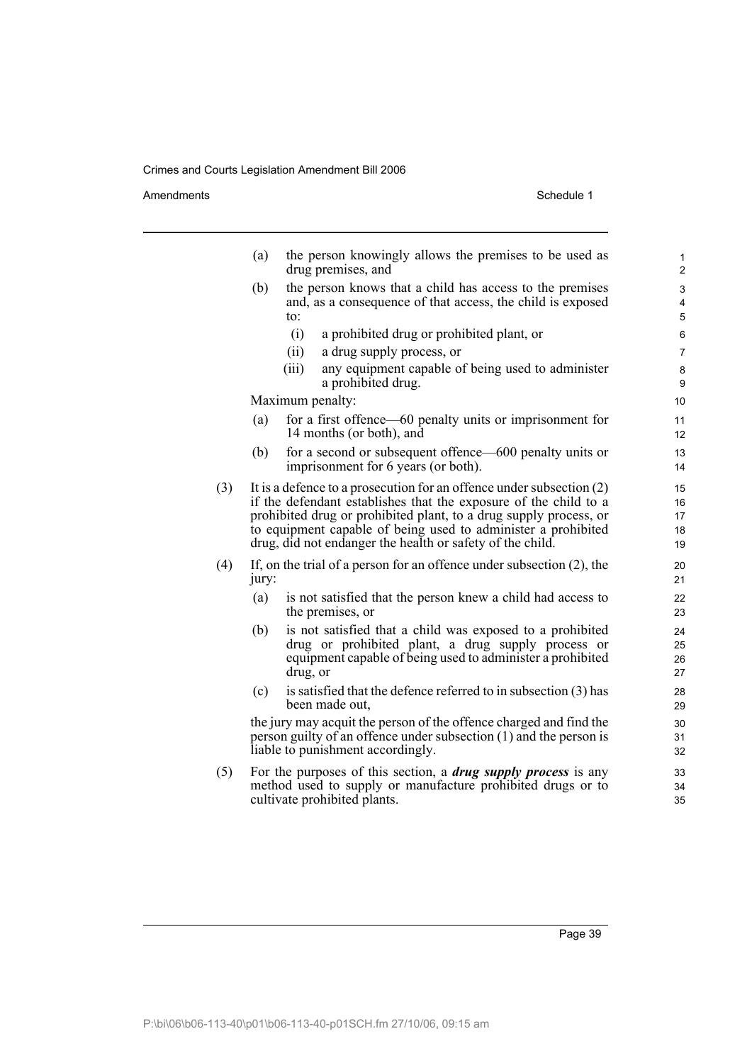(a) the person knowingly allows the premises to be used as drug premises, and

(b) the person knows that a child has access to the premises and, as a consequence of that access, the child is exposed to:

  (i) a prohibited drug or prohibited plant, or

  (ii) a drug supply process, or

  (iii) any equipment capable of being used to administer a prohibited drug.

Maximum penalty:

(a) for a first offence—60 penalty units or imprisonment for 14 months (or both), and

(b) for a second or subsequent offence—600 penalty units or imprisonment for 6 years (or both).

(3) It is a defence to a prosecution for an offence under subsection (2) if the defendant establishes that the exposure of the child to a prohibited drug or prohibited plant, to a drug supply process, or to equipment capable of being used to administer a prohibited drug, did not endanger the health or safety of the child.

(4) If, on the trial of a person for an offence under subsection (2), the jury:

(a) is not satisfied that the person knew a child had access to the premises, or

(b) is not satisfied that a child was exposed to a prohibited drug or prohibited plant, a drug supply process or equipment capable of being used to administer a prohibited drug, or

(c) is satisfied that the defence referred to in subsection (3) has been made out,

the jury may acquit the person of the offence charged and find the person guilty of an offence under subsection (1) and the person is liable to punishment accordingly.

(5) For the purposes of this section, a ***drug supply process*** is any method used to supply or manufacture prohibited drugs or to cultivate prohibited plants.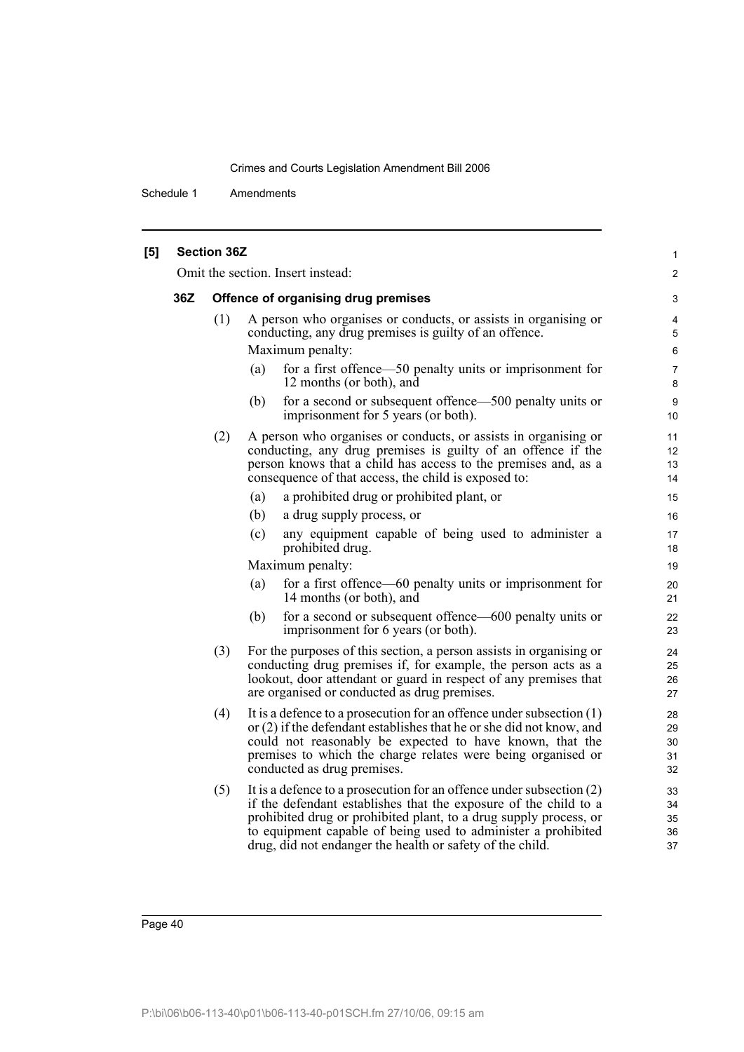**[5] Section 36Z**

Omit the section. Insert instead:

**36Z Offence of organising drug premises**

(1) A person who organises or conducts, or assists in organising or conducting, any drug premises is guilty of an offence.

Maximum penalty:

(a) for a first offence—50 penalty units or imprisonment for 12 months (or both), and

(b) for a second or subsequent offence—500 penalty units or imprisonment for 5 years (or both).

(2) A person who organises or conducts, or assists in organising or conducting, any drug premises is guilty of an offence if the person knows that a child has access to the premises and, as a consequence of that access, the child is exposed to:

(a) a prohibited drug or prohibited plant, or

(b) a drug supply process, or

(c) any equipment capable of being used to administer a prohibited drug.

Maximum penalty:

(a) for a first offence—60 penalty units or imprisonment for 14 months (or both), and

(b) for a second or subsequent offence—600 penalty units or imprisonment for 6 years (or both).

(3) For the purposes of this section, a person assists in organising or conducting drug premises if, for example, the person acts as a lookout, door attendant or guard in respect of any premises that are organised or conducted as drug premises.

(4) It is a defence to a prosecution for an offence under subsection (1) or (2) if the defendant establishes that he or she did not know, and could not reasonably be expected to have known, that the premises to which the charge relates were being organised or conducted as drug premises.

(5) It is a defence to a prosecution for an offence under subsection (2) if the defendant establishes that the exposure of the child to a prohibited drug or prohibited plant, to a drug supply process, or to equipment capable of being used to administer a prohibited drug, did not endanger the health or safety of the child.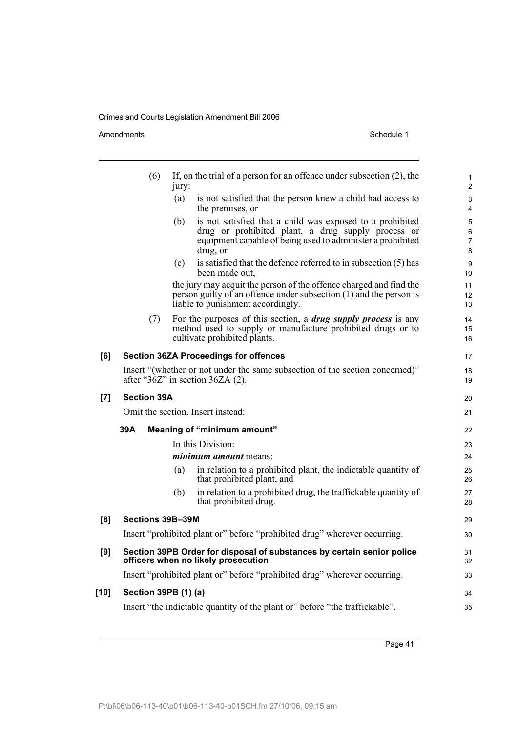(6) If, on the trial of a person for an offence under subsection (2), the jury:

(a) is not satisfied that the person knew a child had access to the premises, or

(b) is not satisfied that a child was exposed to a prohibited drug or prohibited plant, a drug supply process or equipment capable of being used to administer a prohibited drug, or

(c) is satisfied that the defence referred to in subsection (5) has been made out,

the jury may acquit the person of the offence charged and find the person guilty of an offence under subsection (1) and the person is liable to punishment accordingly.

(7) For the purposes of this section, a ***drug supply process*** is any method used to supply or manufacture prohibited drugs or to cultivate prohibited plants.

**[6] Section 36ZA Proceedings for offences**

Insert "(whether or not under the same subsection of the section concerned)" after "36Z" in section 36ZA (2).

**[7] Section 39A**

Omit the section. Insert instead:

**39A Meaning of "minimum amount"**

In this Division:

***minimum amount*** means:

(a) in relation to a prohibited plant, the indictable quantity of that prohibited plant, and

(b) in relation to a prohibited drug, the traffickable quantity of that prohibited drug.

**[8] Sections 39B–39M**

Insert "prohibited plant or" before "prohibited drug" wherever occurring.

**[9] Section 39PB Order for disposal of substances by certain senior police officers when no likely prosecution**

Insert "prohibited plant or" before "prohibited drug" wherever occurring.

**[10] Section 39PB (1) (a)**

Insert "the indictable quantity of the plant or" before "the traffickable".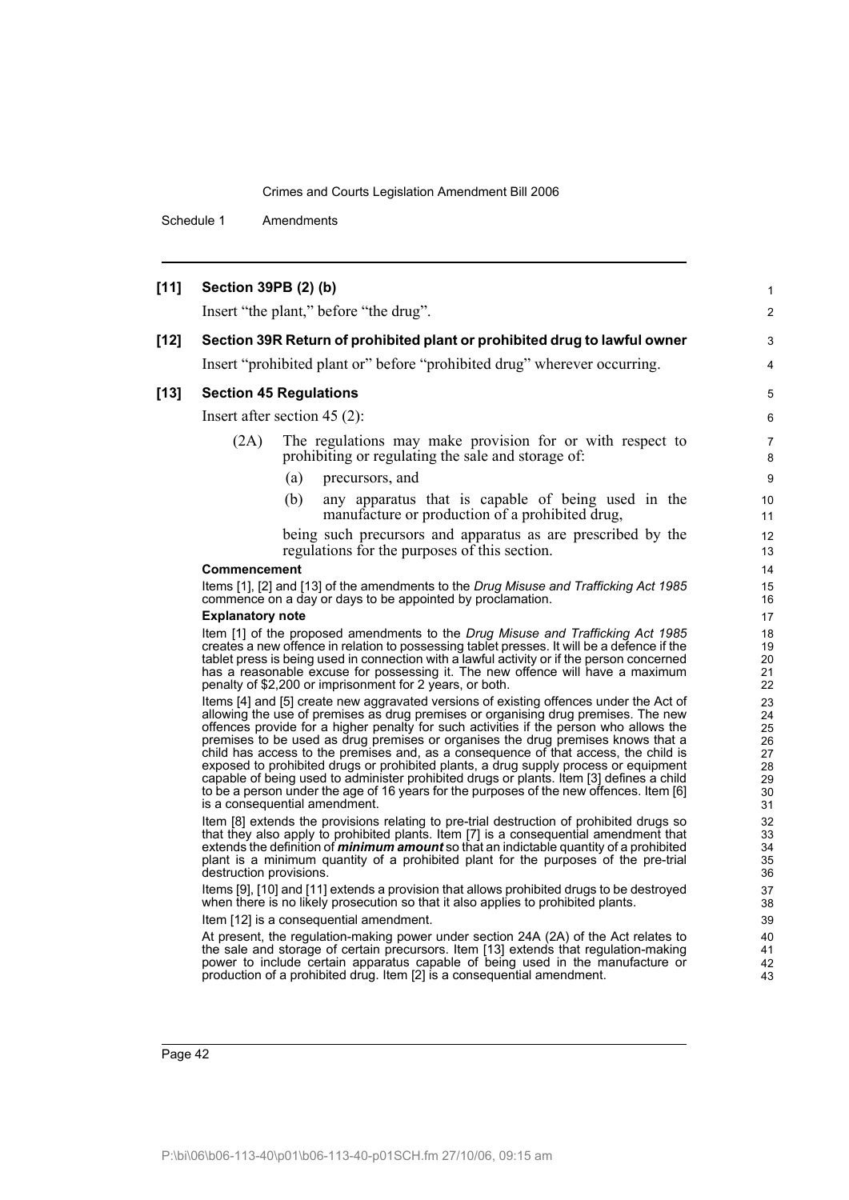**[11] Section 39PB (2) (b)**

Insert "the plant," before "the drug".

**[12] Section 39R Return of prohibited plant or prohibited drug to lawful owner**

Insert "prohibited plant or" before "prohibited drug" wherever occurring.

**[13] Section 45 Regulations**

Insert after section 45 (2):

> (2A) The regulations may make provision for or with respect to prohibiting or regulating the sale and storage of:
>
> (a) precursors, and
>
> (b) any apparatus that is capable of being used in the manufacture or production of a prohibited drug,
>
> being such precursors and apparatus as are prescribed by the regulations for the purposes of this section.

**Commencement**

Items [1], [2] and [13] of the amendments to the *Drug Misuse and Trafficking Act 1985* commence on a day or days to be appointed by proclamation.

**Explanatory note**

Item [1] of the proposed amendments to the *Drug Misuse and Trafficking Act 1985* creates a new offence in relation to possessing tablet presses. It will be a defence if the tablet press is being used in connection with a lawful activity or if the person concerned has a reasonable excuse for possessing it. The new offence will have a maximum penalty of $2,200 or imprisonment for 2 years, or both.

Items [4] and [5] create new aggravated versions of existing offences under the Act of allowing the use of premises as drug premises or organising drug premises. The new offences provide for a higher penalty for such activities if the person who allows the premises to be used as drug premises or organises the drug premises knows that a child has access to the premises and, as a consequence of that access, the child is exposed to prohibited drugs or prohibited plants, a drug supply process or equipment capable of being used to administer prohibited drugs or plants. Item [3] defines a child to be a person under the age of 16 years for the purposes of the new offences. Item [6] is a consequential amendment.

Item [8] extends the provisions relating to pre-trial destruction of prohibited drugs so that they also apply to prohibited plants. Item [7] is a consequential amendment that extends the definition of ***minimum amount*** so that an indictable quantity of a prohibited plant is a minimum quantity of a prohibited plant for the purposes of the pre-trial destruction provisions.

Items [9], [10] and [11] extends a provision that allows prohibited drugs to be destroyed when there is no likely prosecution so that it also applies to prohibited plants.

Item [12] is a consequential amendment.

At present, the regulation-making power under section 24A (2A) of the Act relates to the sale and storage of certain precursors. Item [13] extends that regulation-making power to include certain apparatus capable of being used in the manufacture or production of a prohibited drug. Item [2] is a consequential amendment.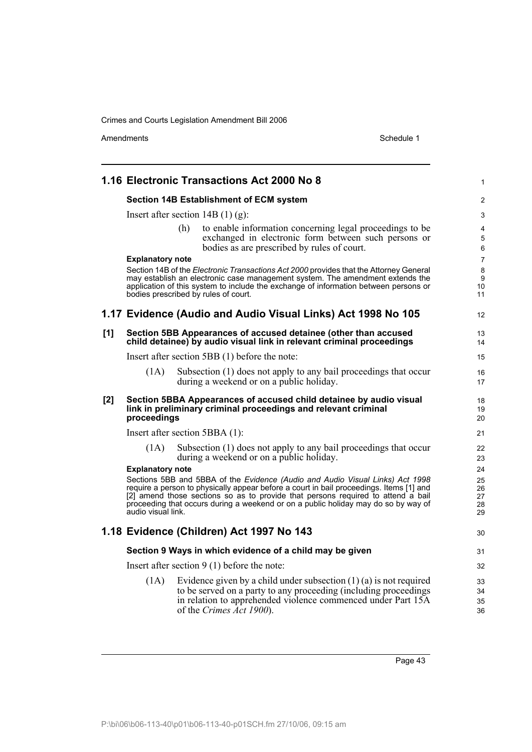## 1.16 Electronic Transactions Act 2000 No 8

### Section 14B Establishment of ECM system

Insert after section 14B (1) (g):

(h) to enable information concerning legal proceedings to be exchanged in electronic form between such persons or bodies as are prescribed by rules of court.

**Explanatory note**

Section 14B of the *Electronic Transactions Act 2000* provides that the Attorney General may establish an electronic case management system. The amendment extends the application of this system to include the exchange of information between persons or bodies prescribed by rules of court.

## 1.17 Evidence (Audio and Audio Visual Links) Act 1998 No 105

### [1] Section 5BB Appearances of accused detainee (other than accused child detainee) by audio visual link in relevant criminal proceedings

Insert after section 5BB (1) before the note:

(1A) Subsection (1) does not apply to any bail proceedings that occur during a weekend or on a public holiday.

### [2] Section 5BBA Appearances of accused child detainee by audio visual link in preliminary criminal proceedings and relevant criminal proceedings

Insert after section 5BBA (1):

(1A) Subsection (1) does not apply to any bail proceedings that occur during a weekend or on a public holiday.

**Explanatory note**

Sections 5BB and 5BBA of the *Evidence (Audio and Audio Visual Links) Act 1998* require a person to physically appear before a court in bail proceedings. Items [1] and [2] amend those sections so as to provide that persons required to attend a bail proceeding that occurs during a weekend or on a public holiday may do so by way of audio visual link.

## 1.18 Evidence (Children) Act 1997 No 143

### Section 9 Ways in which evidence of a child may be given

Insert after section 9 (1) before the note:

(1A) Evidence given by a child under subsection (1) (a) is not required to be served on a party to any proceeding (including proceedings in relation to apprehended violence commenced under Part 15A of the *Crimes Act 1900*).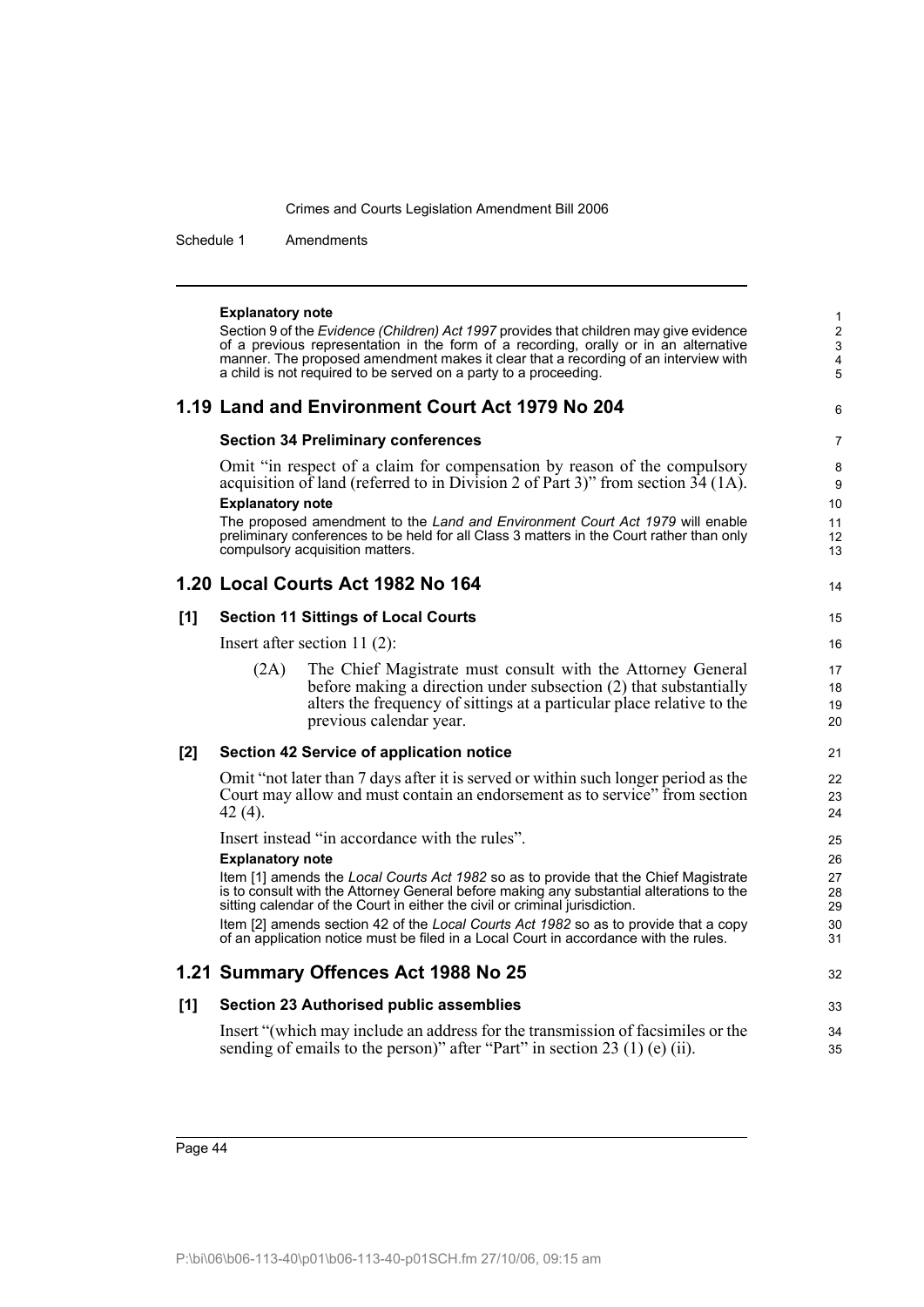**Explanatory note**

Section 9 of the *Evidence (Children) Act 1997* provides that children may give evidence of a previous representation in the form of a recording, orally or in an alternative manner. The proposed amendment makes it clear that a recording of an interview with a child is not required to be served on a party to a proceeding.

## 1.19 Land and Environment Court Act 1979 No 204

### Section 34 Preliminary conferences

Omit "in respect of a claim for compensation by reason of the compulsory acquisition of land (referred to in Division 2 of Part 3)" from section 34 (1A).

**Explanatory note**

The proposed amendment to the *Land and Environment Court Act 1979* will enable preliminary conferences to be held for all Class 3 matters in the Court rather than only compulsory acquisition matters.

## 1.20 Local Courts Act 1982 No 164

### [1] Section 11 Sittings of Local Courts

Insert after section 11 (2):

> (2A) The Chief Magistrate must consult with the Attorney General before making a direction under subsection (2) that substantially alters the frequency of sittings at a particular place relative to the previous calendar year.

### [2] Section 42 Service of application notice

Omit "not later than 7 days after it is served or within such longer period as the Court may allow and must contain an endorsement as to service" from section 42 (4).

Insert instead "in accordance with the rules".

**Explanatory note**

Item [1] amends the *Local Courts Act 1982* so as to provide that the Chief Magistrate is to consult with the Attorney General before making any substantial alterations to the sitting calendar of the Court in either the civil or criminal jurisdiction.

Item [2] amends section 42 of the *Local Courts Act 1982* so as to provide that a copy of an application notice must be filed in a Local Court in accordance with the rules.

## 1.21 Summary Offences Act 1988 No 25

### [1] Section 23 Authorised public assemblies

Insert "(which may include an address for the transmission of facsimiles or the sending of emails to the person)" after "Part" in section 23 (1) (e) (ii).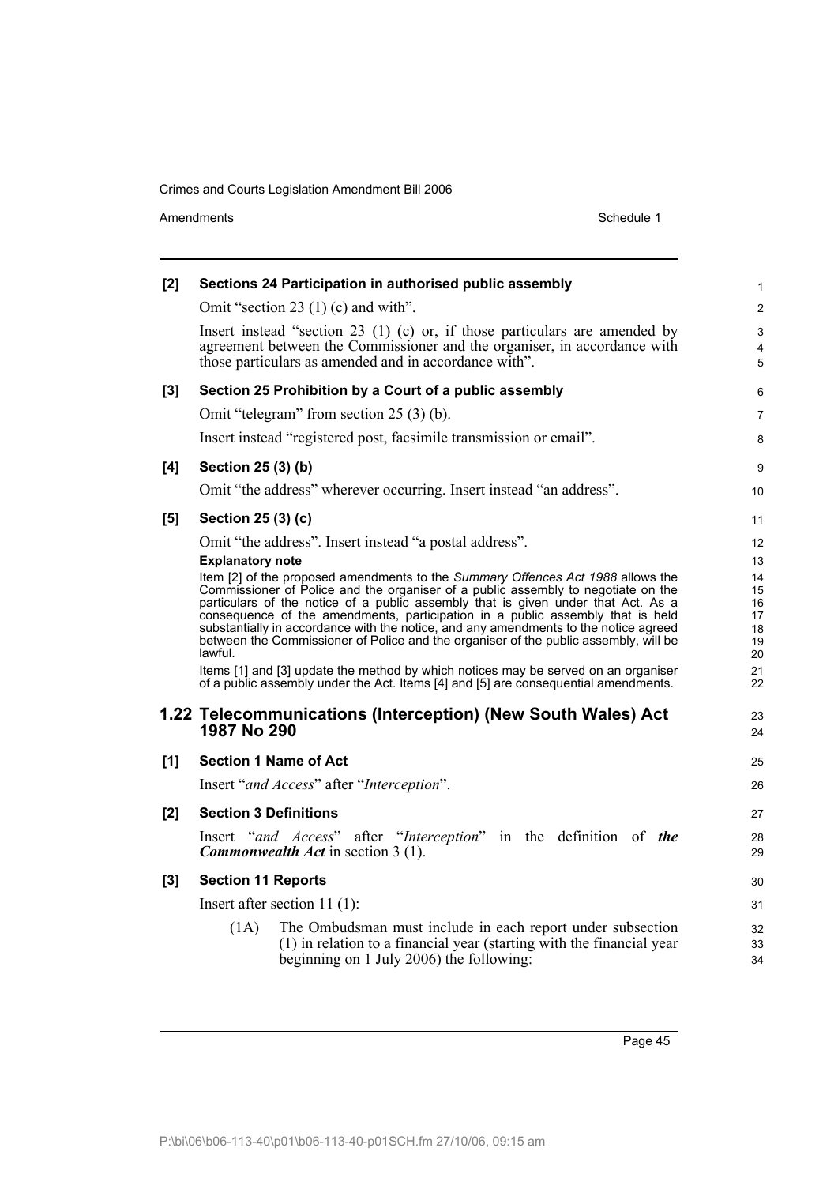**[2] Sections 24 Participation in authorised public assembly**

Omit "section 23 (1) (c) and with".

Insert instead "section 23 (1) (c) or, if those particulars are amended by agreement between the Commissioner and the organiser, in accordance with those particulars as amended and in accordance with".

**[3] Section 25 Prohibition by a Court of a public assembly**

Omit "telegram" from section 25 (3) (b).

Insert instead "registered post, facsimile transmission or email".

**[4] Section 25 (3) (b)**

Omit "the address" wherever occurring. Insert instead "an address".

**[5] Section 25 (3) (c)**

Omit "the address". Insert instead "a postal address".

**Explanatory note**

Item [2] of the proposed amendments to the *Summary Offences Act 1988* allows the Commissioner of Police and the organiser of a public assembly to negotiate on the particulars of the notice of a public assembly that is given under that Act. As a consequence of the amendments, participation in a public assembly that is held substantially in accordance with the notice, and any amendments to the notice agreed between the Commissioner of Police and the organiser of the public assembly, will be lawful.

Items [1] and [3] update the method by which notices may be served on an organiser of a public assembly under the Act. Items [4] and [5] are consequential amendments.

## 1.22 Telecommunications (Interception) (New South Wales) Act 1987 No 290

**[1] Section 1 Name of Act**

Insert "*and Access*" after "*Interception*".

**[2] Section 3 Definitions**

Insert "*and Access*" after "*Interception*" in the definition of ***the Commonwealth Act*** in section 3 (1).

**[3] Section 11 Reports**

Insert after section 11 (1):

(1A) The Ombudsman must include in each report under subsection (1) in relation to a financial year (starting with the financial year beginning on 1 July 2006) the following: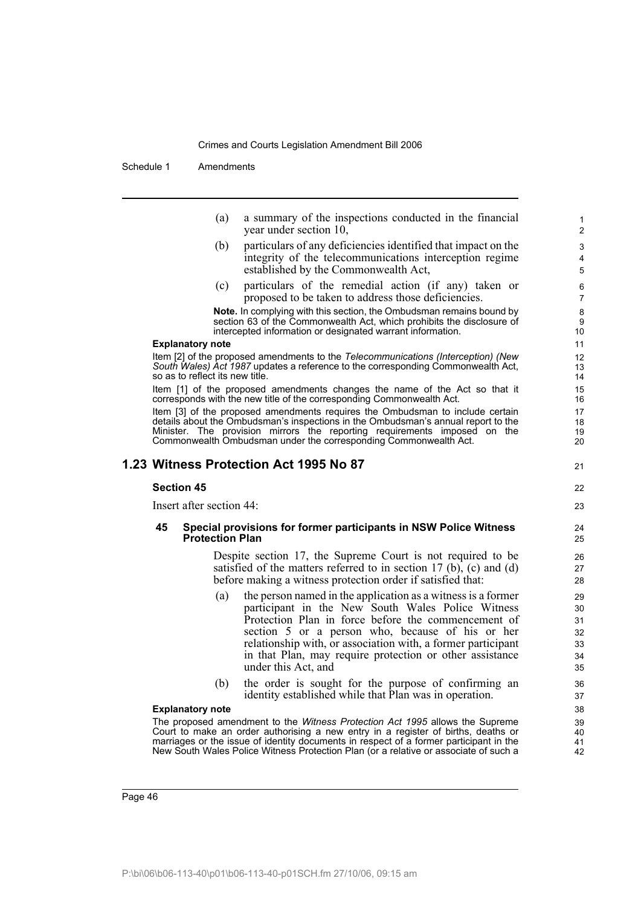(a) a summary of the inspections conducted in the financial year under section 10,

(b) particulars of any deficiencies identified that impact on the integrity of the telecommunications interception regime established by the Commonwealth Act,

(c) particulars of the remedial action (if any) taken or proposed to be taken to address those deficiencies.

**Note.** In complying with this section, the Ombudsman remains bound by section 63 of the Commonwealth Act, which prohibits the disclosure of intercepted information or designated warrant information.

**Explanatory note**

Item [2] of the proposed amendments to the *Telecommunications (Interception) (New South Wales) Act 1987* updates a reference to the corresponding Commonwealth Act, so as to reflect its new title.

Item [1] of the proposed amendments changes the name of the Act so that it corresponds with the new title of the corresponding Commonwealth Act.

Item [3] of the proposed amendments requires the Ombudsman to include certain details about the Ombudsman's inspections in the Ombudsman's annual report to the Minister. The provision mirrors the reporting requirements imposed on the Commonwealth Ombudsman under the corresponding Commonwealth Act.

## 1.23 Witness Protection Act 1995 No 87

### Section 45

Insert after section 44:

#### 45 Special provisions for former participants in NSW Police Witness Protection Plan

Despite section 17, the Supreme Court is not required to be satisfied of the matters referred to in section 17 (b), (c) and (d) before making a witness protection order if satisfied that:

(a) the person named in the application as a witness is a former participant in the New South Wales Police Witness Protection Plan in force before the commencement of section 5 or a person who, because of his or her relationship with, or association with, a former participant in that Plan, may require protection or other assistance under this Act, and

(b) the order is sought for the purpose of confirming an identity established while that Plan was in operation.

**Explanatory note**

The proposed amendment to the *Witness Protection Act 1995* allows the Supreme Court to make an order authorising a new entry in a register of births, deaths or marriages or the issue of identity documents in respect of a former participant in the New South Wales Police Witness Protection Plan (or a relative or associate of such a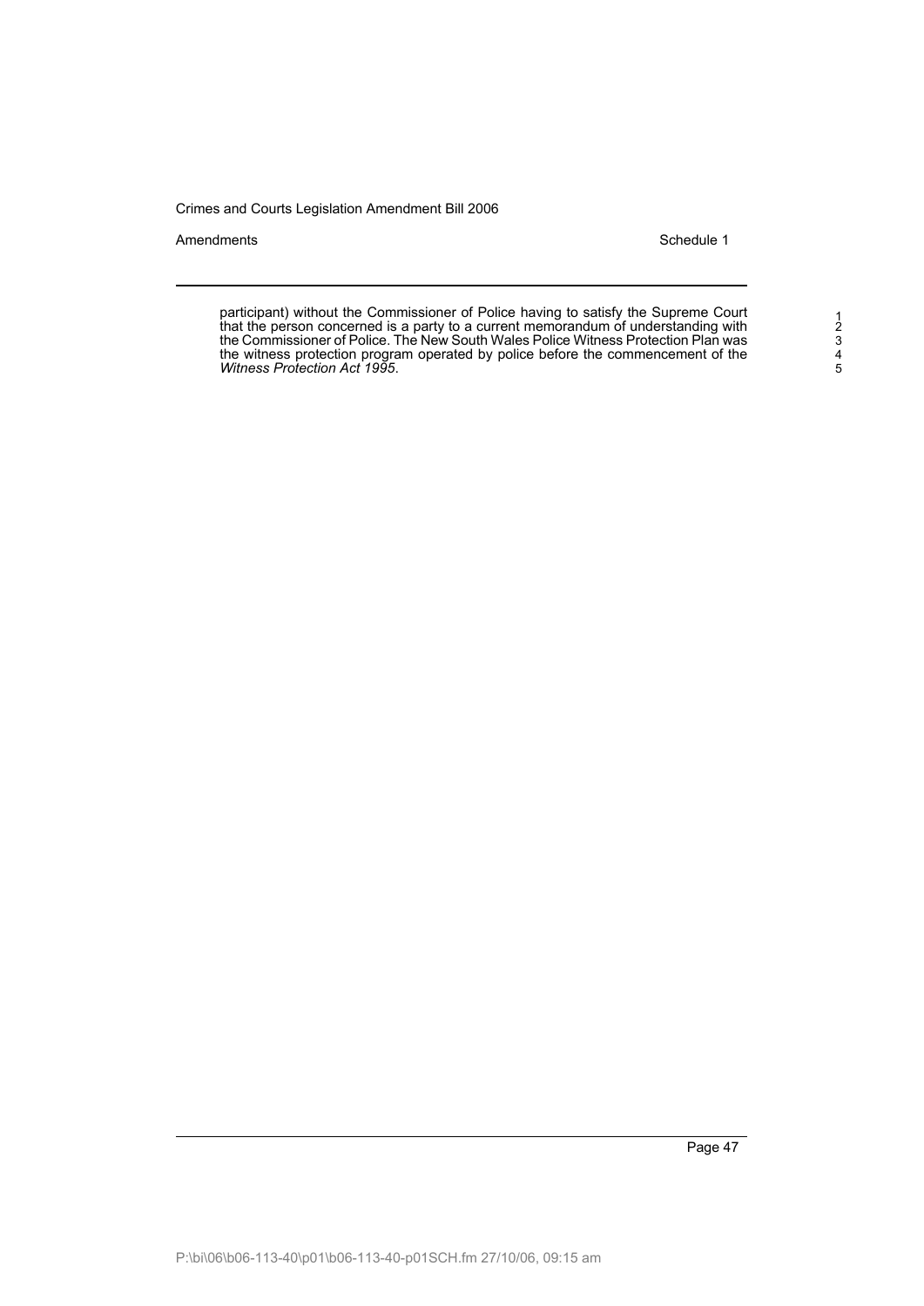participant) without the Commissioner of Police having to satisfy the Supreme Court that the person concerned is a party to a current memorandum of understanding with the Commissioner of Police. The New South Wales Police Witness Protection Plan was the witness protection program operated by police before the commencement of the *Witness Protection Act 1995*.